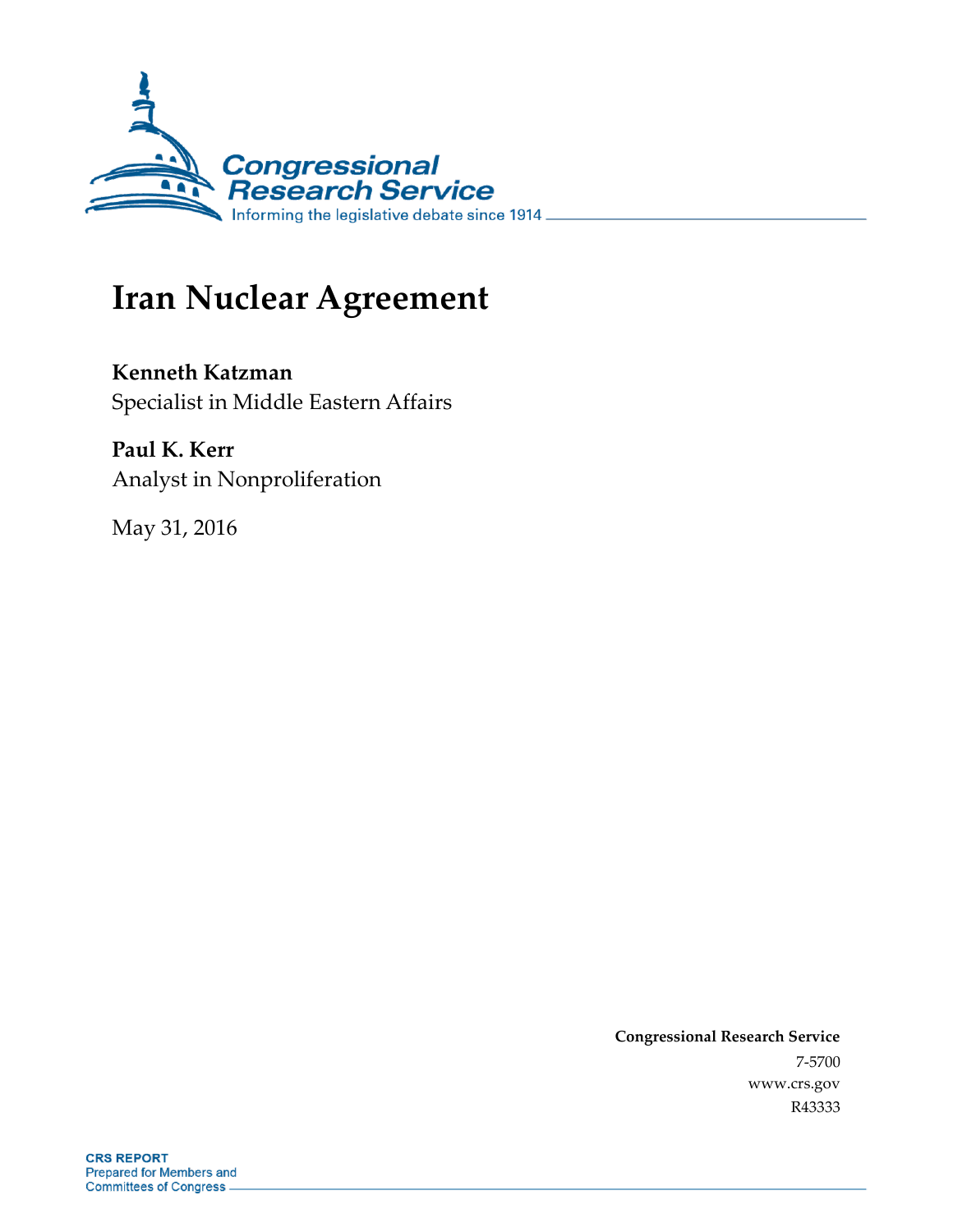Congressional Research Service

Informing the legislative debate since 1914

# Iran Nuclear Agreement

**Kenneth Katzman**
Specialist in Middle Eastern Affairs

**Paul K. Kerr**
Analyst in Nonproliferation

May 31, 2016

**Congressional Research Service**
7-5700
www.crs.gov
R43333

**CRS REPORT**
Prepared for Members and
Committees of Congress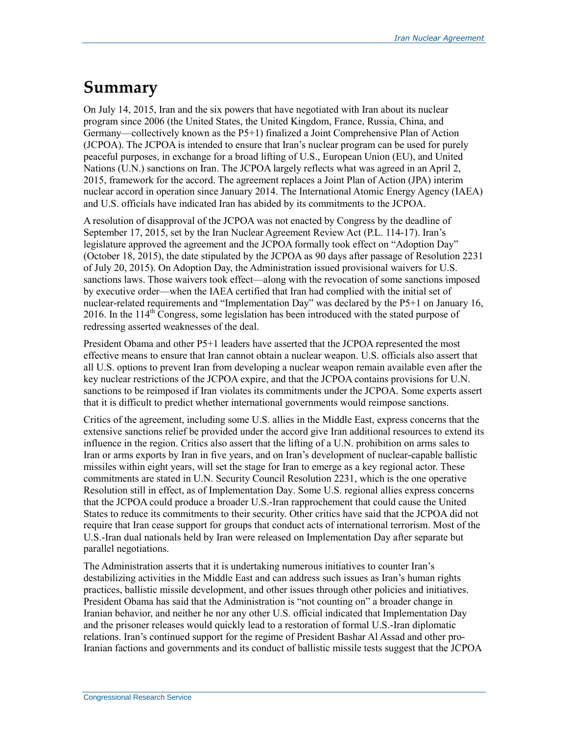# Summary

On July 14, 2015, Iran and the six powers that have negotiated with Iran about its nuclear program since 2006 (the United States, the United Kingdom, France, Russia, China, and Germany—collectively known as the P5+1) finalized a Joint Comprehensive Plan of Action (JCPOA). The JCPOA is intended to ensure that Iran's nuclear program can be used for purely peaceful purposes, in exchange for a broad lifting of U.S., European Union (EU), and United Nations (U.N.) sanctions on Iran. The JCPOA largely reflects what was agreed in an April 2, 2015, framework for the accord. The agreement replaces a Joint Plan of Action (JPA) interim nuclear accord in operation since January 2014. The International Atomic Energy Agency (IAEA) and U.S. officials have indicated Iran has abided by its commitments to the JCPOA.

A resolution of disapproval of the JCPOA was not enacted by Congress by the deadline of September 17, 2015, set by the Iran Nuclear Agreement Review Act (P.L. 114-17). Iran's legislature approved the agreement and the JCPOA formally took effect on "Adoption Day" (October 18, 2015), the date stipulated by the JCPOA as 90 days after passage of Resolution 2231 of July 20, 2015). On Adoption Day, the Administration issued provisional waivers for U.S. sanctions laws. Those waivers took effect—along with the revocation of some sanctions imposed by executive order—when the IAEA certified that Iran had complied with the initial set of nuclear-related requirements and "Implementation Day" was declared by the P5+1 on January 16, 2016. In the 114th Congress, some legislation has been introduced with the stated purpose of redressing asserted weaknesses of the deal.

President Obama and other P5+1 leaders have asserted that the JCPOA represented the most effective means to ensure that Iran cannot obtain a nuclear weapon. U.S. officials also assert that all U.S. options to prevent Iran from developing a nuclear weapon remain available even after the key nuclear restrictions of the JCPOA expire, and that the JCPOA contains provisions for U.N. sanctions to be reimposed if Iran violates its commitments under the JCPOA. Some experts assert that it is difficult to predict whether international governments would reimpose sanctions.

Critics of the agreement, including some U.S. allies in the Middle East, express concerns that the extensive sanctions relief be provided under the accord give Iran additional resources to extend its influence in the region. Critics also assert that the lifting of a U.N. prohibition on arms sales to Iran or arms exports by Iran in five years, and on Iran's development of nuclear-capable ballistic missiles within eight years, will set the stage for Iran to emerge as a key regional actor. These commitments are stated in U.N. Security Council Resolution 2231, which is the one operative Resolution still in effect, as of Implementation Day. Some U.S. regional allies express concerns that the JCPOA could produce a broader U.S.-Iran rapprochement that could cause the United States to reduce its commitments to their security. Other critics have said that the JCPOA did not require that Iran cease support for groups that conduct acts of international terrorism. Most of the U.S.-Iran dual nationals held by Iran were released on Implementation Day after separate but parallel negotiations.

The Administration asserts that it is undertaking numerous initiatives to counter Iran's destabilizing activities in the Middle East and can address such issues as Iran's human rights practices, ballistic missile development, and other issues through other policies and initiatives. President Obama has said that the Administration is "not counting on" a broader change in Iranian behavior, and neither he nor any other U.S. official indicated that Implementation Day and the prisoner releases would quickly lead to a restoration of formal U.S.-Iran diplomatic relations. Iran's continued support for the regime of President Bashar Al Assad and other pro-Iranian factions and governments and its conduct of ballistic missile tests suggest that the JCPOA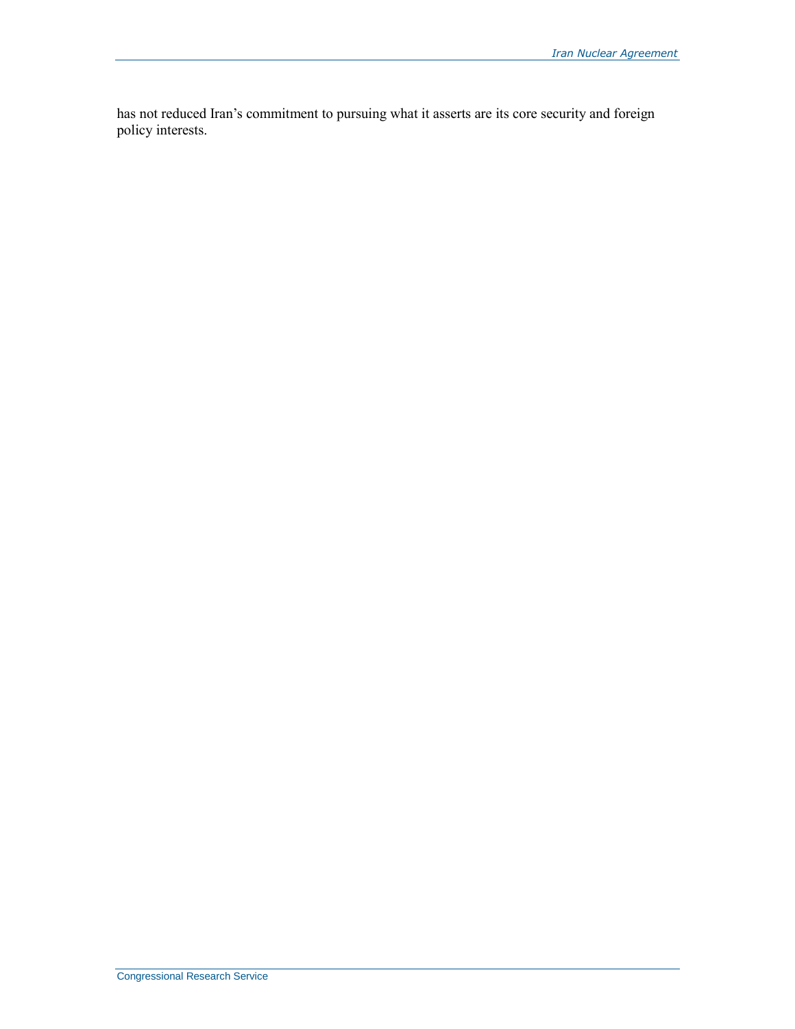has not reduced Iran's commitment to pursuing what it asserts are its core security and foreign policy interests.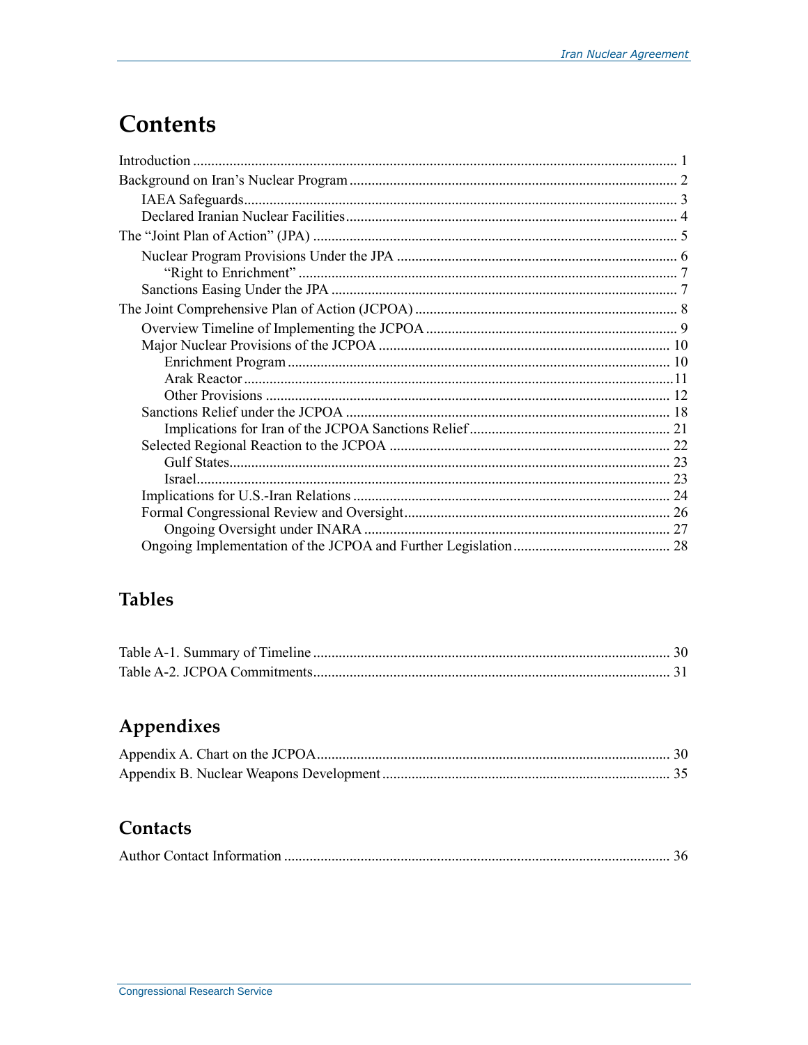# Contents

Introduction ..... 1
Background on Iran's Nuclear Program ..... 2
  IAEA Safeguards ..... 3
  Declared Iranian Nuclear Facilities ..... 4
The "Joint Plan of Action" (JPA) ..... 5
  Nuclear Program Provisions Under the JPA ..... 6
    "Right to Enrichment" ..... 7
  Sanctions Easing Under the JPA ..... 7
The Joint Comprehensive Plan of Action (JCPOA) ..... 8
  Overview Timeline of Implementing the JCPOA ..... 9
  Major Nuclear Provisions of the JCPOA ..... 10
    Enrichment Program ..... 10
    Arak Reactor ..... 11
    Other Provisions ..... 12
  Sanctions Relief under the JCPOA ..... 18
    Implications for Iran of the JCPOA Sanctions Relief ..... 21
  Selected Regional Reaction to the JCPOA ..... 22
    Gulf States ..... 23
    Israel ..... 23
  Implications for U.S.-Iran Relations ..... 24
  Formal Congressional Review and Oversight ..... 26
    Ongoing Oversight under INARA ..... 27
  Ongoing Implementation of the JCPOA and Further Legislation ..... 28

## Tables

Table A-1. Summary of Timeline ..... 30
Table A-2. JCPOA Commitments ..... 31

## Appendixes

Appendix A. Chart on the JCPOA ..... 30
Appendix B. Nuclear Weapons Development ..... 35

## Contacts

Author Contact Information ..... 36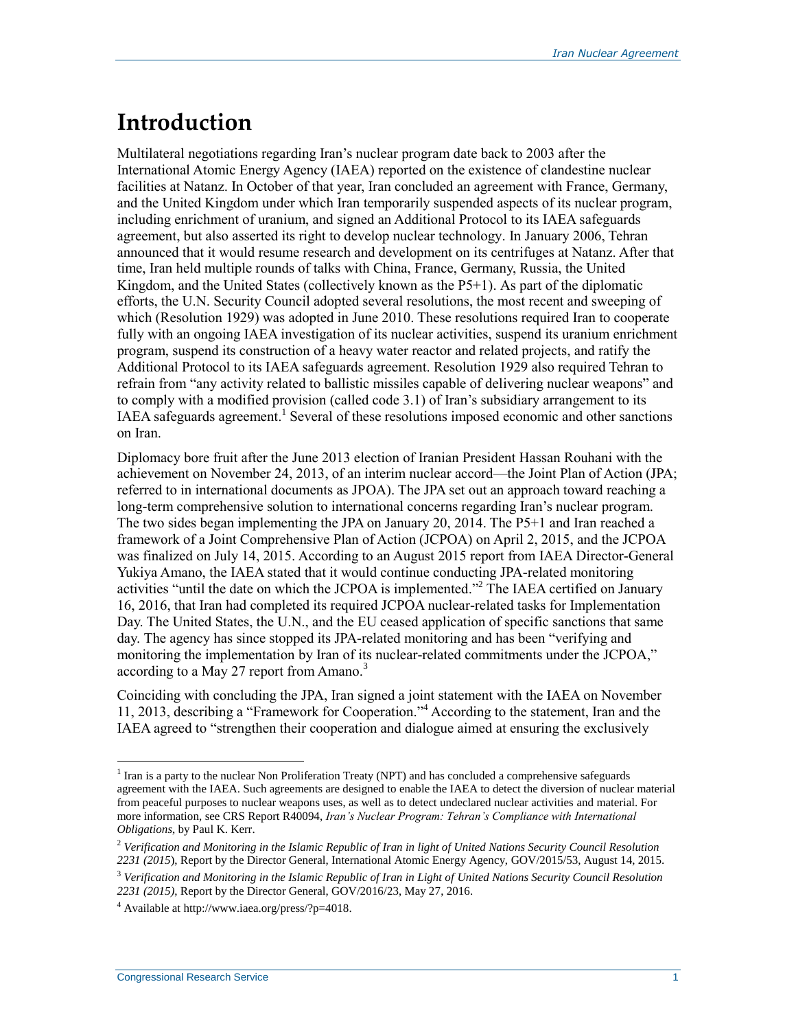# Introduction

Multilateral negotiations regarding Iran's nuclear program date back to 2003 after the International Atomic Energy Agency (IAEA) reported on the existence of clandestine nuclear facilities at Natanz. In October of that year, Iran concluded an agreement with France, Germany, and the United Kingdom under which Iran temporarily suspended aspects of its nuclear program, including enrichment of uranium, and signed an Additional Protocol to its IAEA safeguards agreement, but also asserted its right to develop nuclear technology. In January 2006, Tehran announced that it would resume research and development on its centrifuges at Natanz. After that time, Iran held multiple rounds of talks with China, France, Germany, Russia, the United Kingdom, and the United States (collectively known as the P5+1). As part of the diplomatic efforts, the U.N. Security Council adopted several resolutions, the most recent and sweeping of which (Resolution 1929) was adopted in June 2010. These resolutions required Iran to cooperate fully with an ongoing IAEA investigation of its nuclear activities, suspend its uranium enrichment program, suspend its construction of a heavy water reactor and related projects, and ratify the Additional Protocol to its IAEA safeguards agreement. Resolution 1929 also required Tehran to refrain from "any activity related to ballistic missiles capable of delivering nuclear weapons" and to comply with a modified provision (called code 3.1) of Iran's subsidiary arrangement to its IAEA safeguards agreement.[1] Several of these resolutions imposed economic and other sanctions on Iran.

Diplomacy bore fruit after the June 2013 election of Iranian President Hassan Rouhani with the achievement on November 24, 2013, of an interim nuclear accord—the Joint Plan of Action (JPA; referred to in international documents as JPOA). The JPA set out an approach toward reaching a long-term comprehensive solution to international concerns regarding Iran's nuclear program. The two sides began implementing the JPA on January 20, 2014. The P5+1 and Iran reached a framework of a Joint Comprehensive Plan of Action (JCPOA) on April 2, 2015, and the JCPOA was finalized on July 14, 2015. According to an August 2015 report from IAEA Director-General Yukiya Amano, the IAEA stated that it would continue conducting JPA-related monitoring activities "until the date on which the JCPOA is implemented."[2] The IAEA certified on January 16, 2016, that Iran had completed its required JCPOA nuclear-related tasks for Implementation Day. The United States, the U.N., and the EU ceased application of specific sanctions that same day. The agency has since stopped its JPA-related monitoring and has been "verifying and monitoring the implementation by Iran of its nuclear-related commitments under the JCPOA," according to a May 27 report from Amano.[3]

Coinciding with concluding the JPA, Iran signed a joint statement with the IAEA on November 11, 2013, describing a "Framework for Cooperation."[4] According to the statement, Iran and the IAEA agreed to "strengthen their cooperation and dialogue aimed at ensuring the exclusively

---

[1] Iran is a party to the nuclear Non Proliferation Treaty (NPT) and has concluded a comprehensive safeguards agreement with the IAEA. Such agreements are designed to enable the IAEA to detect the diversion of nuclear material from peaceful purposes to nuclear weapons uses, as well as to detect undeclared nuclear activities and material. For more information, see CRS Report R40094, *Iran's Nuclear Program: Tehran's Compliance with International Obligations*, by Paul K. Kerr.

[2] *Verification and Monitoring in the Islamic Republic of Iran in light of United Nations Security Council Resolution 2231 (2015*), Report by the Director General, International Atomic Energy Agency, GOV/2015/53, August 14, 2015.

[3] *Verification and Monitoring in the Islamic Republic of Iran in Light of United Nations Security Council Resolution 2231 (2015)*, Report by the Director General, GOV/2016/23, May 27, 2016.

[4] Available at http://www.iaea.org/press/?p=4018.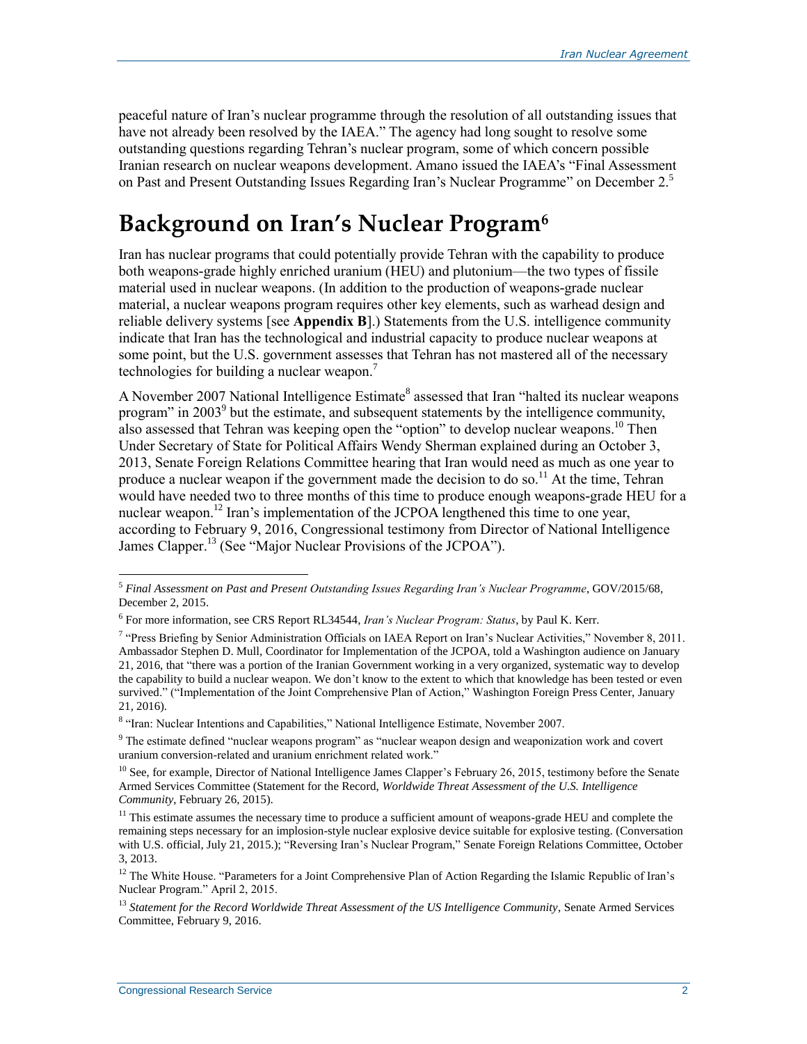peaceful nature of Iran's nuclear programme through the resolution of all outstanding issues that have not already been resolved by the IAEA." The agency had long sought to resolve some outstanding questions regarding Tehran's nuclear program, some of which concern possible Iranian research on nuclear weapons development. Amano issued the IAEA's "Final Assessment on Past and Present Outstanding Issues Regarding Iran's Nuclear Programme" on December 2.[5]

# Background on Iran's Nuclear Program[6]

Iran has nuclear programs that could potentially provide Tehran with the capability to produce both weapons-grade highly enriched uranium (HEU) and plutonium—the two types of fissile material used in nuclear weapons. (In addition to the production of weapons-grade nuclear material, a nuclear weapons program requires other key elements, such as warhead design and reliable delivery systems [see **Appendix B**].) Statements from the U.S. intelligence community indicate that Iran has the technological and industrial capacity to produce nuclear weapons at some point, but the U.S. government assesses that Tehran has not mastered all of the necessary technologies for building a nuclear weapon.[7]

A November 2007 National Intelligence Estimate[8] assessed that Iran "halted its nuclear weapons program" in 2003[9] but the estimate, and subsequent statements by the intelligence community, also assessed that Tehran was keeping open the "option" to develop nuclear weapons.[10] Then Under Secretary of State for Political Affairs Wendy Sherman explained during an October 3, 2013, Senate Foreign Relations Committee hearing that Iran would need as much as one year to produce a nuclear weapon if the government made the decision to do so.[11] At the time, Tehran would have needed two to three months of this time to produce enough weapons-grade HEU for a nuclear weapon.[12] Iran's implementation of the JCPOA lengthened this time to one year, according to February 9, 2016, Congressional testimony from Director of National Intelligence James Clapper.[13] (See "Major Nuclear Provisions of the JCPOA").

---

[5] *Final Assessment on Past and Present Outstanding Issues Regarding Iran's Nuclear Programme*, GOV/2015/68, December 2, 2015.

[6] For more information, see CRS Report RL34544, *Iran's Nuclear Program: Status*, by Paul K. Kerr.

[7] "Press Briefing by Senior Administration Officials on IAEA Report on Iran's Nuclear Activities," November 8, 2011. Ambassador Stephen D. Mull, Coordinator for Implementation of the JCPOA, told a Washington audience on January 21, 2016, that "there was a portion of the Iranian Government working in a very organized, systematic way to develop the capability to build a nuclear weapon. We don't know to the extent to which that knowledge has been tested or even survived." ("Implementation of the Joint Comprehensive Plan of Action," Washington Foreign Press Center, January 21, 2016).

[8] "Iran: Nuclear Intentions and Capabilities," National Intelligence Estimate, November 2007.

[9] The estimate defined "nuclear weapons program" as "nuclear weapon design and weaponization work and covert uranium conversion-related and uranium enrichment related work."

[10] See, for example, Director of National Intelligence James Clapper's February 26, 2015, testimony before the Senate Armed Services Committee (Statement for the Record, *Worldwide Threat Assessment of the U.S. Intelligence Community*, February 26, 2015).

[11] This estimate assumes the necessary time to produce a sufficient amount of weapons-grade HEU and complete the remaining steps necessary for an implosion-style nuclear explosive device suitable for explosive testing. (Conversation with U.S. official, July 21, 2015.); "Reversing Iran's Nuclear Program," Senate Foreign Relations Committee, October 3, 2013.

[12] The White House. "Parameters for a Joint Comprehensive Plan of Action Regarding the Islamic Republic of Iran's Nuclear Program." April 2, 2015.

[13] *Statement for the Record Worldwide Threat Assessment of the US Intelligence Community*, Senate Armed Services Committee, February 9, 2016.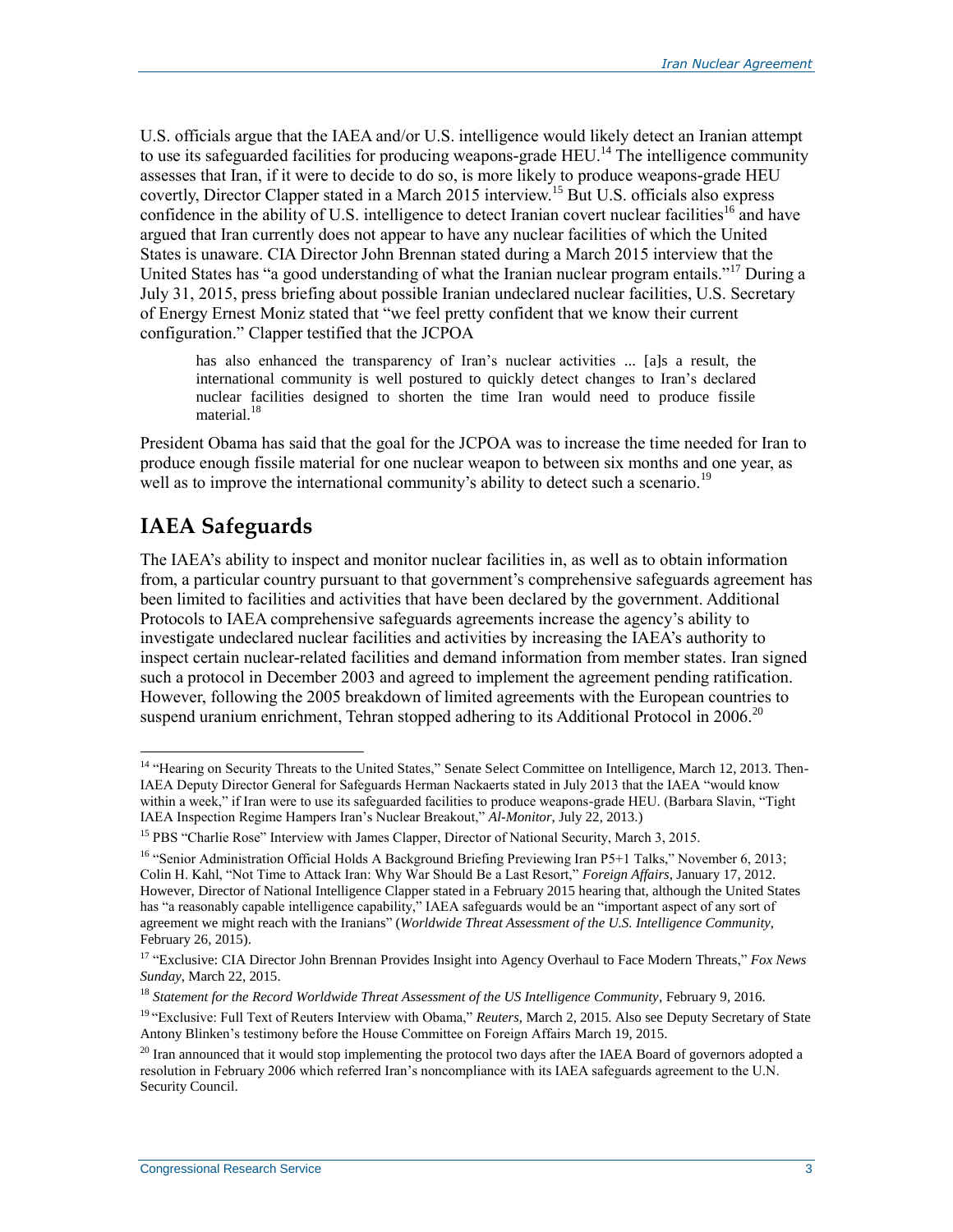U.S. officials argue that the IAEA and/or U.S. intelligence would likely detect an Iranian attempt to use its safeguarded facilities for producing weapons-grade HEU.[14] The intelligence community assesses that Iran, if it were to decide to do so, is more likely to produce weapons-grade HEU covertly, Director Clapper stated in a March 2015 interview.[15] But U.S. officials also express confidence in the ability of U.S. intelligence to detect Iranian covert nuclear facilities[16] and have argued that Iran currently does not appear to have any nuclear facilities of which the United States is unaware. CIA Director John Brennan stated during a March 2015 interview that the United States has "a good understanding of what the Iranian nuclear program entails."[17] During a July 31, 2015, press briefing about possible Iranian undeclared nuclear facilities, U.S. Secretary of Energy Ernest Moniz stated that "we feel pretty confident that we know their current configuration." Clapper testified that the JCPOA

> has also enhanced the transparency of Iran's nuclear activities ... [a]s a result, the international community is well postured to quickly detect changes to Iran's declared nuclear facilities designed to shorten the time Iran would need to produce fissile material.[18]

President Obama has said that the goal for the JCPOA was to increase the time needed for Iran to produce enough fissile material for one nuclear weapon to between six months and one year, as well as to improve the international community's ability to detect such a scenario.[19]

## IAEA Safeguards

The IAEA's ability to inspect and monitor nuclear facilities in, as well as to obtain information from, a particular country pursuant to that government's comprehensive safeguards agreement has been limited to facilities and activities that have been declared by the government. Additional Protocols to IAEA comprehensive safeguards agreements increase the agency's ability to investigate undeclared nuclear facilities and activities by increasing the IAEA's authority to inspect certain nuclear-related facilities and demand information from member states. Iran signed such a protocol in December 2003 and agreed to implement the agreement pending ratification. However, following the 2005 breakdown of limited agreements with the European countries to suspend uranium enrichment, Tehran stopped adhering to its Additional Protocol in 2006.[20]

---

[14] "Hearing on Security Threats to the United States," Senate Select Committee on Intelligence, March 12, 2013. Then-IAEA Deputy Director General for Safeguards Herman Nackaerts stated in July 2013 that the IAEA "would know within a week," if Iran were to use its safeguarded facilities to produce weapons-grade HEU. (Barbara Slavin, "Tight IAEA Inspection Regime Hampers Iran's Nuclear Breakout," *Al-Monitor*, July 22, 2013.)

[15] PBS "Charlie Rose" Interview with James Clapper, Director of National Security, March 3, 2015.

[16] "Senior Administration Official Holds A Background Briefing Previewing Iran P5+1 Talks," November 6, 2013; Colin H. Kahl, "Not Time to Attack Iran: Why War Should Be a Last Resort," *Foreign Affairs*, January 17, 2012. However, Director of National Intelligence Clapper stated in a February 2015 hearing that, although the United States has "a reasonably capable intelligence capability," IAEA safeguards would be an "important aspect of any sort of agreement we might reach with the Iranians" (*Worldwide Threat Assessment of the U.S. Intelligence Community*, February 26, 2015).

[17] "Exclusive: CIA Director John Brennan Provides Insight into Agency Overhaul to Face Modern Threats," *Fox News Sunday*, March 22, 2015.

[18] *Statement for the Record Worldwide Threat Assessment of the US Intelligence Community*, February 9, 2016.

[19] "Exclusive: Full Text of Reuters Interview with Obama," *Reuters*, March 2, 2015. Also see Deputy Secretary of State Antony Blinken's testimony before the House Committee on Foreign Affairs March 19, 2015.

[20] Iran announced that it would stop implementing the protocol two days after the IAEA Board of governors adopted a resolution in February 2006 which referred Iran's noncompliance with its IAEA safeguards agreement to the U.N. Security Council.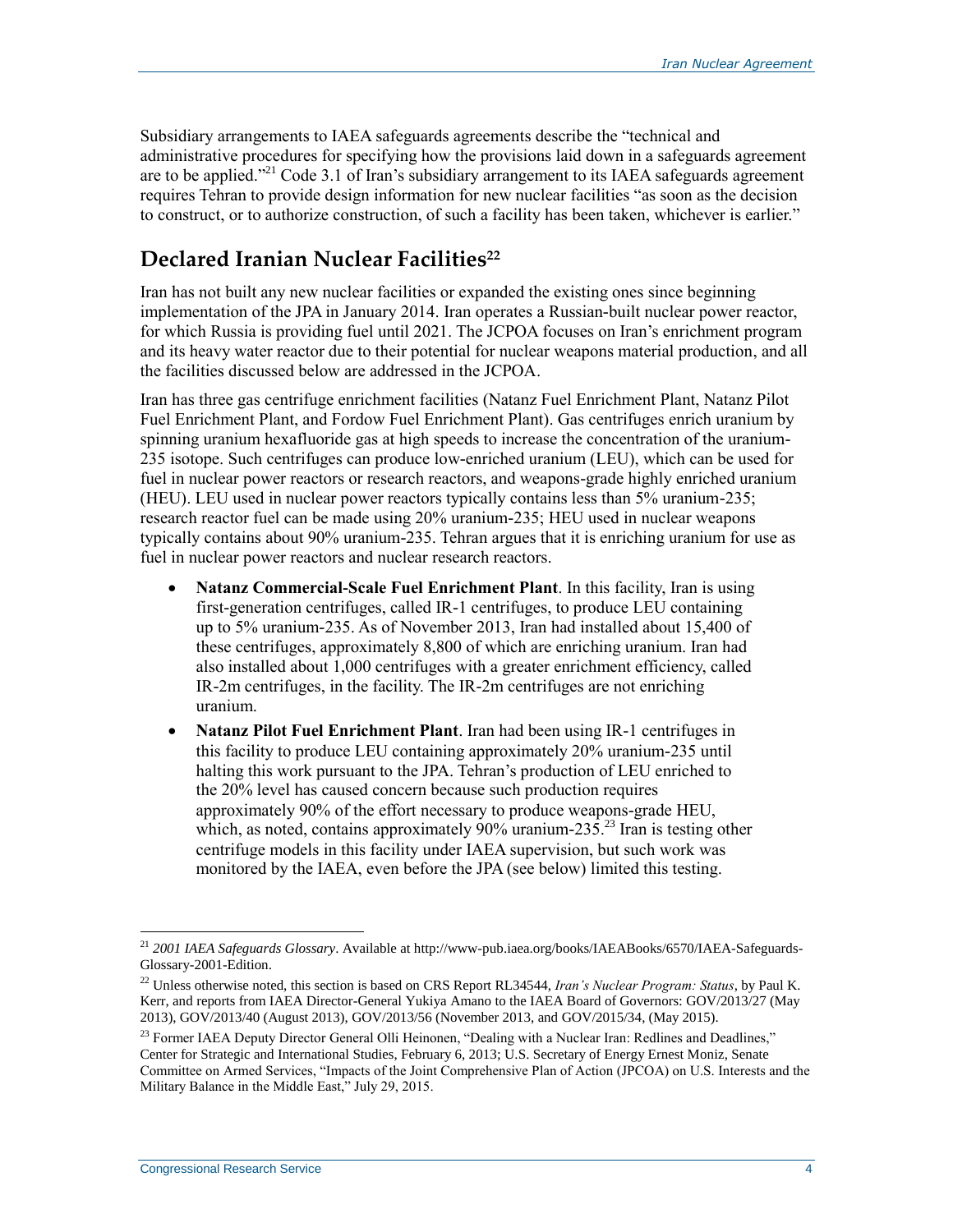Subsidiary arrangements to IAEA safeguards agreements describe the "technical and administrative procedures for specifying how the provisions laid down in a safeguards agreement are to be applied."[21] Code 3.1 of Iran's subsidiary arrangement to its IAEA safeguards agreement requires Tehran to provide design information for new nuclear facilities "as soon as the decision to construct, or to authorize construction, of such a facility has been taken, whichever is earlier."

## Declared Iranian Nuclear Facilities[22]

Iran has not built any new nuclear facilities or expanded the existing ones since beginning implementation of the JPA in January 2014. Iran operates a Russian-built nuclear power reactor, for which Russia is providing fuel until 2021. The JCPOA focuses on Iran's enrichment program and its heavy water reactor due to their potential for nuclear weapons material production, and all the facilities discussed below are addressed in the JCPOA.

Iran has three gas centrifuge enrichment facilities (Natanz Fuel Enrichment Plant, Natanz Pilot Fuel Enrichment Plant, and Fordow Fuel Enrichment Plant). Gas centrifuges enrich uranium by spinning uranium hexafluoride gas at high speeds to increase the concentration of the uranium-235 isotope. Such centrifuges can produce low-enriched uranium (LEU), which can be used for fuel in nuclear power reactors or research reactors, and weapons-grade highly enriched uranium (HEU). LEU used in nuclear power reactors typically contains less than 5% uranium-235; research reactor fuel can be made using 20% uranium-235; HEU used in nuclear weapons typically contains about 90% uranium-235. Tehran argues that it is enriching uranium for use as fuel in nuclear power reactors and nuclear research reactors.

- **Natanz Commercial-Scale Fuel Enrichment Plant**. In this facility, Iran is using first-generation centrifuges, called IR-1 centrifuges, to produce LEU containing up to 5% uranium-235. As of November 2013, Iran had installed about 15,400 of these centrifuges, approximately 8,800 of which are enriching uranium. Iran had also installed about 1,000 centrifuges with a greater enrichment efficiency, called IR-2m centrifuges, in the facility. The IR-2m centrifuges are not enriching uranium.
- **Natanz Pilot Fuel Enrichment Plant**. Iran had been using IR-1 centrifuges in this facility to produce LEU containing approximately 20% uranium-235 until halting this work pursuant to the JPA. Tehran's production of LEU enriched to the 20% level has caused concern because such production requires approximately 90% of the effort necessary to produce weapons-grade HEU, which, as noted, contains approximately 90% uranium-235.[23] Iran is testing other centrifuge models in this facility under IAEA supervision, but such work was monitored by the IAEA, even before the JPA (see below) limited this testing.

---

[21] *2001 IAEA Safeguards Glossary*. Available at http://www-pub.iaea.org/books/IAEABooks/6570/IAEA-Safeguards-Glossary-2001-Edition.

[22] Unless otherwise noted, this section is based on CRS Report RL34544, *Iran's Nuclear Program: Status*, by Paul K. Kerr, and reports from IAEA Director-General Yukiya Amano to the IAEA Board of Governors: GOV/2013/27 (May 2013), GOV/2013/40 (August 2013), GOV/2013/56 (November 2013, and GOV/2015/34, (May 2015).

[23] Former IAEA Deputy Director General Olli Heinonen, "Dealing with a Nuclear Iran: Redlines and Deadlines," Center for Strategic and International Studies, February 6, 2013; U.S. Secretary of Energy Ernest Moniz, Senate Committee on Armed Services, "Impacts of the Joint Comprehensive Plan of Action (JPCOA) on U.S. Interests and the Military Balance in the Middle East," July 29, 2015.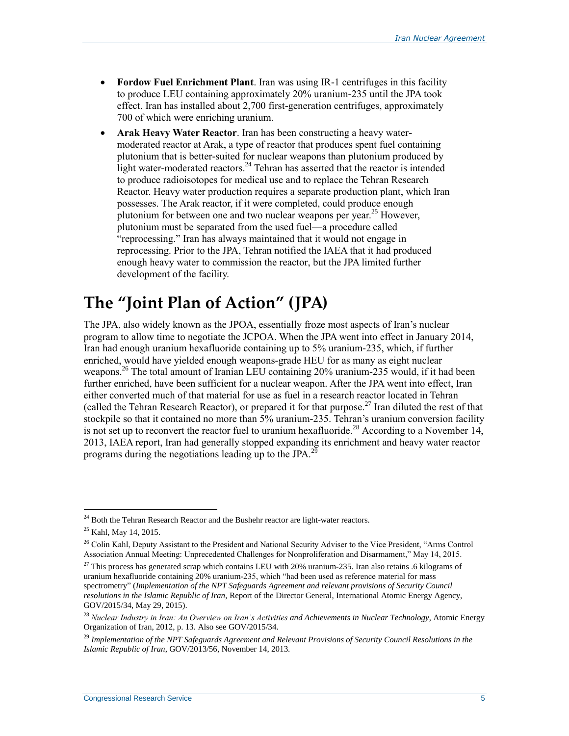- **Fordow Fuel Enrichment Plant**. Iran was using IR-1 centrifuges in this facility to produce LEU containing approximately 20% uranium-235 until the JPA took effect. Iran has installed about 2,700 first-generation centrifuges, approximately 700 of which were enriching uranium.
- **Arak Heavy Water Reactor**. Iran has been constructing a heavy water-moderated reactor at Arak, a type of reactor that produces spent fuel containing plutonium that is better-suited for nuclear weapons than plutonium produced by light water-moderated reactors.[24] Tehran has asserted that the reactor is intended to produce radioisotopes for medical use and to replace the Tehran Research Reactor. Heavy water production requires a separate production plant, which Iran possesses. The Arak reactor, if it were completed, could produce enough plutonium for between one and two nuclear weapons per year.[25] However, plutonium must be separated from the used fuel—a procedure called "reprocessing." Iran has always maintained that it would not engage in reprocessing. Prior to the JPA, Tehran notified the IAEA that it had produced enough heavy water to commission the reactor, but the JPA limited further development of the facility.

# The "Joint Plan of Action" (JPA)

The JPA, also widely known as the JPOA, essentially froze most aspects of Iran's nuclear program to allow time to negotiate the JCPOA. When the JPA went into effect in January 2014, Iran had enough uranium hexafluoride containing up to 5% uranium-235, which, if further enriched, would have yielded enough weapons-grade HEU for as many as eight nuclear weapons.[26] The total amount of Iranian LEU containing 20% uranium-235 would, if it had been further enriched, have been sufficient for a nuclear weapon. After the JPA went into effect, Iran either converted much of that material for use as fuel in a research reactor located in Tehran (called the Tehran Research Reactor), or prepared it for that purpose.[27] Iran diluted the rest of that stockpile so that it contained no more than 5% uranium-235. Tehran's uranium conversion facility is not set up to reconvert the reactor fuel to uranium hexafluoride.[28] According to a November 14, 2013, IAEA report, Iran had generally stopped expanding its enrichment and heavy water reactor programs during the negotiations leading up to the JPA.[29]

---

[24] Both the Tehran Research Reactor and the Bushehr reactor are light-water reactors.

[25] Kahl, May 14, 2015.

[26] Colin Kahl, Deputy Assistant to the President and National Security Adviser to the Vice President, "Arms Control Association Annual Meeting: Unprecedented Challenges for Nonproliferation and Disarmament," May 14, 2015.

[27] This process has generated scrap which contains LEU with 20% uranium-235. Iran also retains .6 kilograms of uranium hexafluoride containing 20% uranium-235, which "had been used as reference material for mass spectrometry" (*Implementation of the NPT Safeguards Agreement and relevant provisions of Security Council resolutions in the Islamic Republic of Iran*, Report of the Director General, International Atomic Energy Agency, GOV/2015/34, May 29, 2015).

[28] *Nuclear Industry in Iran: An Overview on Iran's Activities and Achievements in Nuclear Technology*, Atomic Energy Organization of Iran, 2012, p. 13. Also see GOV/2015/34.

[29] *Implementation of the NPT Safeguards Agreement and Relevant Provisions of Security Council Resolutions in the Islamic Republic of Iran*, GOV/2013/56, November 14, 2013.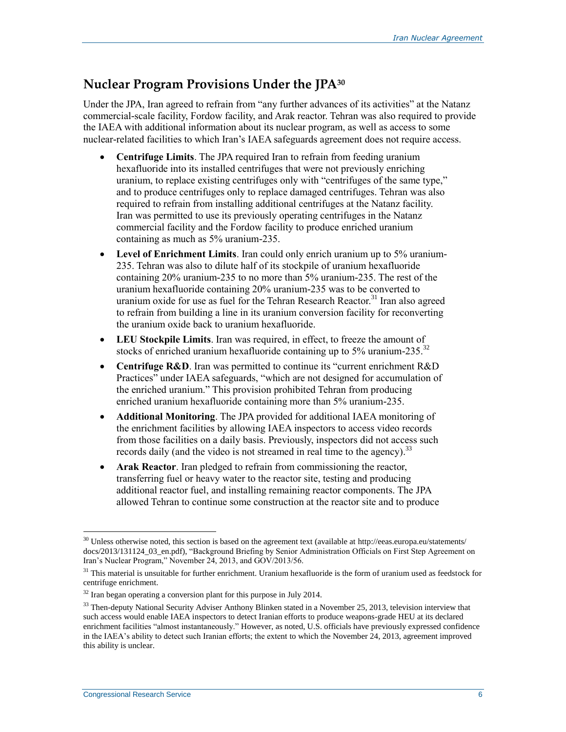## Nuclear Program Provisions Under the JPA[30]

Under the JPA, Iran agreed to refrain from "any further advances of its activities" at the Natanz commercial-scale facility, Fordow facility, and Arak reactor. Tehran was also required to provide the IAEA with additional information about its nuclear program, as well as access to some nuclear-related facilities to which Iran's IAEA safeguards agreement does not require access.

- **Centrifuge Limits**. The JPA required Iran to refrain from feeding uranium hexafluoride into its installed centrifuges that were not previously enriching uranium, to replace existing centrifuges only with "centrifuges of the same type," and to produce centrifuges only to replace damaged centrifuges. Tehran was also required to refrain from installing additional centrifuges at the Natanz facility. Iran was permitted to use its previously operating centrifuges in the Natanz commercial facility and the Fordow facility to produce enriched uranium containing as much as 5% uranium-235.
- **Level of Enrichment Limits**. Iran could only enrich uranium up to 5% uranium-235. Tehran was also to dilute half of its stockpile of uranium hexafluoride containing 20% uranium-235 to no more than 5% uranium-235. The rest of the uranium hexafluoride containing 20% uranium-235 was to be converted to uranium oxide for use as fuel for the Tehran Research Reactor.[31] Iran also agreed to refrain from building a line in its uranium conversion facility for reconverting the uranium oxide back to uranium hexafluoride.
- **LEU Stockpile Limits**. Iran was required, in effect, to freeze the amount of stocks of enriched uranium hexafluoride containing up to 5% uranium-235.[32]
- **Centrifuge R&D**. Iran was permitted to continue its "current enrichment R&D Practices" under IAEA safeguards, "which are not designed for accumulation of the enriched uranium." This provision prohibited Tehran from producing enriched uranium hexafluoride containing more than 5% uranium-235.
- **Additional Monitoring**. The JPA provided for additional IAEA monitoring of the enrichment facilities by allowing IAEA inspectors to access video records from those facilities on a daily basis. Previously, inspectors did not access such records daily (and the video is not streamed in real time to the agency).[33]
- **Arak Reactor**. Iran pledged to refrain from commissioning the reactor, transferring fuel or heavy water to the reactor site, testing and producing additional reactor fuel, and installing remaining reactor components. The JPA allowed Tehran to continue some construction at the reactor site and to produce

---

[30] Unless otherwise noted, this section is based on the agreement text (available at http://eeas.europa.eu/statements/docs/2013/131124_03_en.pdf), "Background Briefing by Senior Administration Officials on First Step Agreement on Iran's Nuclear Program," November 24, 2013, and GOV/2013/56.

[31] This material is unsuitable for further enrichment. Uranium hexafluoride is the form of uranium used as feedstock for centrifuge enrichment.

[32] Iran began operating a conversion plant for this purpose in July 2014.

[33] Then-deputy National Security Adviser Anthony Blinken stated in a November 25, 2013, television interview that such access would enable IAEA inspectors to detect Iranian efforts to produce weapons-grade HEU at its declared enrichment facilities "almost instantaneously." However, as noted, U.S. officials have previously expressed confidence in the IAEA's ability to detect such Iranian efforts; the extent to which the November 24, 2013, agreement improved this ability is unclear.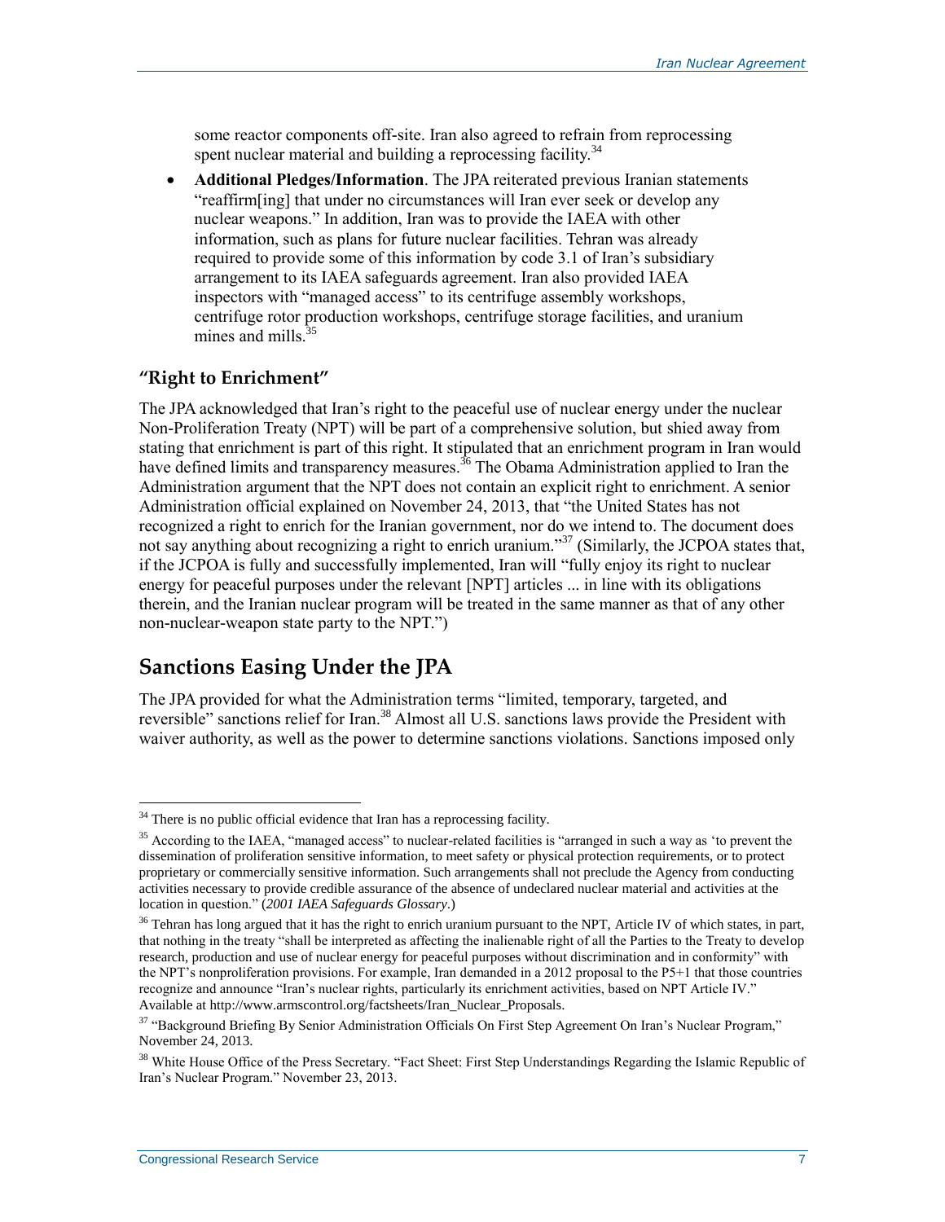some reactor components off-site. Iran also agreed to refrain from reprocessing spent nuclear material and building a reprocessing facility.[34]

- **Additional Pledges/Information**. The JPA reiterated previous Iranian statements "reaffirm[ing] that under no circumstances will Iran ever seek or develop any nuclear weapons." In addition, Iran was to provide the IAEA with other information, such as plans for future nuclear facilities. Tehran was already required to provide some of this information by code 3.1 of Iran's subsidiary arrangement to its IAEA safeguards agreement. Iran also provided IAEA inspectors with "managed access" to its centrifuge assembly workshops, centrifuge rotor production workshops, centrifuge storage facilities, and uranium mines and mills.[35]

### "Right to Enrichment"

The JPA acknowledged that Iran's right to the peaceful use of nuclear energy under the nuclear Non-Proliferation Treaty (NPT) will be part of a comprehensive solution, but shied away from stating that enrichment is part of this right. It stipulated that an enrichment program in Iran would have defined limits and transparency measures.[36] The Obama Administration applied to Iran the Administration argument that the NPT does not contain an explicit right to enrichment. A senior Administration official explained on November 24, 2013, that "the United States has not recognized a right to enrich for the Iranian government, nor do we intend to. The document does not say anything about recognizing a right to enrich uranium."[37] (Similarly, the JCPOA states that, if the JCPOA is fully and successfully implemented, Iran will "fully enjoy its right to nuclear energy for peaceful purposes under the relevant [NPT] articles ... in line with its obligations therein, and the Iranian nuclear program will be treated in the same manner as that of any other non-nuclear-weapon state party to the NPT.")

## Sanctions Easing Under the JPA

The JPA provided for what the Administration terms "limited, temporary, targeted, and reversible" sanctions relief for Iran.[38] Almost all U.S. sanctions laws provide the President with waiver authority, as well as the power to determine sanctions violations. Sanctions imposed only

---

[34] There is no public official evidence that Iran has a reprocessing facility.

[35] According to the IAEA, "managed access" to nuclear-related facilities is "arranged in such a way as 'to prevent the dissemination of proliferation sensitive information, to meet safety or physical protection requirements, or to protect proprietary or commercially sensitive information. Such arrangements shall not preclude the Agency from conducting activities necessary to provide credible assurance of the absence of undeclared nuclear material and activities at the location in question." (*2001 IAEA Safeguards Glossary*.)

[36] Tehran has long argued that it has the right to enrich uranium pursuant to the NPT, Article IV of which states, in part, that nothing in the treaty "shall be interpreted as affecting the inalienable right of all the Parties to the Treaty to develop research, production and use of nuclear energy for peaceful purposes without discrimination and in conformity" with the NPT's nonproliferation provisions. For example, Iran demanded in a 2012 proposal to the P5+1 that those countries recognize and announce "Iran's nuclear rights, particularly its enrichment activities, based on NPT Article IV." Available at http://www.armscontrol.org/factsheets/Iran_Nuclear_Proposals.

[37] "Background Briefing By Senior Administration Officials On First Step Agreement On Iran's Nuclear Program," November 24, 2013.

[38] White House Office of the Press Secretary. "Fact Sheet: First Step Understandings Regarding the Islamic Republic of Iran's Nuclear Program." November 23, 2013.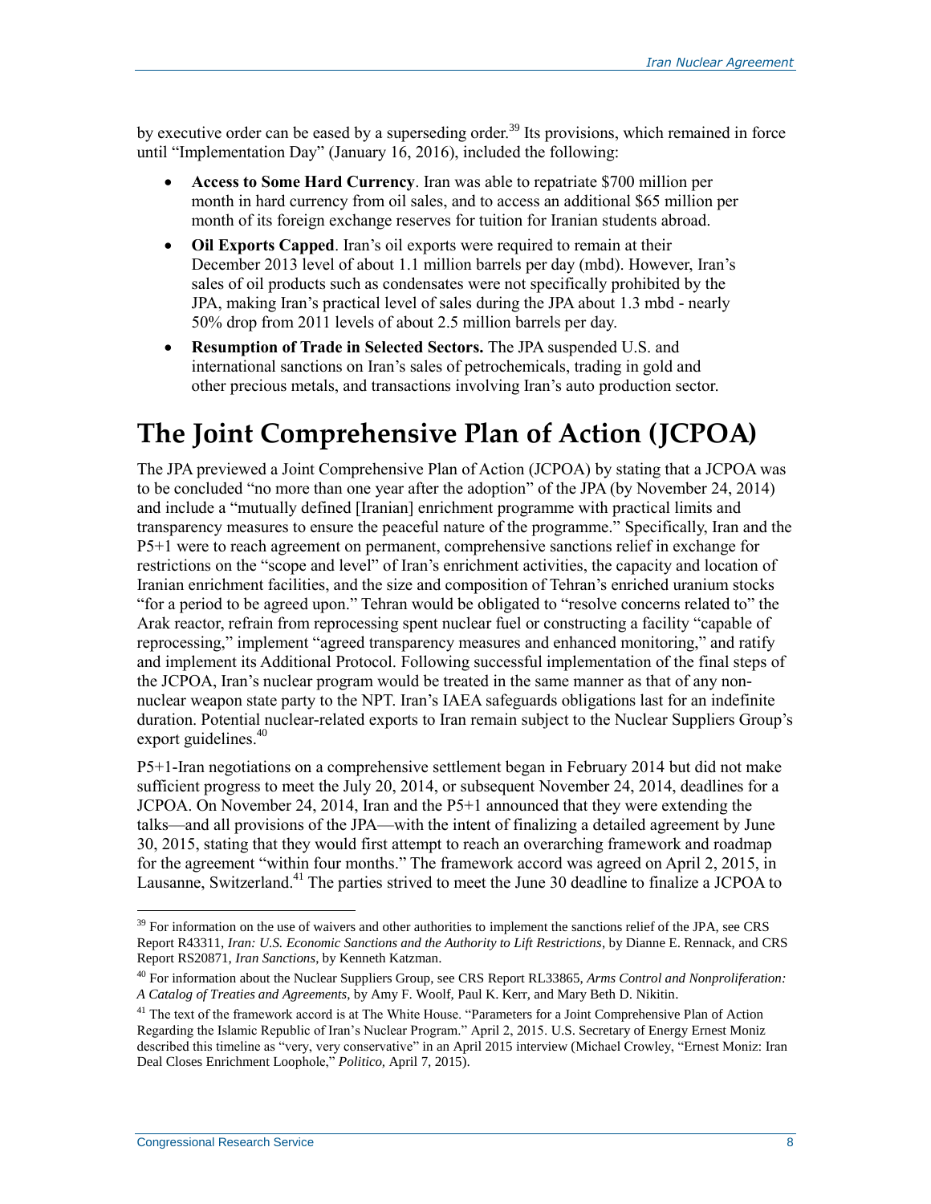by executive order can be eased by a superseding order.[39] Its provisions, which remained in force until "Implementation Day" (January 16, 2016), included the following:

- **Access to Some Hard Currency**. Iran was able to repatriate $700 million per month in hard currency from oil sales, and to access an additional $65 million per month of its foreign exchange reserves for tuition for Iranian students abroad.
- **Oil Exports Capped**. Iran's oil exports were required to remain at their December 2013 level of about 1.1 million barrels per day (mbd). However, Iran's sales of oil products such as condensates were not specifically prohibited by the JPA, making Iran's practical level of sales during the JPA about 1.3 mbd - nearly 50% drop from 2011 levels of about 2.5 million barrels per day.
- **Resumption of Trade in Selected Sectors.** The JPA suspended U.S. and international sanctions on Iran's sales of petrochemicals, trading in gold and other precious metals, and transactions involving Iran's auto production sector.

# The Joint Comprehensive Plan of Action (JCPOA)

The JPA previewed a Joint Comprehensive Plan of Action (JCPOA) by stating that a JCPOA was to be concluded "no more than one year after the adoption" of the JPA (by November 24, 2014) and include a "mutually defined [Iranian] enrichment programme with practical limits and transparency measures to ensure the peaceful nature of the programme." Specifically, Iran and the P5+1 were to reach agreement on permanent, comprehensive sanctions relief in exchange for restrictions on the "scope and level" of Iran's enrichment activities, the capacity and location of Iranian enrichment facilities, and the size and composition of Tehran's enriched uranium stocks "for a period to be agreed upon." Tehran would be obligated to "resolve concerns related to" the Arak reactor, refrain from reprocessing spent nuclear fuel or constructing a facility "capable of reprocessing," implement "agreed transparency measures and enhanced monitoring," and ratify and implement its Additional Protocol. Following successful implementation of the final steps of the JCPOA, Iran's nuclear program would be treated in the same manner as that of any non-nuclear weapon state party to the NPT. Iran's IAEA safeguards obligations last for an indefinite duration. Potential nuclear-related exports to Iran remain subject to the Nuclear Suppliers Group's export guidelines.[40]

P5+1-Iran negotiations on a comprehensive settlement began in February 2014 but did not make sufficient progress to meet the July 20, 2014, or subsequent November 24, 2014, deadlines for a JCPOA. On November 24, 2014, Iran and the P5+1 announced that they were extending the talks—and all provisions of the JPA—with the intent of finalizing a detailed agreement by June 30, 2015, stating that they would first attempt to reach an overarching framework and roadmap for the agreement "within four months." The framework accord was agreed on April 2, 2015, in Lausanne, Switzerland.[41] The parties strived to meet the June 30 deadline to finalize a JCPOA to

---

[39] For information on the use of waivers and other authorities to implement the sanctions relief of the JPA, see CRS Report R43311, *Iran: U.S. Economic Sanctions and the Authority to Lift Restrictions*, by Dianne E. Rennack, and CRS Report RS20871, *Iran Sanctions*, by Kenneth Katzman.

[40] For information about the Nuclear Suppliers Group, see CRS Report RL33865, *Arms Control and Nonproliferation: A Catalog of Treaties and Agreements*, by Amy F. Woolf, Paul K. Kerr, and Mary Beth D. Nikitin.

[41] The text of the framework accord is at The White House. "Parameters for a Joint Comprehensive Plan of Action Regarding the Islamic Republic of Iran's Nuclear Program." April 2, 2015. U.S. Secretary of Energy Ernest Moniz described this timeline as "very, very conservative" in an April 2015 interview (Michael Crowley, "Ernest Moniz: Iran Deal Closes Enrichment Loophole," *Politico*, April 7, 2015).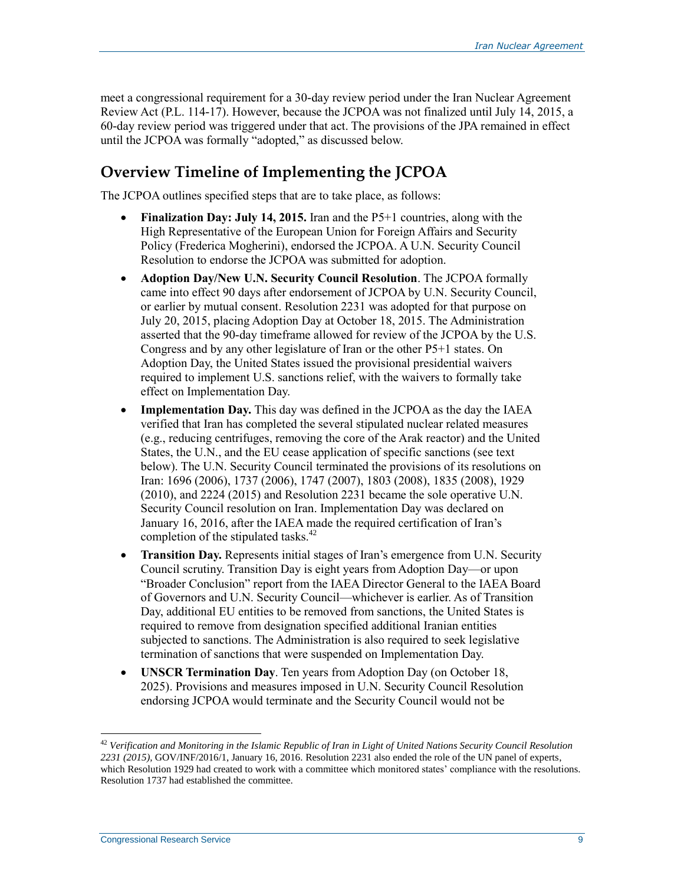meet a congressional requirement for a 30-day review period under the Iran Nuclear Agreement Review Act (P.L. 114-17). However, because the JCPOA was not finalized until July 14, 2015, a 60-day review period was triggered under that act. The provisions of the JPA remained in effect until the JCPOA was formally "adopted," as discussed below.

## Overview Timeline of Implementing the JCPOA

The JCPOA outlines specified steps that are to take place, as follows:

- **Finalization Day: July 14, 2015.** Iran and the P5+1 countries, along with the High Representative of the European Union for Foreign Affairs and Security Policy (Frederica Mogherini), endorsed the JCPOA. A U.N. Security Council Resolution to endorse the JCPOA was submitted for adoption.
- **Adoption Day/New U.N. Security Council Resolution**. The JCPOA formally came into effect 90 days after endorsement of JCPOA by U.N. Security Council, or earlier by mutual consent. Resolution 2231 was adopted for that purpose on July 20, 2015, placing Adoption Day at October 18, 2015. The Administration asserted that the 90-day timeframe allowed for review of the JCPOA by the U.S. Congress and by any other legislature of Iran or the other P5+1 states. On Adoption Day, the United States issued the provisional presidential waivers required to implement U.S. sanctions relief, with the waivers to formally take effect on Implementation Day.
- **Implementation Day.** This day was defined in the JCPOA as the day the IAEA verified that Iran has completed the several stipulated nuclear related measures (e.g., reducing centrifuges, removing the core of the Arak reactor) and the United States, the U.N., and the EU cease application of specific sanctions (see text below). The U.N. Security Council terminated the provisions of its resolutions on Iran: 1696 (2006), 1737 (2006), 1747 (2007), 1803 (2008), 1835 (2008), 1929 (2010), and 2224 (2015) and Resolution 2231 became the sole operative U.N. Security Council resolution on Iran. Implementation Day was declared on January 16, 2016, after the IAEA made the required certification of Iran's completion of the stipulated tasks.[42]
- **Transition Day.** Represents initial stages of Iran's emergence from U.N. Security Council scrutiny. Transition Day is eight years from Adoption Day—or upon "Broader Conclusion" report from the IAEA Director General to the IAEA Board of Governors and U.N. Security Council—whichever is earlier. As of Transition Day, additional EU entities to be removed from sanctions, the United States is required to remove from designation specified additional Iranian entities subjected to sanctions. The Administration is also required to seek legislative termination of sanctions that were suspended on Implementation Day.
- **UNSCR Termination Day**. Ten years from Adoption Day (on October 18, 2025). Provisions and measures imposed in U.N. Security Council Resolution endorsing JCPOA would terminate and the Security Council would not be

---

[42] *Verification and Monitoring in the Islamic Republic of Iran in Light of United Nations Security Council Resolution 2231 (2015)*, GOV/INF/2016/1, January 16, 2016. Resolution 2231 also ended the role of the UN panel of experts, which Resolution 1929 had created to work with a committee which monitored states' compliance with the resolutions. Resolution 1737 had established the committee.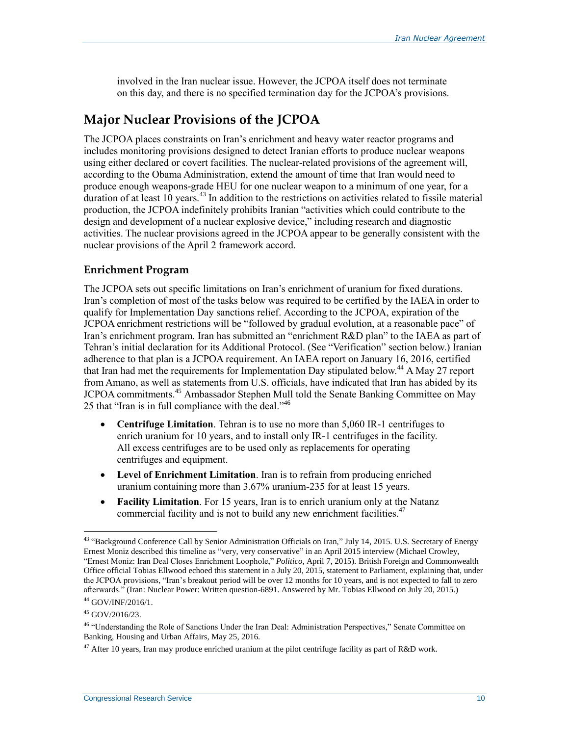involved in the Iran nuclear issue. However, the JCPOA itself does not terminate on this day, and there is no specified termination day for the JCPOA's provisions.

## Major Nuclear Provisions of the JCPOA

The JCPOA places constraints on Iran's enrichment and heavy water reactor programs and includes monitoring provisions designed to detect Iranian efforts to produce nuclear weapons using either declared or covert facilities. The nuclear-related provisions of the agreement will, according to the Obama Administration, extend the amount of time that Iran would need to produce enough weapons-grade HEU for one nuclear weapon to a minimum of one year, for a duration of at least 10 years.[43] In addition to the restrictions on activities related to fissile material production, the JCPOA indefinitely prohibits Iranian "activities which could contribute to the design and development of a nuclear explosive device," including research and diagnostic activities. The nuclear provisions agreed in the JCPOA appear to be generally consistent with the nuclear provisions of the April 2 framework accord.

### Enrichment Program

The JCPOA sets out specific limitations on Iran's enrichment of uranium for fixed durations. Iran's completion of most of the tasks below was required to be certified by the IAEA in order to qualify for Implementation Day sanctions relief. According to the JCPOA, expiration of the JCPOA enrichment restrictions will be "followed by gradual evolution, at a reasonable pace" of Iran's enrichment program. Iran has submitted an "enrichment R&D plan" to the IAEA as part of Tehran's initial declaration for its Additional Protocol. (See "Verification" section below.) Iranian adherence to that plan is a JCPOA requirement. An IAEA report on January 16, 2016, certified that Iran had met the requirements for Implementation Day stipulated below.[44] A May 27 report from Amano, as well as statements from U.S. officials, have indicated that Iran has abided by its JCPOA commitments.[45] Ambassador Stephen Mull told the Senate Banking Committee on May 25 that "Iran is in full compliance with the deal."[46]

- **Centrifuge Limitation**. Tehran is to use no more than 5,060 IR-1 centrifuges to enrich uranium for 10 years, and to install only IR-1 centrifuges in the facility. All excess centrifuges are to be used only as replacements for operating centrifuges and equipment.
- **Level of Enrichment Limitation**. Iran is to refrain from producing enriched uranium containing more than 3.67% uranium-235 for at least 15 years.
- **Facility Limitation**. For 15 years, Iran is to enrich uranium only at the Natanz commercial facility and is not to build any new enrichment facilities.[47]

---

[43] "Background Conference Call by Senior Administration Officials on Iran," July 14, 2015. U.S. Secretary of Energy Ernest Moniz described this timeline as "very, very conservative" in an April 2015 interview (Michael Crowley, "Ernest Moniz: Iran Deal Closes Enrichment Loophole," *Politico*, April 7, 2015). British Foreign and Commonwealth Office official Tobias Ellwood echoed this statement in a July 20, 2015, statement to Parliament, explaining that, under the JCPOA provisions, "Iran's breakout period will be over 12 months for 10 years, and is not expected to fall to zero afterwards." (Iran: Nuclear Power: Written question-6891. Answered by Mr. Tobias Ellwood on July 20, 2015.)

[44] GOV/INF/2016/1.

[45] GOV/2016/23.

[46] "Understanding the Role of Sanctions Under the Iran Deal: Administration Perspectives," Senate Committee on Banking, Housing and Urban Affairs, May 25, 2016.

[47] After 10 years, Iran may produce enriched uranium at the pilot centrifuge facility as part of R&D work.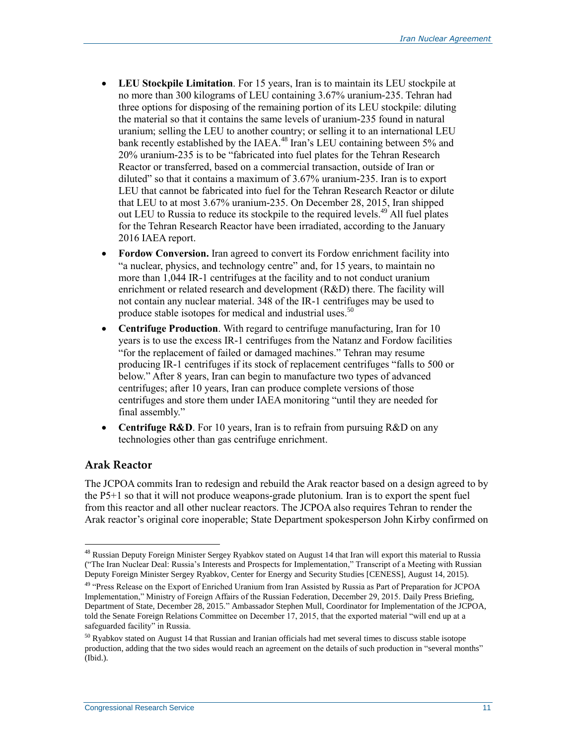- **LEU Stockpile Limitation**. For 15 years, Iran is to maintain its LEU stockpile at no more than 300 kilograms of LEU containing 3.67% uranium-235. Tehran had three options for disposing of the remaining portion of its LEU stockpile: diluting the material so that it contains the same levels of uranium-235 found in natural uranium; selling the LEU to another country; or selling it to an international LEU bank recently established by the IAEA.[48] Iran's LEU containing between 5% and 20% uranium-235 is to be "fabricated into fuel plates for the Tehran Research Reactor or transferred, based on a commercial transaction, outside of Iran or diluted" so that it contains a maximum of 3.67% uranium-235. Iran is to export LEU that cannot be fabricated into fuel for the Tehran Research Reactor or dilute that LEU to at most 3.67% uranium-235. On December 28, 2015, Iran shipped out LEU to Russia to reduce its stockpile to the required levels.[49] All fuel plates for the Tehran Research Reactor have been irradiated, according to the January 2016 IAEA report.
- **Fordow Conversion.** Iran agreed to convert its Fordow enrichment facility into "a nuclear, physics, and technology centre" and, for 15 years, to maintain no more than 1,044 IR-1 centrifuges at the facility and to not conduct uranium enrichment or related research and development (R&D) there. The facility will not contain any nuclear material. 348 of the IR-1 centrifuges may be used to produce stable isotopes for medical and industrial uses.[50]
- **Centrifuge Production**. With regard to centrifuge manufacturing, Iran for 10 years is to use the excess IR-1 centrifuges from the Natanz and Fordow facilities "for the replacement of failed or damaged machines." Tehran may resume producing IR-1 centrifuges if its stock of replacement centrifuges "falls to 500 or below." After 8 years, Iran can begin to manufacture two types of advanced centrifuges; after 10 years, Iran can produce complete versions of those centrifuges and store them under IAEA monitoring "until they are needed for final assembly."
- **Centrifuge R&D**. For 10 years, Iran is to refrain from pursuing R&D on any technologies other than gas centrifuge enrichment.

### Arak Reactor

The JCPOA commits Iran to redesign and rebuild the Arak reactor based on a design agreed to by the P5+1 so that it will not produce weapons-grade plutonium. Iran is to export the spent fuel from this reactor and all other nuclear reactors. The JCPOA also requires Tehran to render the Arak reactor's original core inoperable; State Department spokesperson John Kirby confirmed on

---

[48] Russian Deputy Foreign Minister Sergey Ryabkov stated on August 14 that Iran will export this material to Russia ("The Iran Nuclear Deal: Russia's Interests and Prospects for Implementation," Transcript of a Meeting with Russian Deputy Foreign Minister Sergey Ryabkov, Center for Energy and Security Studies [CENESS], August 14, 2015).

[49] "Press Release on the Export of Enriched Uranium from Iran Assisted by Russia as Part of Preparation for JCPOA Implementation," Ministry of Foreign Affairs of the Russian Federation, December 29, 2015. Daily Press Briefing, Department of State, December 28, 2015." Ambassador Stephen Mull, Coordinator for Implementation of the JCPOA, told the Senate Foreign Relations Committee on December 17, 2015, that the exported material "will end up at a safeguarded facility" in Russia.

[50] Ryabkov stated on August 14 that Russian and Iranian officials had met several times to discuss stable isotope production, adding that the two sides would reach an agreement on the details of such production in "several months" (Ibid.).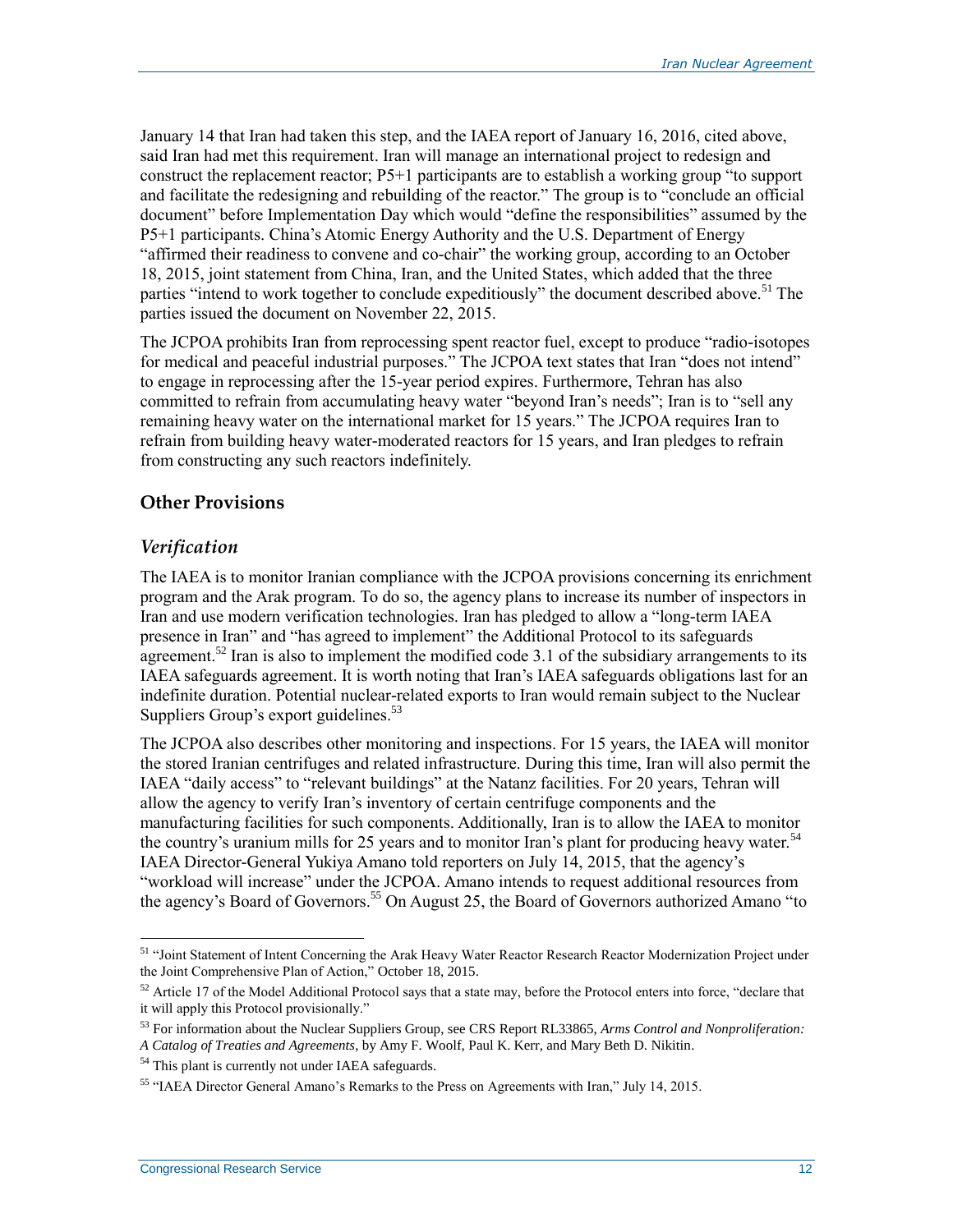January 14 that Iran had taken this step, and the IAEA report of January 16, 2016, cited above, said Iran had met this requirement. Iran will manage an international project to redesign and construct the replacement reactor; P5+1 participants are to establish a working group "to support and facilitate the redesigning and rebuilding of the reactor." The group is to "conclude an official document" before Implementation Day which would "define the responsibilities" assumed by the P5+1 participants. China's Atomic Energy Authority and the U.S. Department of Energy "affirmed their readiness to convene and co-chair" the working group, according to an October 18, 2015, joint statement from China, Iran, and the United States, which added that the three parties "intend to work together to conclude expeditiously" the document described above.[51] The parties issued the document on November 22, 2015.

The JCPOA prohibits Iran from reprocessing spent reactor fuel, except to produce "radio-isotopes for medical and peaceful industrial purposes." The JCPOA text states that Iran "does not intend" to engage in reprocessing after the 15-year period expires. Furthermore, Tehran has also committed to refrain from accumulating heavy water "beyond Iran's needs"; Iran is to "sell any remaining heavy water on the international market for 15 years." The JCPOA requires Iran to refrain from building heavy water-moderated reactors for 15 years, and Iran pledges to refrain from constructing any such reactors indefinitely.

## Other Provisions

### *Verification*

The IAEA is to monitor Iranian compliance with the JCPOA provisions concerning its enrichment program and the Arak program. To do so, the agency plans to increase its number of inspectors in Iran and use modern verification technologies. Iran has pledged to allow a "long-term IAEA presence in Iran" and "has agreed to implement" the Additional Protocol to its safeguards agreement.[52] Iran is also to implement the modified code 3.1 of the subsidiary arrangements to its IAEA safeguards agreement. It is worth noting that Iran's IAEA safeguards obligations last for an indefinite duration. Potential nuclear-related exports to Iran would remain subject to the Nuclear Suppliers Group's export guidelines.[53]

The JCPOA also describes other monitoring and inspections. For 15 years, the IAEA will monitor the stored Iranian centrifuges and related infrastructure. During this time, Iran will also permit the IAEA "daily access" to "relevant buildings" at the Natanz facilities. For 20 years, Tehran will allow the agency to verify Iran's inventory of certain centrifuge components and the manufacturing facilities for such components. Additionally, Iran is to allow the IAEA to monitor the country's uranium mills for 25 years and to monitor Iran's plant for producing heavy water.[54] IAEA Director-General Yukiya Amano told reporters on July 14, 2015, that the agency's "workload will increase" under the JCPOA. Amano intends to request additional resources from the agency's Board of Governors.[55] On August 25, the Board of Governors authorized Amano "to

---

[51] "Joint Statement of Intent Concerning the Arak Heavy Water Reactor Research Reactor Modernization Project under the Joint Comprehensive Plan of Action," October 18, 2015.

[52] Article 17 of the Model Additional Protocol says that a state may, before the Protocol enters into force, "declare that it will apply this Protocol provisionally."

[53] For information about the Nuclear Suppliers Group, see CRS Report RL33865, *Arms Control and Nonproliferation: A Catalog of Treaties and Agreements*, by Amy F. Woolf, Paul K. Kerr, and Mary Beth D. Nikitin.

[54] This plant is currently not under IAEA safeguards.

[55] "IAEA Director General Amano's Remarks to the Press on Agreements with Iran," July 14, 2015.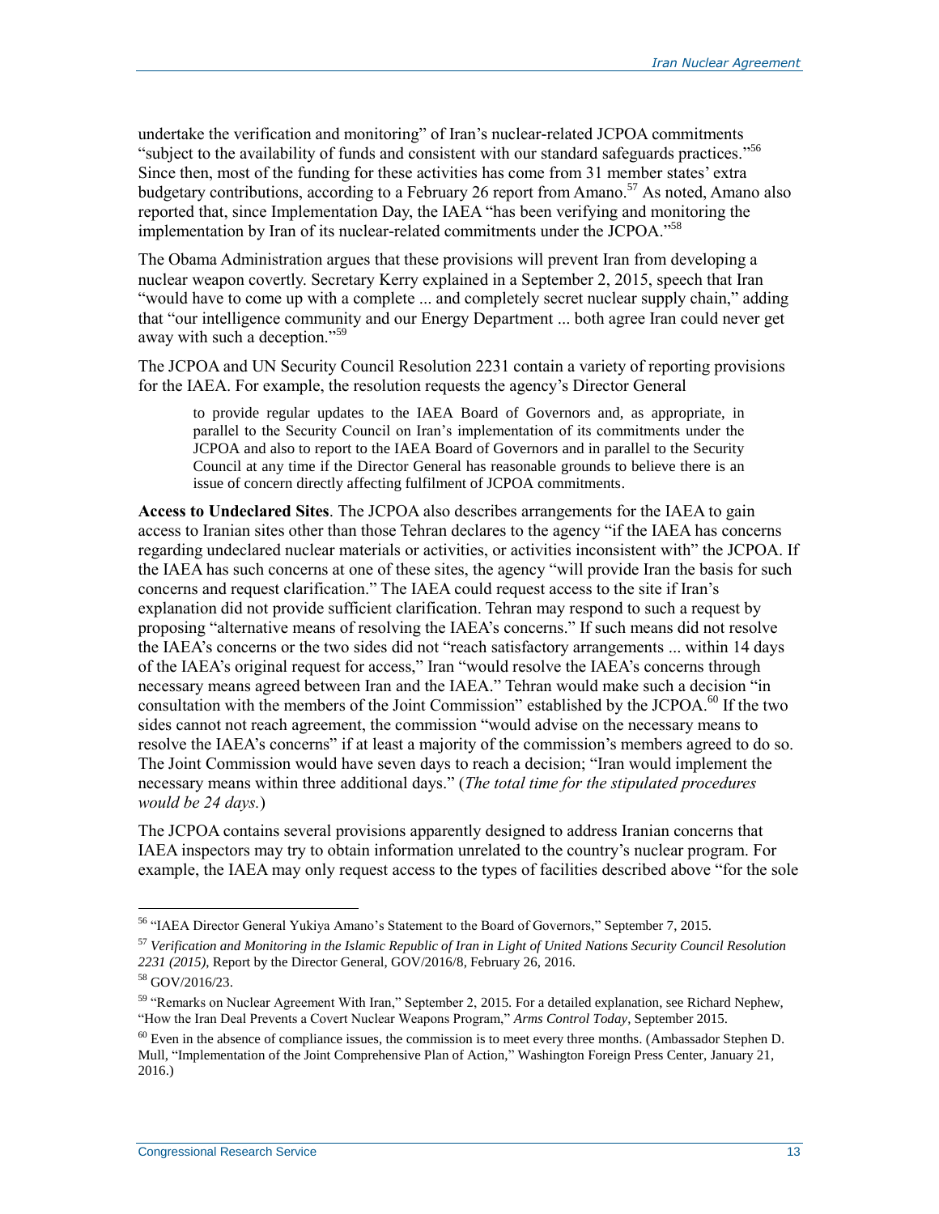undertake the verification and monitoring" of Iran's nuclear-related JCPOA commitments "subject to the availability of funds and consistent with our standard safeguards practices."[56] Since then, most of the funding for these activities has come from 31 member states' extra budgetary contributions, according to a February 26 report from Amano.[57] As noted, Amano also reported that, since Implementation Day, the IAEA "has been verifying and monitoring the implementation by Iran of its nuclear-related commitments under the JCPOA."[58]

The Obama Administration argues that these provisions will prevent Iran from developing a nuclear weapon covertly. Secretary Kerry explained in a September 2, 2015, speech that Iran "would have to come up with a complete ... and completely secret nuclear supply chain," adding that "our intelligence community and our Energy Department ... both agree Iran could never get away with such a deception."[59]

The JCPOA and UN Security Council Resolution 2231 contain a variety of reporting provisions for the IAEA. For example, the resolution requests the agency's Director General

> to provide regular updates to the IAEA Board of Governors and, as appropriate, in parallel to the Security Council on Iran's implementation of its commitments under the JCPOA and also to report to the IAEA Board of Governors and in parallel to the Security Council at any time if the Director General has reasonable grounds to believe there is an issue of concern directly affecting fulfilment of JCPOA commitments.

**Access to Undeclared Sites**. The JCPOA also describes arrangements for the IAEA to gain access to Iranian sites other than those Tehran declares to the agency "if the IAEA has concerns regarding undeclared nuclear materials or activities, or activities inconsistent with" the JCPOA. If the IAEA has such concerns at one of these sites, the agency "will provide Iran the basis for such concerns and request clarification." The IAEA could request access to the site if Iran's explanation did not provide sufficient clarification. Tehran may respond to such a request by proposing "alternative means of resolving the IAEA's concerns." If such means did not resolve the IAEA's concerns or the two sides did not "reach satisfactory arrangements ... within 14 days of the IAEA's original request for access," Iran "would resolve the IAEA's concerns through necessary means agreed between Iran and the IAEA." Tehran would make such a decision "in consultation with the members of the Joint Commission" established by the JCPOA.[60] If the two sides cannot not reach agreement, the commission "would advise on the necessary means to resolve the IAEA's concerns" if at least a majority of the commission's members agreed to do so. The Joint Commission would have seven days to reach a decision; "Iran would implement the necessary means within three additional days." (*The total time for the stipulated procedures would be 24 days.*)

The JCPOA contains several provisions apparently designed to address Iranian concerns that IAEA inspectors may try to obtain information unrelated to the country's nuclear program. For example, the IAEA may only request access to the types of facilities described above "for the sole

---

[56] "IAEA Director General Yukiya Amano's Statement to the Board of Governors," September 7, 2015.

[57] *Verification and Monitoring in the Islamic Republic of Iran in Light of United Nations Security Council Resolution 2231 (2015)*, Report by the Director General, GOV/2016/8, February 26, 2016.

[58] GOV/2016/23.

[59] "Remarks on Nuclear Agreement With Iran," September 2, 2015. For a detailed explanation, see Richard Nephew, "How the Iran Deal Prevents a Covert Nuclear Weapons Program," *Arms Control Today*, September 2015.

[60] Even in the absence of compliance issues, the commission is to meet every three months. (Ambassador Stephen D. Mull, "Implementation of the Joint Comprehensive Plan of Action," Washington Foreign Press Center, January 21, 2016.)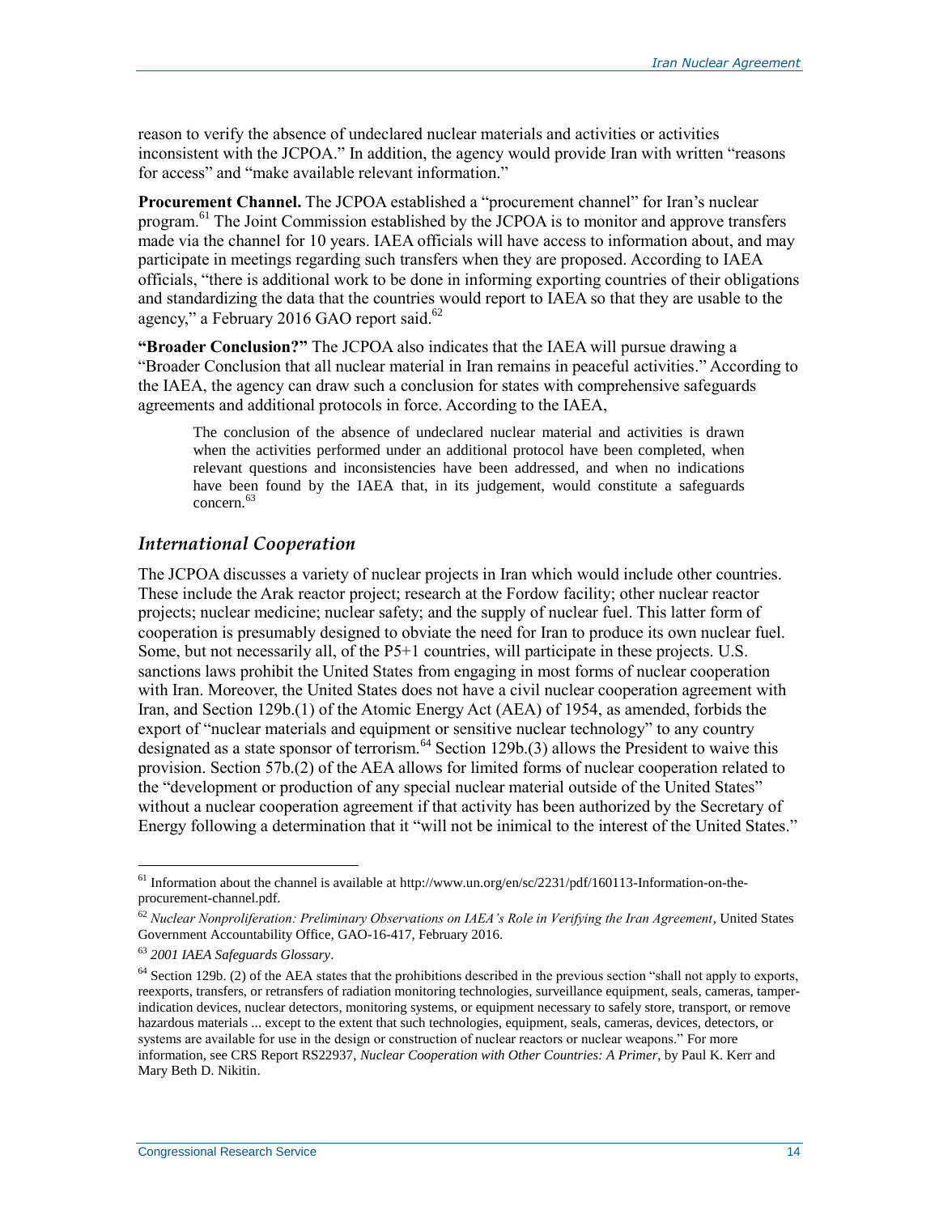reason to verify the absence of undeclared nuclear materials and activities or activities inconsistent with the JCPOA." In addition, the agency would provide Iran with written "reasons for access" and "make available relevant information."

**Procurement Channel.** The JCPOA established a "procurement channel" for Iran's nuclear program.[61] The Joint Commission established by the JCPOA is to monitor and approve transfers made via the channel for 10 years. IAEA officials will have access to information about, and may participate in meetings regarding such transfers when they are proposed. According to IAEA officials, "there is additional work to be done in informing exporting countries of their obligations and standardizing the data that the countries would report to IAEA so that they are usable to the agency," a February 2016 GAO report said.[62]

**"Broader Conclusion?"** The JCPOA also indicates that the IAEA will pursue drawing a "Broader Conclusion that all nuclear material in Iran remains in peaceful activities." According to the IAEA, the agency can draw such a conclusion for states with comprehensive safeguards agreements and additional protocols in force. According to the IAEA,

> The conclusion of the absence of undeclared nuclear material and activities is drawn when the activities performed under an additional protocol have been completed, when relevant questions and inconsistencies have been addressed, and when no indications have been found by the IAEA that, in its judgement, would constitute a safeguards concern.[63]

### *International Cooperation*

The JCPOA discusses a variety of nuclear projects in Iran which would include other countries. These include the Arak reactor project; research at the Fordow facility; other nuclear reactor projects; nuclear medicine; nuclear safety; and the supply of nuclear fuel. This latter form of cooperation is presumably designed to obviate the need for Iran to produce its own nuclear fuel. Some, but not necessarily all, of the P5+1 countries, will participate in these projects. U.S. sanctions laws prohibit the United States from engaging in most forms of nuclear cooperation with Iran. Moreover, the United States does not have a civil nuclear cooperation agreement with Iran, and Section 129b.(1) of the Atomic Energy Act (AEA) of 1954, as amended, forbids the export of "nuclear materials and equipment or sensitive nuclear technology" to any country designated as a state sponsor of terrorism.[64] Section 129b.(3) allows the President to waive this provision. Section 57b.(2) of the AEA allows for limited forms of nuclear cooperation related to the "development or production of any special nuclear material outside of the United States" without a nuclear cooperation agreement if that activity has been authorized by the Secretary of Energy following a determination that it "will not be inimical to the interest of the United States."

---

[61] Information about the channel is available at http://www.un.org/en/sc/2231/pdf/160113-Information-on-the-procurement-channel.pdf.

[62] *Nuclear Nonproliferation: Preliminary Observations on IAEA's Role in Verifying the Iran Agreement*, United States Government Accountability Office, GAO-16-417, February 2016.

[63] *2001 IAEA Safeguards Glossary*.

[64] Section 129b. (2) of the AEA states that the prohibitions described in the previous section "shall not apply to exports, reexports, transfers, or retransfers of radiation monitoring technologies, surveillance equipment, seals, cameras, tamper-indication devices, nuclear detectors, monitoring systems, or equipment necessary to safely store, transport, or remove hazardous materials ... except to the extent that such technologies, equipment, seals, cameras, devices, detectors, or systems are available for use in the design or construction of nuclear reactors or nuclear weapons." For more information, see CRS Report RS22937, *Nuclear Cooperation with Other Countries: A Primer*, by Paul K. Kerr and Mary Beth D. Nikitin.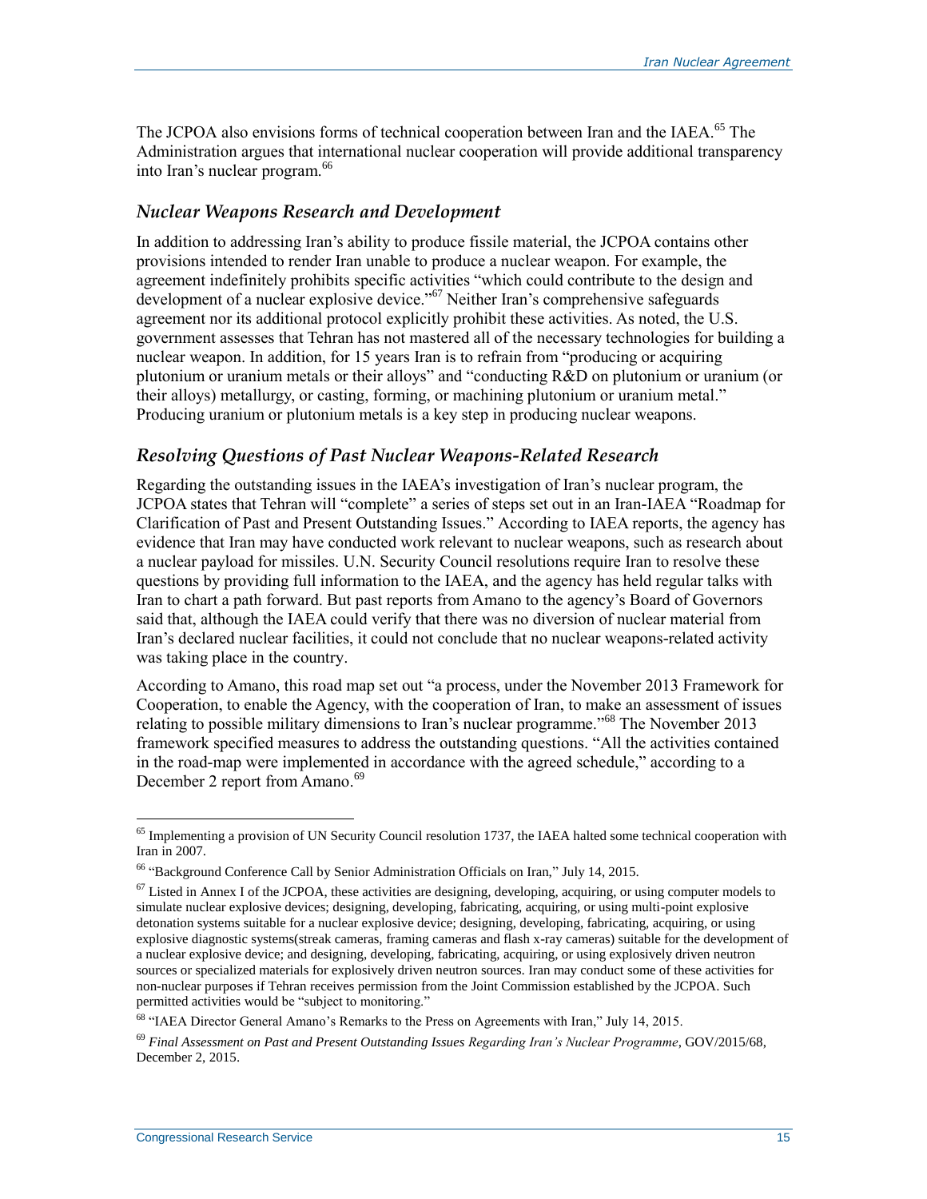The JCPOA also envisions forms of technical cooperation between Iran and the IAEA.[65] The Administration argues that international nuclear cooperation will provide additional transparency into Iran's nuclear program.[66]

### *Nuclear Weapons Research and Development*

In addition to addressing Iran's ability to produce fissile material, the JCPOA contains other provisions intended to render Iran unable to produce a nuclear weapon. For example, the agreement indefinitely prohibits specific activities "which could contribute to the design and development of a nuclear explosive device."[67] Neither Iran's comprehensive safeguards agreement nor its additional protocol explicitly prohibit these activities. As noted, the U.S. government assesses that Tehran has not mastered all of the necessary technologies for building a nuclear weapon. In addition, for 15 years Iran is to refrain from "producing or acquiring plutonium or uranium metals or their alloys" and "conducting R&D on plutonium or uranium (or their alloys) metallurgy, or casting, forming, or machining plutonium or uranium metal." Producing uranium or plutonium metals is a key step in producing nuclear weapons.

### *Resolving Questions of Past Nuclear Weapons-Related Research*

Regarding the outstanding issues in the IAEA's investigation of Iran's nuclear program, the JCPOA states that Tehran will "complete" a series of steps set out in an Iran-IAEA "Roadmap for Clarification of Past and Present Outstanding Issues." According to IAEA reports, the agency has evidence that Iran may have conducted work relevant to nuclear weapons, such as research about a nuclear payload for missiles. U.N. Security Council resolutions require Iran to resolve these questions by providing full information to the IAEA, and the agency has held regular talks with Iran to chart a path forward. But past reports from Amano to the agency's Board of Governors said that, although the IAEA could verify that there was no diversion of nuclear material from Iran's declared nuclear facilities, it could not conclude that no nuclear weapons-related activity was taking place in the country.

According to Amano, this road map set out "a process, under the November 2013 Framework for Cooperation, to enable the Agency, with the cooperation of Iran, to make an assessment of issues relating to possible military dimensions to Iran's nuclear programme."[68] The November 2013 framework specified measures to address the outstanding questions. "All the activities contained in the road-map were implemented in accordance with the agreed schedule," according to a December 2 report from Amano.[69]

---

[65] Implementing a provision of UN Security Council resolution 1737, the IAEA halted some technical cooperation with Iran in 2007.

[66] "Background Conference Call by Senior Administration Officials on Iran," July 14, 2015.

[67] Listed in Annex I of the JCPOA, these activities are designing, developing, acquiring, or using computer models to simulate nuclear explosive devices; designing, developing, fabricating, acquiring, or using multi-point explosive detonation systems suitable for a nuclear explosive device; designing, developing, fabricating, acquiring, or using explosive diagnostic systems(streak cameras, framing cameras and flash x-ray cameras) suitable for the development of a nuclear explosive device; and designing, developing, fabricating, acquiring, or using explosively driven neutron sources or specialized materials for explosively driven neutron sources. Iran may conduct some of these activities for non-nuclear purposes if Tehran receives permission from the Joint Commission established by the JCPOA. Such permitted activities would be "subject to monitoring."

[68] "IAEA Director General Amano's Remarks to the Press on Agreements with Iran," July 14, 2015.

[69] *Final Assessment on Past and Present Outstanding Issues Regarding Iran's Nuclear Programme*, GOV/2015/68, December 2, 2015.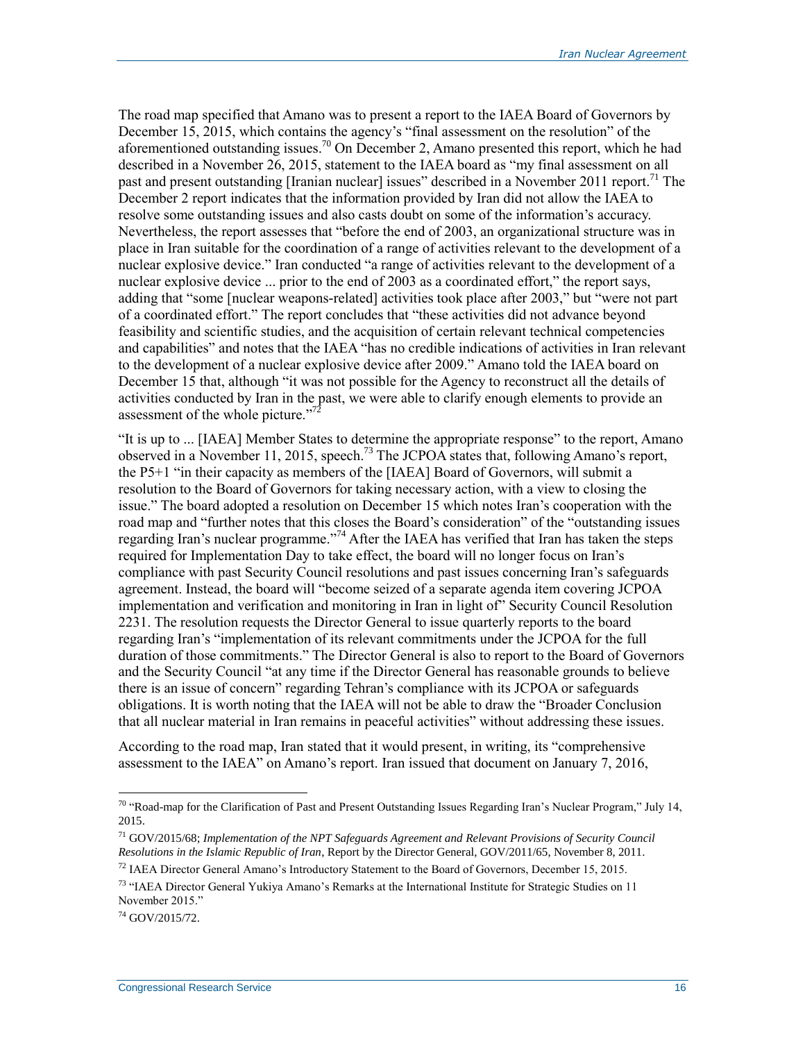The road map specified that Amano was to present a report to the IAEA Board of Governors by December 15, 2015, which contains the agency's "final assessment on the resolution" of the aforementioned outstanding issues.[70] On December 2, Amano presented this report, which he had described in a November 26, 2015, statement to the IAEA board as "my final assessment on all past and present outstanding [Iranian nuclear] issues" described in a November 2011 report.[71] The December 2 report indicates that the information provided by Iran did not allow the IAEA to resolve some outstanding issues and also casts doubt on some of the information's accuracy. Nevertheless, the report assesses that "before the end of 2003, an organizational structure was in place in Iran suitable for the coordination of a range of activities relevant to the development of a nuclear explosive device." Iran conducted "a range of activities relevant to the development of a nuclear explosive device ... prior to the end of 2003 as a coordinated effort," the report says, adding that "some [nuclear weapons-related] activities took place after 2003," but "were not part of a coordinated effort." The report concludes that "these activities did not advance beyond feasibility and scientific studies, and the acquisition of certain relevant technical competencies and capabilities" and notes that the IAEA "has no credible indications of activities in Iran relevant to the development of a nuclear explosive device after 2009." Amano told the IAEA board on December 15 that, although "it was not possible for the Agency to reconstruct all the details of activities conducted by Iran in the past, we were able to clarify enough elements to provide an assessment of the whole picture."[72]

"It is up to ... [IAEA] Member States to determine the appropriate response" to the report, Amano observed in a November 11, 2015, speech.[73] The JCPOA states that, following Amano's report, the P5+1 "in their capacity as members of the [IAEA] Board of Governors, will submit a resolution to the Board of Governors for taking necessary action, with a view to closing the issue." The board adopted a resolution on December 15 which notes Iran's cooperation with the road map and "further notes that this closes the Board's consideration" of the "outstanding issues regarding Iran's nuclear programme."[74] After the IAEA has verified that Iran has taken the steps required for Implementation Day to take effect, the board will no longer focus on Iran's compliance with past Security Council resolutions and past issues concerning Iran's safeguards agreement. Instead, the board will "become seized of a separate agenda item covering JCPOA implementation and verification and monitoring in Iran in light of" Security Council Resolution 2231. The resolution requests the Director General to issue quarterly reports to the board regarding Iran's "implementation of its relevant commitments under the JCPOA for the full duration of those commitments." The Director General is also to report to the Board of Governors and the Security Council "at any time if the Director General has reasonable grounds to believe there is an issue of concern" regarding Tehran's compliance with its JCPOA or safeguards obligations. It is worth noting that the IAEA will not be able to draw the "Broader Conclusion that all nuclear material in Iran remains in peaceful activities" without addressing these issues.

According to the road map, Iran stated that it would present, in writing, its "comprehensive assessment to the IAEA" on Amano's report. Iran issued that document on January 7, 2016,

---

[70] "Road-map for the Clarification of Past and Present Outstanding Issues Regarding Iran's Nuclear Program," July 14, 2015.

[71] GOV/2015/68; *Implementation of the NPT Safeguards Agreement and Relevant Provisions of Security Council Resolutions in the Islamic Republic of Iran*, Report by the Director General, GOV/2011/65, November 8, 2011.

[72] IAEA Director General Amano's Introductory Statement to the Board of Governors, December 15, 2015.

[73] "IAEA Director General Yukiya Amano's Remarks at the International Institute for Strategic Studies on 11 November 2015."

[74] GOV/2015/72.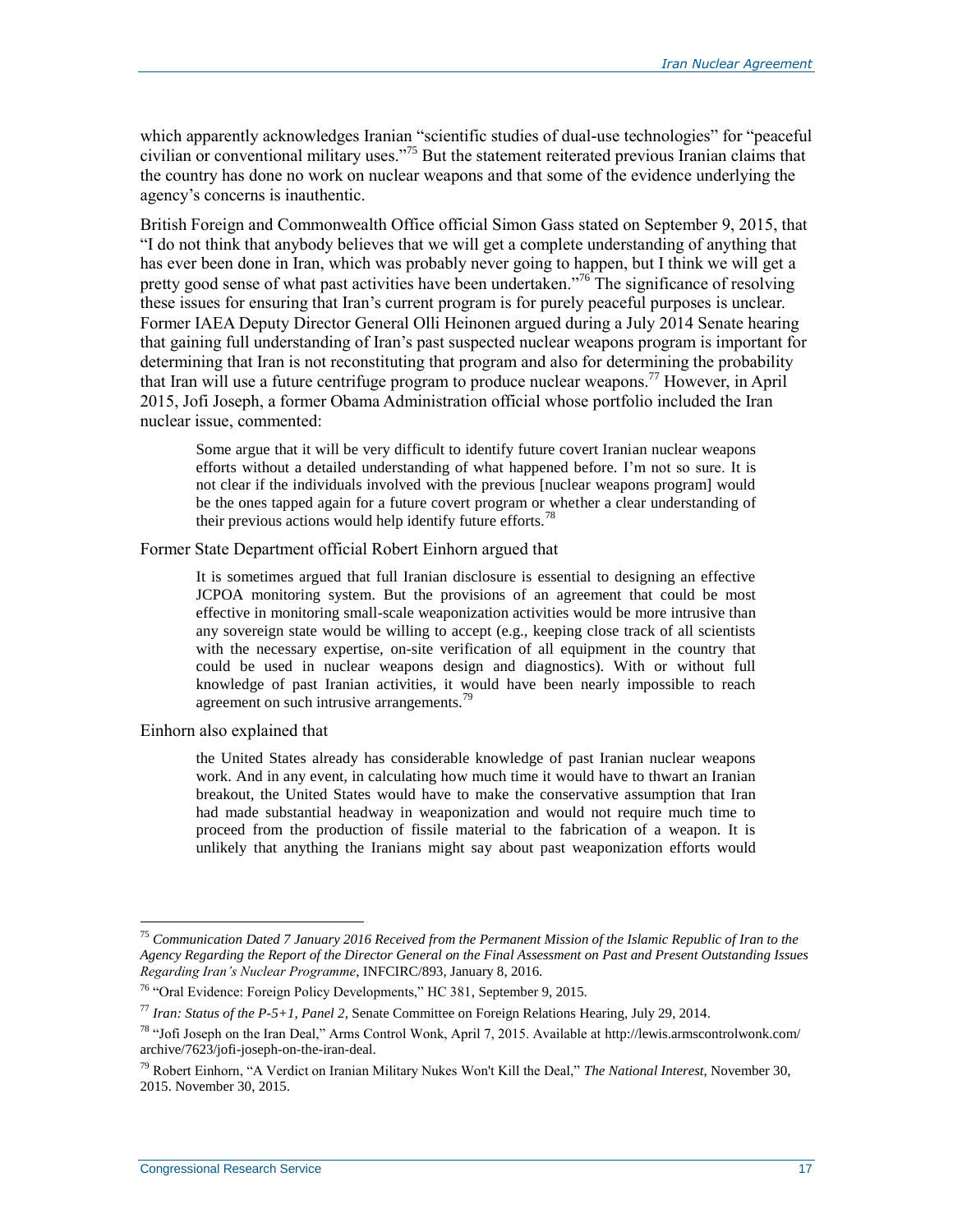which apparently acknowledges Iranian "scientific studies of dual-use technologies" for "peaceful civilian or conventional military uses."[75] But the statement reiterated previous Iranian claims that the country has done no work on nuclear weapons and that some of the evidence underlying the agency's concerns is inauthentic.

British Foreign and Commonwealth Office official Simon Gass stated on September 9, 2015, that "I do not think that anybody believes that we will get a complete understanding of anything that has ever been done in Iran, which was probably never going to happen, but I think we will get a pretty good sense of what past activities have been undertaken."[76] The significance of resolving these issues for ensuring that Iran's current program is for purely peaceful purposes is unclear. Former IAEA Deputy Director General Olli Heinonen argued during a July 2014 Senate hearing that gaining full understanding of Iran's past suspected nuclear weapons program is important for determining that Iran is not reconstituting that program and also for determining the probability that Iran will use a future centrifuge program to produce nuclear weapons.[77] However, in April 2015, Jofi Joseph, a former Obama Administration official whose portfolio included the Iran nuclear issue, commented:

> Some argue that it will be very difficult to identify future covert Iranian nuclear weapons efforts without a detailed understanding of what happened before. I'm not so sure. It is not clear if the individuals involved with the previous [nuclear weapons program] would be the ones tapped again for a future covert program or whether a clear understanding of their previous actions would help identify future efforts.[78]

Former State Department official Robert Einhorn argued that

> It is sometimes argued that full Iranian disclosure is essential to designing an effective JCPOA monitoring system. But the provisions of an agreement that could be most effective in monitoring small-scale weaponization activities would be more intrusive than any sovereign state would be willing to accept (e.g., keeping close track of all scientists with the necessary expertise, on-site verification of all equipment in the country that could be used in nuclear weapons design and diagnostics). With or without full knowledge of past Iranian activities, it would have been nearly impossible to reach agreement on such intrusive arrangements.[79]

Einhorn also explained that

> the United States already has considerable knowledge of past Iranian nuclear weapons work. And in any event, in calculating how much time it would have to thwart an Iranian breakout, the United States would have to make the conservative assumption that Iran had made substantial headway in weaponization and would not require much time to proceed from the production of fissile material to the fabrication of a weapon. It is unlikely that anything the Iranians might say about past weaponization efforts would

---

[75] *Communication Dated 7 January 2016 Received from the Permanent Mission of the Islamic Republic of Iran to the Agency Regarding the Report of the Director General on the Final Assessment on Past and Present Outstanding Issues Regarding Iran's Nuclear Programme*, INFCIRC/893, January 8, 2016.

[76] "Oral Evidence: Foreign Policy Developments," HC 381, September 9, 2015.

[77] *Iran: Status of the P-5+1, Panel 2*, Senate Committee on Foreign Relations Hearing, July 29, 2014.

[78] "Jofi Joseph on the Iran Deal," Arms Control Wonk, April 7, 2015. Available at http://lewis.armscontrolwonk.com/archive/7623/jofi-joseph-on-the-iran-deal.

[79] Robert Einhorn, "A Verdict on Iranian Military Nukes Won't Kill the Deal," *The National Interest*, November 30, 2015. November 30, 2015.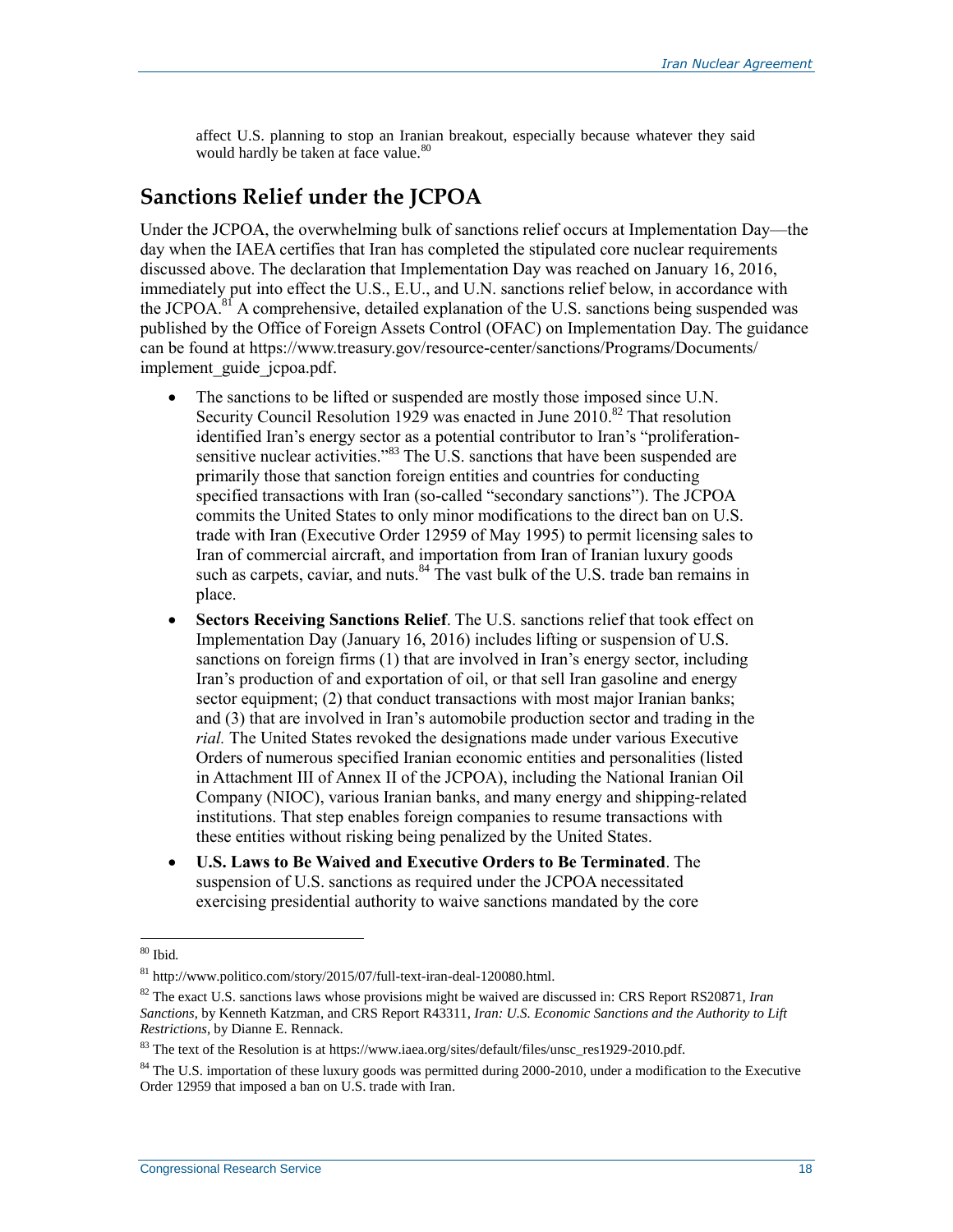affect U.S. planning to stop an Iranian breakout, especially because whatever they said would hardly be taken at face value.[80]

## Sanctions Relief under the JCPOA

Under the JCPOA, the overwhelming bulk of sanctions relief occurs at Implementation Day—the day when the IAEA certifies that Iran has completed the stipulated core nuclear requirements discussed above. The declaration that Implementation Day was reached on January 16, 2016, immediately put into effect the U.S., E.U., and U.N. sanctions relief below, in accordance with the JCPOA.[81] A comprehensive, detailed explanation of the U.S. sanctions being suspended was published by the Office of Foreign Assets Control (OFAC) on Implementation Day. The guidance can be found at https://www.treasury.gov/resource-center/sanctions/Programs/Documents/implement_guide_jcpoa.pdf.

- The sanctions to be lifted or suspended are mostly those imposed since U.N. Security Council Resolution 1929 was enacted in June 2010.[82] That resolution identified Iran's energy sector as a potential contributor to Iran's "proliferation-sensitive nuclear activities."[83] The U.S. sanctions that have been suspended are primarily those that sanction foreign entities and countries for conducting specified transactions with Iran (so-called "secondary sanctions"). The JCPOA commits the United States to only minor modifications to the direct ban on U.S. trade with Iran (Executive Order 12959 of May 1995) to permit licensing sales to Iran of commercial aircraft, and importation from Iran of Iranian luxury goods such as carpets, caviar, and nuts.[84] The vast bulk of the U.S. trade ban remains in place.
- **Sectors Receiving Sanctions Relief**. The U.S. sanctions relief that took effect on Implementation Day (January 16, 2016) includes lifting or suspension of U.S. sanctions on foreign firms (1) that are involved in Iran's energy sector, including Iran's production of and exportation of oil, or that sell Iran gasoline and energy sector equipment; (2) that conduct transactions with most major Iranian banks; and (3) that are involved in Iran's automobile production sector and trading in the *rial.* The United States revoked the designations made under various Executive Orders of numerous specified Iranian economic entities and personalities (listed in Attachment III of Annex II of the JCPOA), including the National Iranian Oil Company (NIOC), various Iranian banks, and many energy and shipping-related institutions. That step enables foreign companies to resume transactions with these entities without risking being penalized by the United States.
- **U.S. Laws to Be Waived and Executive Orders to Be Terminated**. The suspension of U.S. sanctions as required under the JCPOA necessitated exercising presidential authority to waive sanctions mandated by the core

---

[80] Ibid.

[81] http://www.politico.com/story/2015/07/full-text-iran-deal-120080.html.

[82] The exact U.S. sanctions laws whose provisions might be waived are discussed in: CRS Report RS20871, *Iran Sanctions*, by Kenneth Katzman, and CRS Report R43311, *Iran: U.S. Economic Sanctions and the Authority to Lift Restrictions*, by Dianne E. Rennack.

[83] The text of the Resolution is at https://www.iaea.org/sites/default/files/unsc_res1929-2010.pdf.

[84] The U.S. importation of these luxury goods was permitted during 2000-2010, under a modification to the Executive Order 12959 that imposed a ban on U.S. trade with Iran.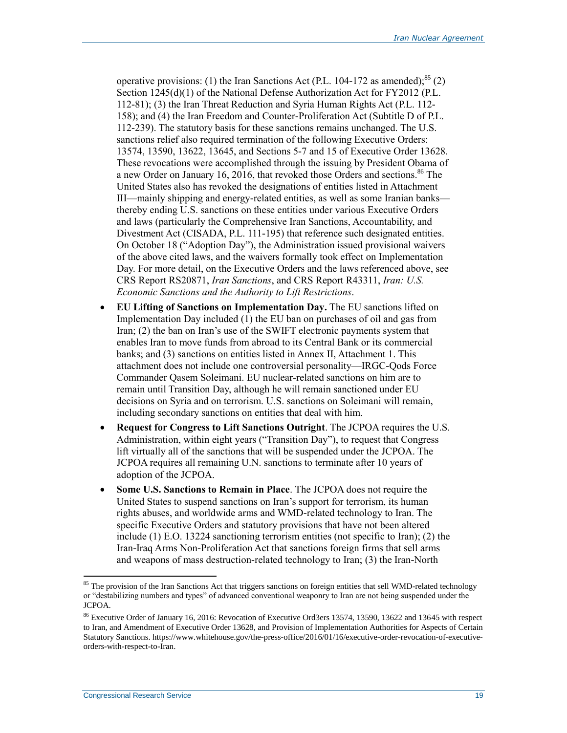operative provisions: (1) the Iran Sanctions Act (P.L. 104-172 as amended);[85] (2) Section 1245(d)(1) of the National Defense Authorization Act for FY2012 (P.L. 112-81); (3) the Iran Threat Reduction and Syria Human Rights Act (P.L. 112-158); and (4) the Iran Freedom and Counter-Proliferation Act (Subtitle D of P.L. 112-239). The statutory basis for these sanctions remains unchanged. The U.S. sanctions relief also required termination of the following Executive Orders: 13574, 13590, 13622, 13645, and Sections 5-7 and 15 of Executive Order 13628. These revocations were accomplished through the issuing by President Obama of a new Order on January 16, 2016, that revoked those Orders and sections.[86] The United States also has revoked the designations of entities listed in Attachment III—mainly shipping and energy-related entities, as well as some Iranian banks—thereby ending U.S. sanctions on these entities under various Executive Orders and laws (particularly the Comprehensive Iran Sanctions, Accountability, and Divestment Act (CISADA, P.L. 111-195) that reference such designated entities. On October 18 ("Adoption Day"), the Administration issued provisional waivers of the above cited laws, and the waivers formally took effect on Implementation Day. For more detail, on the Executive Orders and the laws referenced above, see CRS Report RS20871, *Iran Sanctions*, and CRS Report R43311, *Iran: U.S. Economic Sanctions and the Authority to Lift Restrictions*.

- **EU Lifting of Sanctions on Implementation Day.** The EU sanctions lifted on Implementation Day included (1) the EU ban on purchases of oil and gas from Iran; (2) the ban on Iran's use of the SWIFT electronic payments system that enables Iran to move funds from abroad to its Central Bank or its commercial banks; and (3) sanctions on entities listed in Annex II, Attachment 1. This attachment does not include one controversial personality—IRGC-Qods Force Commander Qasem Soleimani. EU nuclear-related sanctions on him are to remain until Transition Day, although he will remain sanctioned under EU decisions on Syria and on terrorism. U.S. sanctions on Soleimani will remain, including secondary sanctions on entities that deal with him.
- **Request for Congress to Lift Sanctions Outright**. The JCPOA requires the U.S. Administration, within eight years ("Transition Day"), to request that Congress lift virtually all of the sanctions that will be suspended under the JCPOA. The JCPOA requires all remaining U.N. sanctions to terminate after 10 years of adoption of the JCPOA.
- **Some U.S. Sanctions to Remain in Place**. The JCPOA does not require the United States to suspend sanctions on Iran's support for terrorism, its human rights abuses, and worldwide arms and WMD-related technology to Iran. The specific Executive Orders and statutory provisions that have not been altered include (1) E.O. 13224 sanctioning terrorism entities (not specific to Iran); (2) the Iran-Iraq Arms Non-Proliferation Act that sanctions foreign firms that sell arms and weapons of mass destruction-related technology to Iran; (3) the Iran-North

---

[85] The provision of the Iran Sanctions Act that triggers sanctions on foreign entities that sell WMD-related technology or "destabilizing numbers and types" of advanced conventional weaponry to Iran are not being suspended under the JCPOA.

[86] Executive Order of January 16, 2016: Revocation of Executive Ord3ers 13574, 13590, 13622 and 13645 with respect to Iran, and Amendment of Executive Order 13628, and Provision of Implementation Authorities for Aspects of Certain Statutory Sanctions. https://www.whitehouse.gov/the-press-office/2016/01/16/executive-order-revocation-of-executive-orders-with-respect-to-Iran.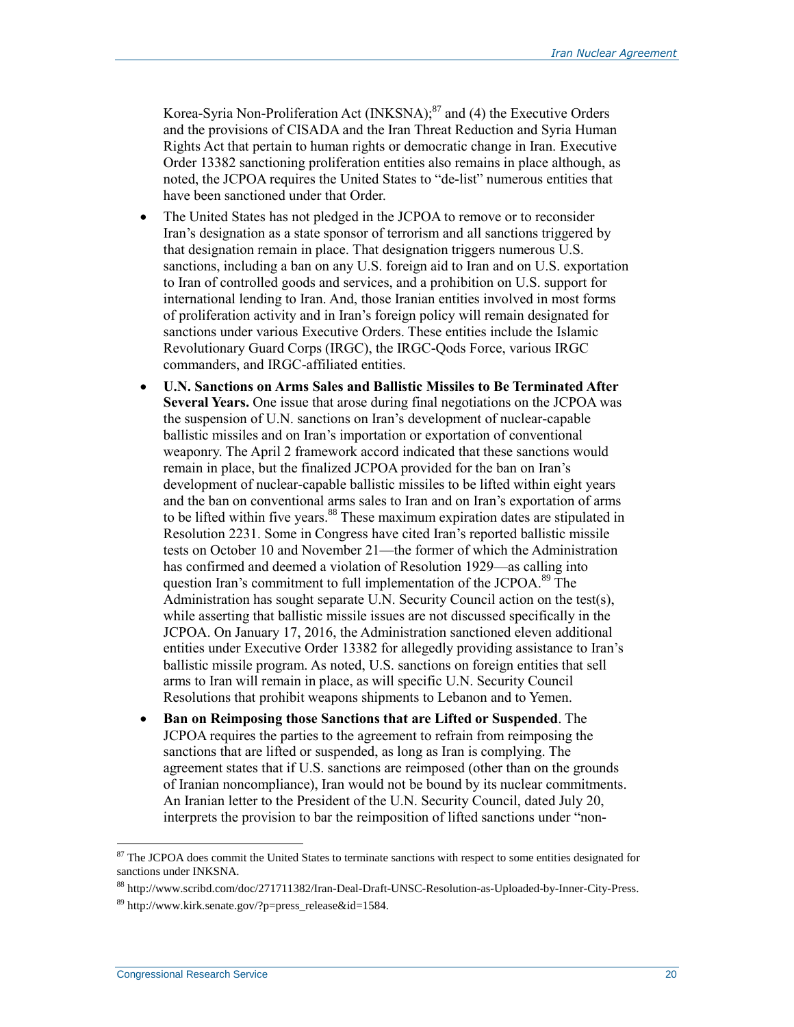Korea-Syria Non-Proliferation Act (INKSNA);[87] and (4) the Executive Orders and the provisions of CISADA and the Iran Threat Reduction and Syria Human Rights Act that pertain to human rights or democratic change in Iran. Executive Order 13382 sanctioning proliferation entities also remains in place although, as noted, the JCPOA requires the United States to "de-list" numerous entities that have been sanctioned under that Order.

- The United States has not pledged in the JCPOA to remove or to reconsider Iran's designation as a state sponsor of terrorism and all sanctions triggered by that designation remain in place. That designation triggers numerous U.S. sanctions, including a ban on any U.S. foreign aid to Iran and on U.S. exportation to Iran of controlled goods and services, and a prohibition on U.S. support for international lending to Iran. And, those Iranian entities involved in most forms of proliferation activity and in Iran's foreign policy will remain designated for sanctions under various Executive Orders. These entities include the Islamic Revolutionary Guard Corps (IRGC), the IRGC-Qods Force, various IRGC commanders, and IRGC-affiliated entities.
- **U.N. Sanctions on Arms Sales and Ballistic Missiles to Be Terminated After Several Years.** One issue that arose during final negotiations on the JCPOA was the suspension of U.N. sanctions on Iran's development of nuclear-capable ballistic missiles and on Iran's importation or exportation of conventional weaponry. The April 2 framework accord indicated that these sanctions would remain in place, but the finalized JCPOA provided for the ban on Iran's development of nuclear-capable ballistic missiles to be lifted within eight years and the ban on conventional arms sales to Iran and on Iran's exportation of arms to be lifted within five years.[88] These maximum expiration dates are stipulated in Resolution 2231. Some in Congress have cited Iran's reported ballistic missile tests on October 10 and November 21—the former of which the Administration has confirmed and deemed a violation of Resolution 1929—as calling into question Iran's commitment to full implementation of the JCPOA.[89] The Administration has sought separate U.N. Security Council action on the test(s), while asserting that ballistic missile issues are not discussed specifically in the JCPOA. On January 17, 2016, the Administration sanctioned eleven additional entities under Executive Order 13382 for allegedly providing assistance to Iran's ballistic missile program. As noted, U.S. sanctions on foreign entities that sell arms to Iran will remain in place, as will specific U.N. Security Council Resolutions that prohibit weapons shipments to Lebanon and to Yemen.
- **Ban on Reimposing those Sanctions that are Lifted or Suspended**. The JCPOA requires the parties to the agreement to refrain from reimposing the sanctions that are lifted or suspended, as long as Iran is complying. The agreement states that if U.S. sanctions are reimposed (other than on the grounds of Iranian noncompliance), Iran would not be bound by its nuclear commitments. An Iranian letter to the President of the U.N. Security Council, dated July 20, interprets the provision to bar the reimposition of lifted sanctions under "non-

[87] The JCPOA does commit the United States to terminate sanctions with respect to some entities designated for sanctions under INKSNA.

[88] http://www.scribd.com/doc/271711382/Iran-Deal-Draft-UNSC-Resolution-as-Uploaded-by-Inner-City-Press.

[89] http://www.kirk.senate.gov/?p=press_release&id=1584.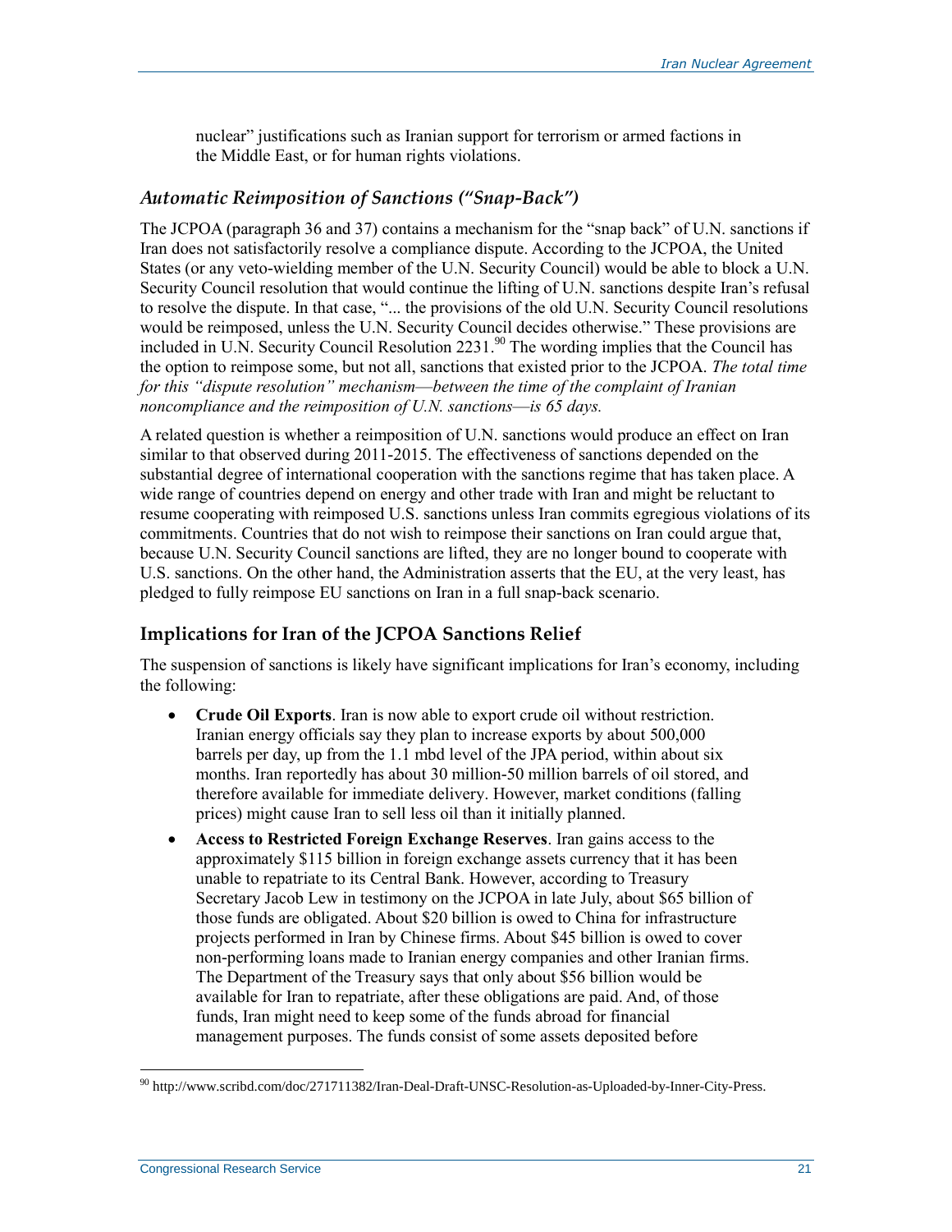nuclear" justifications such as Iranian support for terrorism or armed factions in the Middle East, or for human rights violations.

### *Automatic Reimposition of Sanctions ("Snap-Back")*

The JCPOA (paragraph 36 and 37) contains a mechanism for the "snap back" of U.N. sanctions if Iran does not satisfactorily resolve a compliance dispute. According to the JCPOA, the United States (or any veto-wielding member of the U.N. Security Council) would be able to block a U.N. Security Council resolution that would continue the lifting of U.N. sanctions despite Iran's refusal to resolve the dispute. In that case, "... the provisions of the old U.N. Security Council resolutions would be reimposed, unless the U.N. Security Council decides otherwise." These provisions are included in U.N. Security Council Resolution 2231.[90] The wording implies that the Council has the option to reimpose some, but not all, sanctions that existed prior to the JCPOA. *The total time for this "dispute resolution" mechanism—between the time of the complaint of Iranian noncompliance and the reimposition of U.N. sanctions—is 65 days.*

A related question is whether a reimposition of U.N. sanctions would produce an effect on Iran similar to that observed during 2011-2015. The effectiveness of sanctions depended on the substantial degree of international cooperation with the sanctions regime that has taken place. A wide range of countries depend on energy and other trade with Iran and might be reluctant to resume cooperating with reimposed U.S. sanctions unless Iran commits egregious violations of its commitments. Countries that do not wish to reimpose their sanctions on Iran could argue that, because U.N. Security Council sanctions are lifted, they are no longer bound to cooperate with U.S. sanctions. On the other hand, the Administration asserts that the EU, at the very least, has pledged to fully reimpose EU sanctions on Iran in a full snap-back scenario.

## Implications for Iran of the JCPOA Sanctions Relief

The suspension of sanctions is likely have significant implications for Iran's economy, including the following:

- **Crude Oil Exports**. Iran is now able to export crude oil without restriction. Iranian energy officials say they plan to increase exports by about 500,000 barrels per day, up from the 1.1 mbd level of the JPA period, within about six months. Iran reportedly has about 30 million-50 million barrels of oil stored, and therefore available for immediate delivery. However, market conditions (falling prices) might cause Iran to sell less oil than it initially planned.
- **Access to Restricted Foreign Exchange Reserves**. Iran gains access to the approximately $115 billion in foreign exchange assets currency that it has been unable to repatriate to its Central Bank. However, according to Treasury Secretary Jacob Lew in testimony on the JCPOA in late July, about $65 billion of those funds are obligated. About $20 billion is owed to China for infrastructure projects performed in Iran by Chinese firms. About $45 billion is owed to cover non-performing loans made to Iranian energy companies and other Iranian firms. The Department of the Treasury says that only about $56 billion would be available for Iran to repatriate, after these obligations are paid. And, of those funds, Iran might need to keep some of the funds abroad for financial management purposes. The funds consist of some assets deposited before

[90] http://www.scribd.com/doc/271711382/Iran-Deal-Draft-UNSC-Resolution-as-Uploaded-by-Inner-City-Press.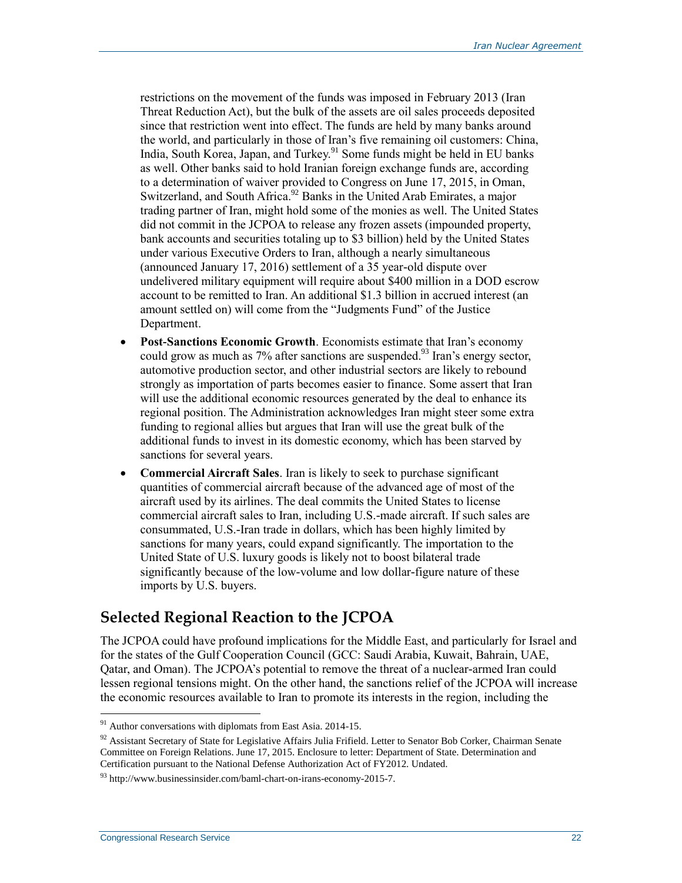restrictions on the movement of the funds was imposed in February 2013 (Iran Threat Reduction Act), but the bulk of the assets are oil sales proceeds deposited since that restriction went into effect. The funds are held by many banks around the world, and particularly in those of Iran's five remaining oil customers: China, India, South Korea, Japan, and Turkey.[91] Some funds might be held in EU banks as well. Other banks said to hold Iranian foreign exchange funds are, according to a determination of waiver provided to Congress on June 17, 2015, in Oman, Switzerland, and South Africa.[92] Banks in the United Arab Emirates, a major trading partner of Iran, might hold some of the monies as well. The United States did not commit in the JCPOA to release any frozen assets (impounded property, bank accounts and securities totaling up to $3 billion) held by the United States under various Executive Orders to Iran, although a nearly simultaneous (announced January 17, 2016) settlement of a 35 year-old dispute over undelivered military equipment will require about $400 million in a DOD escrow account to be remitted to Iran. An additional $1.3 billion in accrued interest (an amount settled on) will come from the "Judgments Fund" of the Justice Department.

- **Post-Sanctions Economic Growth**. Economists estimate that Iran's economy could grow as much as 7% after sanctions are suspended.[93] Iran's energy sector, automotive production sector, and other industrial sectors are likely to rebound strongly as importation of parts becomes easier to finance. Some assert that Iran will use the additional economic resources generated by the deal to enhance its regional position. The Administration acknowledges Iran might steer some extra funding to regional allies but argues that Iran will use the great bulk of the additional funds to invest in its domestic economy, which has been starved by sanctions for several years.
- **Commercial Aircraft Sales**. Iran is likely to seek to purchase significant quantities of commercial aircraft because of the advanced age of most of the aircraft used by its airlines. The deal commits the United States to license commercial aircraft sales to Iran, including U.S.-made aircraft. If such sales are consummated, U.S.-Iran trade in dollars, which has been highly limited by sanctions for many years, could expand significantly. The importation to the United State of U.S. luxury goods is likely not to boost bilateral trade significantly because of the low-volume and low dollar-figure nature of these imports by U.S. buyers.

## Selected Regional Reaction to the JCPOA

The JCPOA could have profound implications for the Middle East, and particularly for Israel and for the states of the Gulf Cooperation Council (GCC: Saudi Arabia, Kuwait, Bahrain, UAE, Qatar, and Oman). The JCPOA's potential to remove the threat of a nuclear-armed Iran could lessen regional tensions might. On the other hand, the sanctions relief of the JCPOA will increase the economic resources available to Iran to promote its interests in the region, including the

---

[91] Author conversations with diplomats from East Asia. 2014-15.

[92] Assistant Secretary of State for Legislative Affairs Julia Frifield. Letter to Senator Bob Corker, Chairman Senate Committee on Foreign Relations. June 17, 2015. Enclosure to letter: Department of State. Determination and Certification pursuant to the National Defense Authorization Act of FY2012. Undated.

[93] http://www.businessinsider.com/baml-chart-on-irans-economy-2015-7.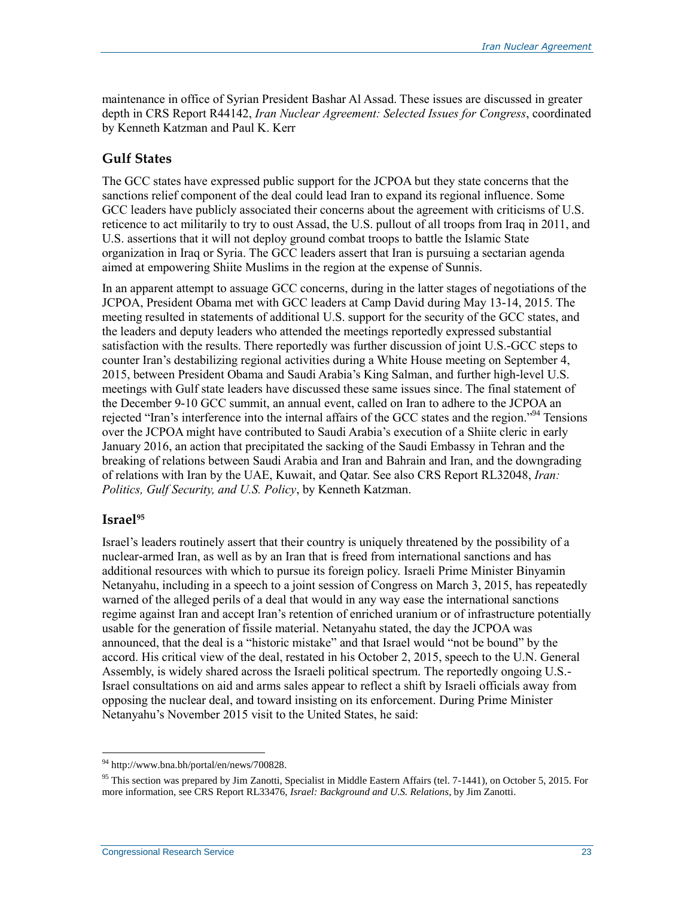maintenance in office of Syrian President Bashar Al Assad. These issues are discussed in greater depth in CRS Report R44142, *Iran Nuclear Agreement: Selected Issues for Congress*, coordinated by Kenneth Katzman and Paul K. Kerr

## Gulf States

The GCC states have expressed public support for the JCPOA but they state concerns that the sanctions relief component of the deal could lead Iran to expand its regional influence. Some GCC leaders have publicly associated their concerns about the agreement with criticisms of U.S. reticence to act militarily to try to oust Assad, the U.S. pullout of all troops from Iraq in 2011, and U.S. assertions that it will not deploy ground combat troops to battle the Islamic State organization in Iraq or Syria. The GCC leaders assert that Iran is pursuing a sectarian agenda aimed at empowering Shiite Muslims in the region at the expense of Sunnis.

In an apparent attempt to assuage GCC concerns, during in the latter stages of negotiations of the JCPOA, President Obama met with GCC leaders at Camp David during May 13-14, 2015. The meeting resulted in statements of additional U.S. support for the security of the GCC states, and the leaders and deputy leaders who attended the meetings reportedly expressed substantial satisfaction with the results. There reportedly was further discussion of joint U.S.-GCC steps to counter Iran's destabilizing regional activities during a White House meeting on September 4, 2015, between President Obama and Saudi Arabia's King Salman, and further high-level U.S. meetings with Gulf state leaders have discussed these same issues since. The final statement of the December 9-10 GCC summit, an annual event, called on Iran to adhere to the JCPOA an rejected "Iran's interference into the internal affairs of the GCC states and the region."[94] Tensions over the JCPOA might have contributed to Saudi Arabia's execution of a Shiite cleric in early January 2016, an action that precipitated the sacking of the Saudi Embassy in Tehran and the breaking of relations between Saudi Arabia and Iran and Bahrain and Iran, and the downgrading of relations with Iran by the UAE, Kuwait, and Qatar. See also CRS Report RL32048, *Iran: Politics, Gulf Security, and U.S. Policy*, by Kenneth Katzman.

### Israel[95]

Israel's leaders routinely assert that their country is uniquely threatened by the possibility of a nuclear-armed Iran, as well as by an Iran that is freed from international sanctions and has additional resources with which to pursue its foreign policy. Israeli Prime Minister Binyamin Netanyahu, including in a speech to a joint session of Congress on March 3, 2015, has repeatedly warned of the alleged perils of a deal that would in any way ease the international sanctions regime against Iran and accept Iran's retention of enriched uranium or of infrastructure potentially usable for the generation of fissile material. Netanyahu stated, the day the JCPOA was announced, that the deal is a "historic mistake" and that Israel would "not be bound" by the accord. His critical view of the deal, restated in his October 2, 2015, speech to the U.N. General Assembly, is widely shared across the Israeli political spectrum. The reportedly ongoing U.S.-Israel consultations on aid and arms sales appear to reflect a shift by Israeli officials away from opposing the nuclear deal, and toward insisting on its enforcement. During Prime Minister Netanyahu's November 2015 visit to the United States, he said:

---

[94] http://www.bna.bh/portal/en/news/700828.

[95] This section was prepared by Jim Zanotti, Specialist in Middle Eastern Affairs (tel. 7-1441), on October 5, 2015. For more information, see CRS Report RL33476, *Israel: Background and U.S. Relations*, by Jim Zanotti.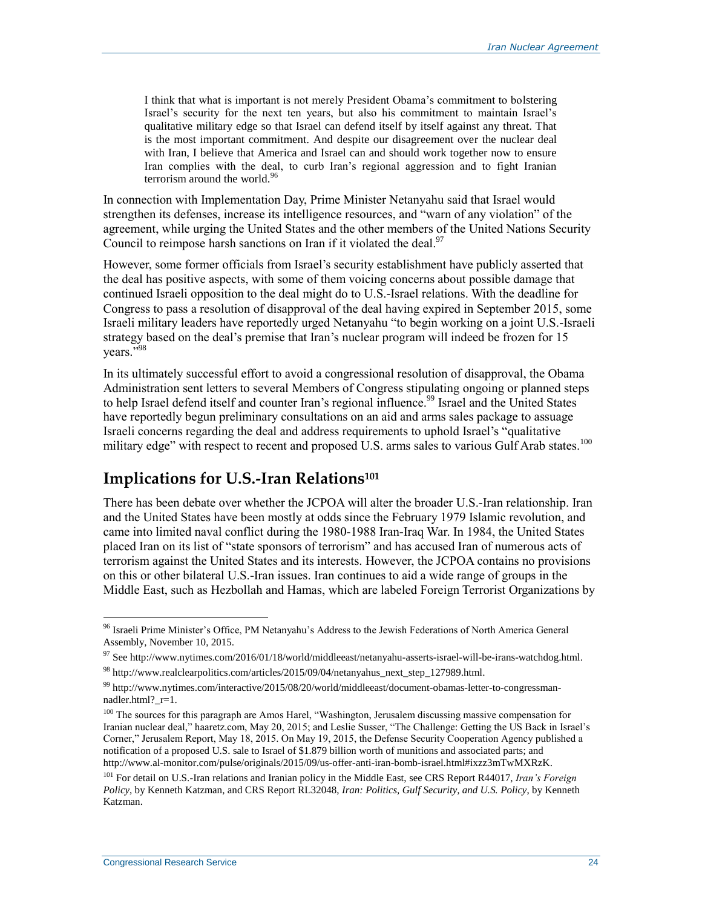> I think that what is important is not merely President Obama's commitment to bolstering Israel's security for the next ten years, but also his commitment to maintain Israel's qualitative military edge so that Israel can defend itself by itself against any threat. That is the most important commitment. And despite our disagreement over the nuclear deal with Iran, I believe that America and Israel can and should work together now to ensure Iran complies with the deal, to curb Iran's regional aggression and to fight Iranian terrorism around the world.[96]

In connection with Implementation Day, Prime Minister Netanyahu said that Israel would strengthen its defenses, increase its intelligence resources, and "warn of any violation" of the agreement, while urging the United States and the other members of the United Nations Security Council to reimpose harsh sanctions on Iran if it violated the deal.[97]

However, some former officials from Israel's security establishment have publicly asserted that the deal has positive aspects, with some of them voicing concerns about possible damage that continued Israeli opposition to the deal might do to U.S.-Israel relations. With the deadline for Congress to pass a resolution of disapproval of the deal having expired in September 2015, some Israeli military leaders have reportedly urged Netanyahu "to begin working on a joint U.S.-Israeli strategy based on the deal's premise that Iran's nuclear program will indeed be frozen for 15 years."[98]

In its ultimately successful effort to avoid a congressional resolution of disapproval, the Obama Administration sent letters to several Members of Congress stipulating ongoing or planned steps to help Israel defend itself and counter Iran's regional influence.[99] Israel and the United States have reportedly begun preliminary consultations on an aid and arms sales package to assuage Israeli concerns regarding the deal and address requirements to uphold Israel's "qualitative military edge" with respect to recent and proposed U.S. arms sales to various Gulf Arab states.[100]

## Implications for U.S.-Iran Relations[101]

There has been debate over whether the JCPOA will alter the broader U.S.-Iran relationship. Iran and the United States have been mostly at odds since the February 1979 Islamic revolution, and came into limited naval conflict during the 1980-1988 Iran-Iraq War. In 1984, the United States placed Iran on its list of "state sponsors of terrorism" and has accused Iran of numerous acts of terrorism against the United States and its interests. However, the JCPOA contains no provisions on this or other bilateral U.S.-Iran issues. Iran continues to aid a wide range of groups in the Middle East, such as Hezbollah and Hamas, which are labeled Foreign Terrorist Organizations by

---

[96] Israeli Prime Minister's Office, PM Netanyahu's Address to the Jewish Federations of North America General Assembly, November 10, 2015.

[97] See http://www.nytimes.com/2016/01/18/world/middleeast/netanyahu-asserts-israel-will-be-irans-watchdog.html.

[98] http://www.realclearpolitics.com/articles/2015/09/04/netanyahus_next_step_127989.html.

[99] http://www.nytimes.com/interactive/2015/08/20/world/middleeast/document-obamas-letter-to-congressman-nadler.html?_r=1.

[100] The sources for this paragraph are Amos Harel, "Washington, Jerusalem discussing massive compensation for Iranian nuclear deal," haaretz.com, May 20, 2015; and Leslie Susser, "The Challenge: Getting the US Back in Israel's Corner," Jerusalem Report, May 18, 2015. On May 19, 2015, the Defense Security Cooperation Agency published a notification of a proposed U.S. sale to Israel of $1.879 billion worth of munitions and associated parts; and http://www.al-monitor.com/pulse/originals/2015/09/us-offer-anti-iran-bomb-israel.html#ixzz3mTwMXRzK.

[101] For detail on U.S.-Iran relations and Iranian policy in the Middle East, see CRS Report R44017, *Iran's Foreign Policy*, by Kenneth Katzman, and CRS Report RL32048, *Iran: Politics, Gulf Security, and U.S. Policy*, by Kenneth Katzman.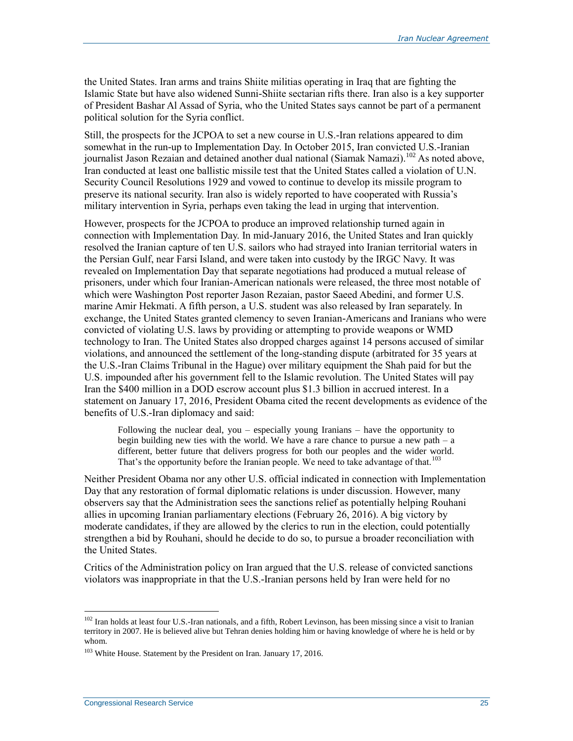the United States. Iran arms and trains Shiite militias operating in Iraq that are fighting the Islamic State but have also widened Sunni-Shiite sectarian rifts there. Iran also is a key supporter of President Bashar Al Assad of Syria, who the United States says cannot be part of a permanent political solution for the Syria conflict.

Still, the prospects for the JCPOA to set a new course in U.S.-Iran relations appeared to dim somewhat in the run-up to Implementation Day. In October 2015, Iran convicted U.S.-Iranian journalist Jason Rezaian and detained another dual national (Siamak Namazi).[102] As noted above, Iran conducted at least one ballistic missile test that the United States called a violation of U.N. Security Council Resolutions 1929 and vowed to continue to develop its missile program to preserve its national security. Iran also is widely reported to have cooperated with Russia's military intervention in Syria, perhaps even taking the lead in urging that intervention.

However, prospects for the JCPOA to produce an improved relationship turned again in connection with Implementation Day. In mid-January 2016, the United States and Iran quickly resolved the Iranian capture of ten U.S. sailors who had strayed into Iranian territorial waters in the Persian Gulf, near Farsi Island, and were taken into custody by the IRGC Navy. It was revealed on Implementation Day that separate negotiations had produced a mutual release of prisoners, under which four Iranian-American nationals were released, the three most notable of which were Washington Post reporter Jason Rezaian, pastor Saeed Abedini, and former U.S. marine Amir Hekmati. A fifth person, a U.S. student was also released by Iran separately. In exchange, the United States granted clemency to seven Iranian-Americans and Iranians who were convicted of violating U.S. laws by providing or attempting to provide weapons or WMD technology to Iran. The United States also dropped charges against 14 persons accused of similar violations, and announced the settlement of the long-standing dispute (arbitrated for 35 years at the U.S.-Iran Claims Tribunal in the Hague) over military equipment the Shah paid for but the U.S. impounded after his government fell to the Islamic revolution. The United States will pay Iran the $400 million in a DOD escrow account plus $1.3 billion in accrued interest. In a statement on January 17, 2016, President Obama cited the recent developments as evidence of the benefits of U.S.-Iran diplomacy and said:

> Following the nuclear deal, you – especially young Iranians – have the opportunity to begin building new ties with the world. We have a rare chance to pursue a new path – a different, better future that delivers progress for both our peoples and the wider world. That's the opportunity before the Iranian people. We need to take advantage of that.[103]

Neither President Obama nor any other U.S. official indicated in connection with Implementation Day that any restoration of formal diplomatic relations is under discussion. However, many observers say that the Administration sees the sanctions relief as potentially helping Rouhani allies in upcoming Iranian parliamentary elections (February 26, 2016). A big victory by moderate candidates, if they are allowed by the clerics to run in the election, could potentially strengthen a bid by Rouhani, should he decide to do so, to pursue a broader reconciliation with the United States.

Critics of the Administration policy on Iran argued that the U.S. release of convicted sanctions violators was inappropriate in that the U.S.-Iranian persons held by Iran were held for no

---

[102] Iran holds at least four U.S.-Iran nationals, and a fifth, Robert Levinson, has been missing since a visit to Iranian territory in 2007. He is believed alive but Tehran denies holding him or having knowledge of where he is held or by whom.

[103] White House. Statement by the President on Iran. January 17, 2016.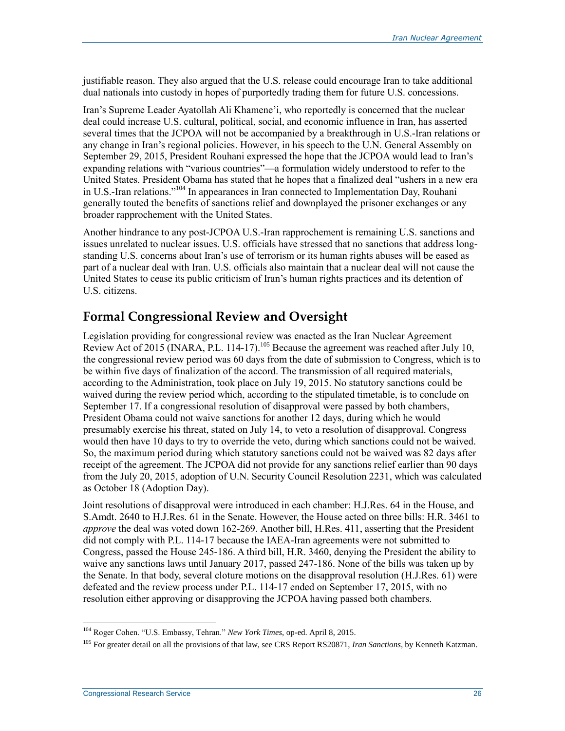justifiable reason. They also argued that the U.S. release could encourage Iran to take additional dual nationals into custody in hopes of purportedly trading them for future U.S. concessions.

Iran's Supreme Leader Ayatollah Ali Khamene'i, who reportedly is concerned that the nuclear deal could increase U.S. cultural, political, social, and economic influence in Iran, has asserted several times that the JCPOA will not be accompanied by a breakthrough in U.S.-Iran relations or any change in Iran's regional policies. However, in his speech to the U.N. General Assembly on September 29, 2015, President Rouhani expressed the hope that the JCPOA would lead to Iran's expanding relations with "various countries"—a formulation widely understood to refer to the United States. President Obama has stated that he hopes that a finalized deal "ushers in a new era in U.S.-Iran relations."[104] In appearances in Iran connected to Implementation Day, Rouhani generally touted the benefits of sanctions relief and downplayed the prisoner exchanges or any broader rapprochement with the United States.

Another hindrance to any post-JCPOA U.S.-Iran rapprochement is remaining U.S. sanctions and issues unrelated to nuclear issues. U.S. officials have stressed that no sanctions that address long-standing U.S. concerns about Iran's use of terrorism or its human rights abuses will be eased as part of a nuclear deal with Iran. U.S. officials also maintain that a nuclear deal will not cause the United States to cease its public criticism of Iran's human rights practices and its detention of U.S. citizens.

## Formal Congressional Review and Oversight

Legislation providing for congressional review was enacted as the Iran Nuclear Agreement Review Act of 2015 (INARA, P.L. 114-17).[105] Because the agreement was reached after July 10, the congressional review period was 60 days from the date of submission to Congress, which is to be within five days of finalization of the accord. The transmission of all required materials, according to the Administration, took place on July 19, 2015. No statutory sanctions could be waived during the review period which, according to the stipulated timetable, is to conclude on September 17. If a congressional resolution of disapproval were passed by both chambers, President Obama could not waive sanctions for another 12 days, during which he would presumably exercise his threat, stated on July 14, to veto a resolution of disapproval. Congress would then have 10 days to try to override the veto, during which sanctions could not be waived. So, the maximum period during which statutory sanctions could not be waived was 82 days after receipt of the agreement. The JCPOA did not provide for any sanctions relief earlier than 90 days from the July 20, 2015, adoption of U.N. Security Council Resolution 2231, which was calculated as October 18 (Adoption Day).

Joint resolutions of disapproval were introduced in each chamber: H.J.Res. 64 in the House, and S.Amdt. 2640 to H.J.Res. 61 in the Senate. However, the House acted on three bills: H.R. 3461 to *approve* the deal was voted down 162-269. Another bill, H.Res. 411, asserting that the President did not comply with P.L. 114-17 because the IAEA-Iran agreements were not submitted to Congress, passed the House 245-186. A third bill, H.R. 3460, denying the President the ability to waive any sanctions laws until January 2017, passed 247-186. None of the bills was taken up by the Senate. In that body, several cloture motions on the disapproval resolution (H.J.Res. 61) were defeated and the review process under P.L. 114-17 ended on September 17, 2015, with no resolution either approving or disapproving the JCPOA having passed both chambers.

---

[104] Roger Cohen. "U.S. Embassy, Tehran." *New York Times*, op-ed. April 8, 2015.

[105] For greater detail on all the provisions of that law, see CRS Report RS20871, *Iran Sanctions*, by Kenneth Katzman.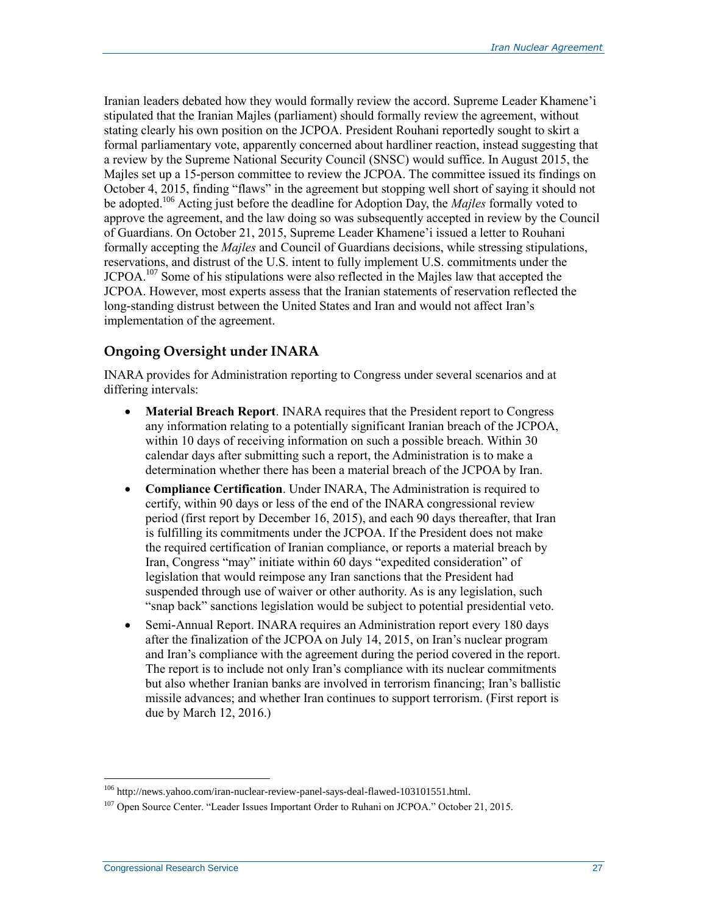Iranian leaders debated how they would formally review the accord. Supreme Leader Khamene'i stipulated that the Iranian Majles (parliament) should formally review the agreement, without stating clearly his own position on the JCPOA. President Rouhani reportedly sought to skirt a formal parliamentary vote, apparently concerned about hardliner reaction, instead suggesting that a review by the Supreme National Security Council (SNSC) would suffice. In August 2015, the Majles set up a 15-person committee to review the JCPOA. The committee issued its findings on October 4, 2015, finding "flaws" in the agreement but stopping well short of saying it should not be adopted.[106] Acting just before the deadline for Adoption Day, the *Majles* formally voted to approve the agreement, and the law doing so was subsequently accepted in review by the Council of Guardians. On October 21, 2015, Supreme Leader Khamene'i issued a letter to Rouhani formally accepting the *Majles* and Council of Guardians decisions, while stressing stipulations, reservations, and distrust of the U.S. intent to fully implement U.S. commitments under the JCPOA.[107] Some of his stipulations were also reflected in the Majles law that accepted the JCPOA. However, most experts assess that the Iranian statements of reservation reflected the long-standing distrust between the United States and Iran and would not affect Iran's implementation of the agreement.

## Ongoing Oversight under INARA

INARA provides for Administration reporting to Congress under several scenarios and at differing intervals:

- **Material Breach Report**. INARA requires that the President report to Congress any information relating to a potentially significant Iranian breach of the JCPOA, within 10 days of receiving information on such a possible breach. Within 30 calendar days after submitting such a report, the Administration is to make a determination whether there has been a material breach of the JCPOA by Iran.
- **Compliance Certification**. Under INARA, The Administration is required to certify, within 90 days or less of the end of the INARA congressional review period (first report by December 16, 2015), and each 90 days thereafter, that Iran is fulfilling its commitments under the JCPOA. If the President does not make the required certification of Iranian compliance, or reports a material breach by Iran, Congress "may" initiate within 60 days "expedited consideration" of legislation that would reimpose any Iran sanctions that the President had suspended through use of waiver or other authority. As is any legislation, such "snap back" sanctions legislation would be subject to potential presidential veto.
- Semi-Annual Report. INARA requires an Administration report every 180 days after the finalization of the JCPOA on July 14, 2015, on Iran's nuclear program and Iran's compliance with the agreement during the period covered in the report. The report is to include not only Iran's compliance with its nuclear commitments but also whether Iranian banks are involved in terrorism financing; Iran's ballistic missile advances; and whether Iran continues to support terrorism. (First report is due by March 12, 2016.)

---

[106] http://news.yahoo.com/iran-nuclear-review-panel-says-deal-flawed-103101551.html.

[107] Open Source Center. "Leader Issues Important Order to Ruhani on JCPOA." October 21, 2015.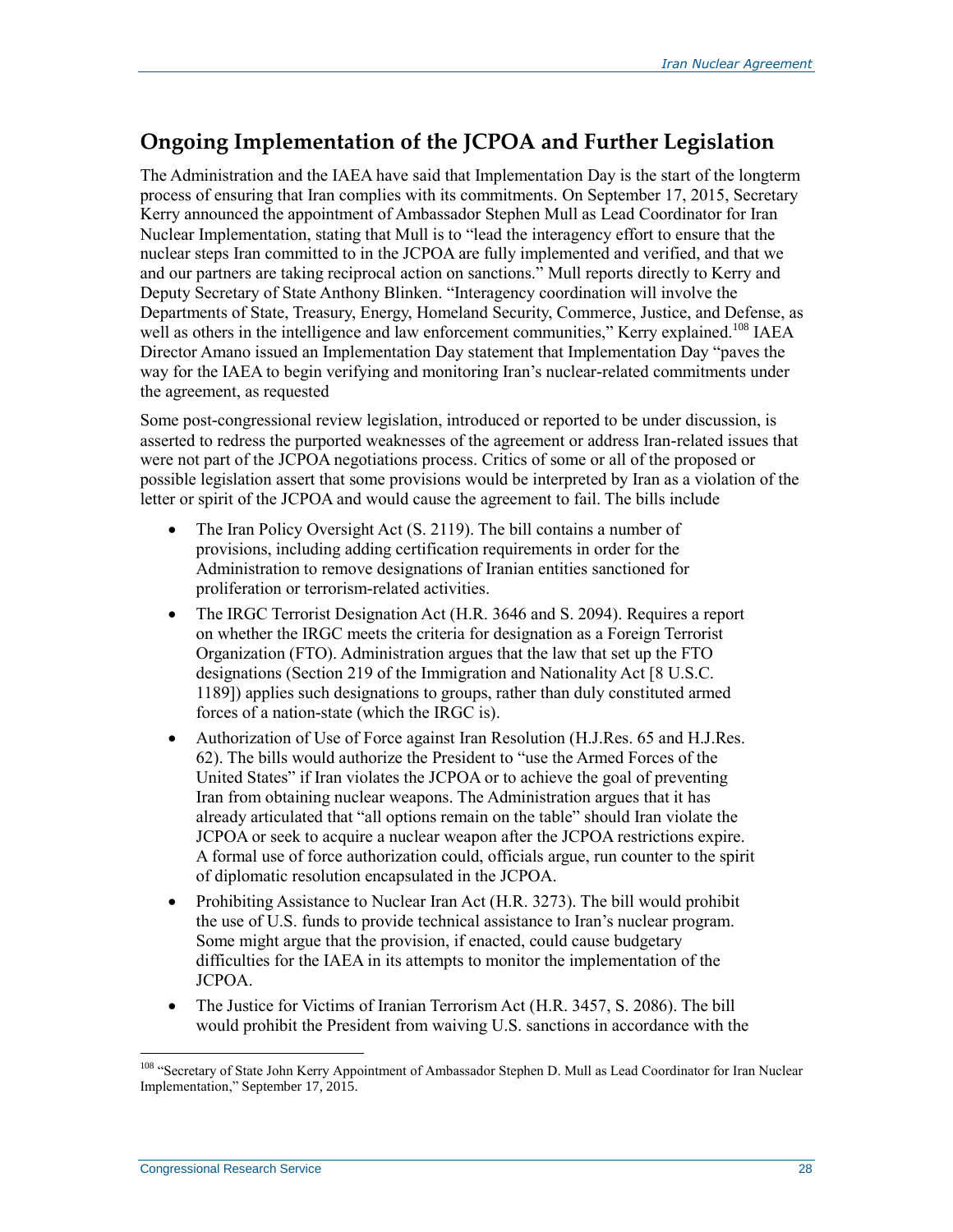## Ongoing Implementation of the JCPOA and Further Legislation

The Administration and the IAEA have said that Implementation Day is the start of the longterm process of ensuring that Iran complies with its commitments. On September 17, 2015, Secretary Kerry announced the appointment of Ambassador Stephen Mull as Lead Coordinator for Iran Nuclear Implementation, stating that Mull is to "lead the interagency effort to ensure that the nuclear steps Iran committed to in the JCPOA are fully implemented and verified, and that we and our partners are taking reciprocal action on sanctions." Mull reports directly to Kerry and Deputy Secretary of State Anthony Blinken. "Interagency coordination will involve the Departments of State, Treasury, Energy, Homeland Security, Commerce, Justice, and Defense, as well as others in the intelligence and law enforcement communities," Kerry explained.[108] IAEA Director Amano issued an Implementation Day statement that Implementation Day "paves the way for the IAEA to begin verifying and monitoring Iran's nuclear-related commitments under the agreement, as requested

Some post-congressional review legislation, introduced or reported to be under discussion, is asserted to redress the purported weaknesses of the agreement or address Iran-related issues that were not part of the JCPOA negotiations process. Critics of some or all of the proposed or possible legislation assert that some provisions would be interpreted by Iran as a violation of the letter or spirit of the JCPOA and would cause the agreement to fail. The bills include

- The Iran Policy Oversight Act (S. 2119). The bill contains a number of provisions, including adding certification requirements in order for the Administration to remove designations of Iranian entities sanctioned for proliferation or terrorism-related activities.
- The IRGC Terrorist Designation Act (H.R. 3646 and S. 2094). Requires a report on whether the IRGC meets the criteria for designation as a Foreign Terrorist Organization (FTO). Administration argues that the law that set up the FTO designations (Section 219 of the Immigration and Nationality Act [8 U.S.C. 1189]) applies such designations to groups, rather than duly constituted armed forces of a nation-state (which the IRGC is).
- Authorization of Use of Force against Iran Resolution (H.J.Res. 65 and H.J.Res. 62). The bills would authorize the President to "use the Armed Forces of the United States" if Iran violates the JCPOA or to achieve the goal of preventing Iran from obtaining nuclear weapons. The Administration argues that it has already articulated that "all options remain on the table" should Iran violate the JCPOA or seek to acquire a nuclear weapon after the JCPOA restrictions expire. A formal use of force authorization could, officials argue, run counter to the spirit of diplomatic resolution encapsulated in the JCPOA.
- Prohibiting Assistance to Nuclear Iran Act (H.R. 3273). The bill would prohibit the use of U.S. funds to provide technical assistance to Iran's nuclear program. Some might argue that the provision, if enacted, could cause budgetary difficulties for the IAEA in its attempts to monitor the implementation of the JCPOA.
- The Justice for Victims of Iranian Terrorism Act (H.R. 3457, S. 2086). The bill would prohibit the President from waiving U.S. sanctions in accordance with the

---

[108] "Secretary of State John Kerry Appointment of Ambassador Stephen D. Mull as Lead Coordinator for Iran Nuclear Implementation," September 17, 2015.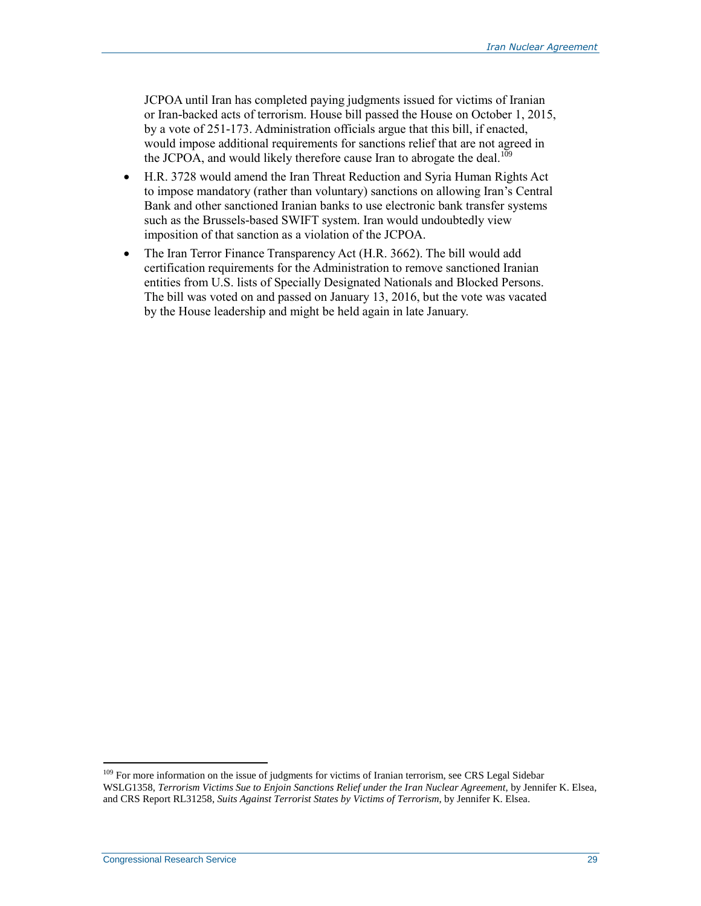JCPOA until Iran has completed paying judgments issued for victims of Iranian or Iran-backed acts of terrorism. House bill passed the House on October 1, 2015, by a vote of 251-173. Administration officials argue that this bill, if enacted, would impose additional requirements for sanctions relief that are not agreed in the JCPOA, and would likely therefore cause Iran to abrogate the deal.[109]

- H.R. 3728 would amend the Iran Threat Reduction and Syria Human Rights Act to impose mandatory (rather than voluntary) sanctions on allowing Iran's Central Bank and other sanctioned Iranian banks to use electronic bank transfer systems such as the Brussels-based SWIFT system. Iran would undoubtedly view imposition of that sanction as a violation of the JCPOA.
- The Iran Terror Finance Transparency Act (H.R. 3662). The bill would add certification requirements for the Administration to remove sanctioned Iranian entities from U.S. lists of Specially Designated Nationals and Blocked Persons. The bill was voted on and passed on January 13, 2016, but the vote was vacated by the House leadership and might be held again in late January.

---

[109] For more information on the issue of judgments for victims of Iranian terrorism, see CRS Legal Sidebar WSLG1358, *Terrorism Victims Sue to Enjoin Sanctions Relief under the Iran Nuclear Agreement*, by Jennifer K. Elsea, and CRS Report RL31258, *Suits Against Terrorist States by Victims of Terrorism*, by Jennifer K. Elsea.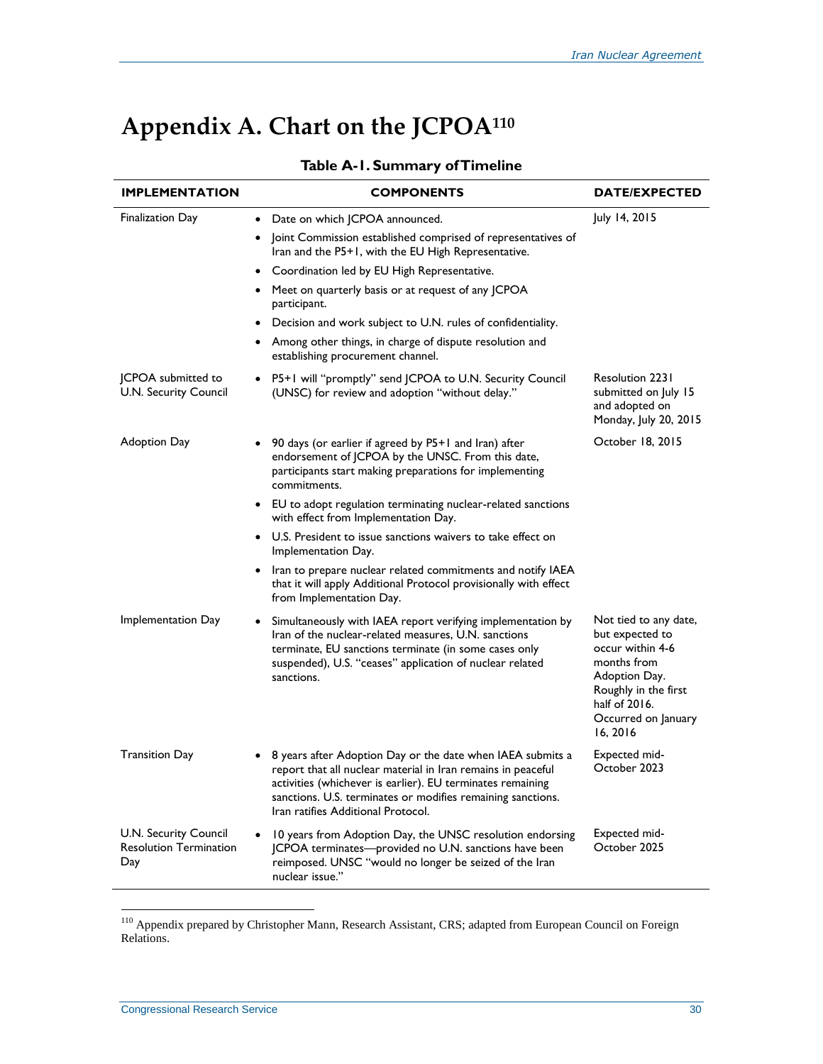# Appendix A. Chart on the JCPOA[110]

**Table A-1. Summary of Timeline**

| IMPLEMENTATION | COMPONENTS | DATE/EXPECTED |
|---|---|---|
| Finalization Day | • Date on which JCPOA announced.<br>• Joint Commission established comprised of representatives of Iran and the P5+1, with the EU High Representative.<br>• Coordination led by EU High Representative.<br>• Meet on quarterly basis or at request of any JCPOA participant.<br>• Decision and work subject to U.N. rules of confidentiality.<br>• Among other things, in charge of dispute resolution and establishing procurement channel. | July 14, 2015 |
| JCPOA submitted to U.N. Security Council | • P5+1 will "promptly" send JCPOA to U.N. Security Council (UNSC) for review and adoption "without delay." | Resolution 2231 submitted on July 15 and adopted on Monday, July 20, 2015 |
| Adoption Day | • 90 days (or earlier if agreed by P5+1 and Iran) after endorsement of JCPOA by the UNSC. From this date, participants start making preparations for implementing commitments.<br>• EU to adopt regulation terminating nuclear-related sanctions with effect from Implementation Day.<br>• U.S. President to issue sanctions waivers to take effect on Implementation Day.<br>• Iran to prepare nuclear related commitments and notify IAEA that it will apply Additional Protocol provisionally with effect from Implementation Day. | October 18, 2015 |
| Implementation Day | • Simultaneously with IAEA report verifying implementation by Iran of the nuclear-related measures, U.N. sanctions terminate, EU sanctions terminate (in some cases only suspended), U.S. "ceases" application of nuclear related sanctions. | Not tied to any date, but expected to occur within 4-6 months from Adoption Day. Roughly in the first half of 2016. Occurred on January 16, 2016 |
| Transition Day | • 8 years after Adoption Day or the date when IAEA submits a report that all nuclear material in Iran remains in peaceful activities (whichever is earlier). EU terminates remaining sanctions. U.S. terminates or modifies remaining sanctions. Iran ratifies Additional Protocol. | Expected mid-October 2023 |
| U.N. Security Council Resolution Termination Day | • 10 years from Adoption Day, the UNSC resolution endorsing JCPOA terminates—provided no U.N. sanctions have been reimposed. UNSC "would no longer be seized of the Iran nuclear issue." | Expected mid-October 2025 |

[110] Appendix prepared by Christopher Mann, Research Assistant, CRS; adapted from European Council on Foreign Relations.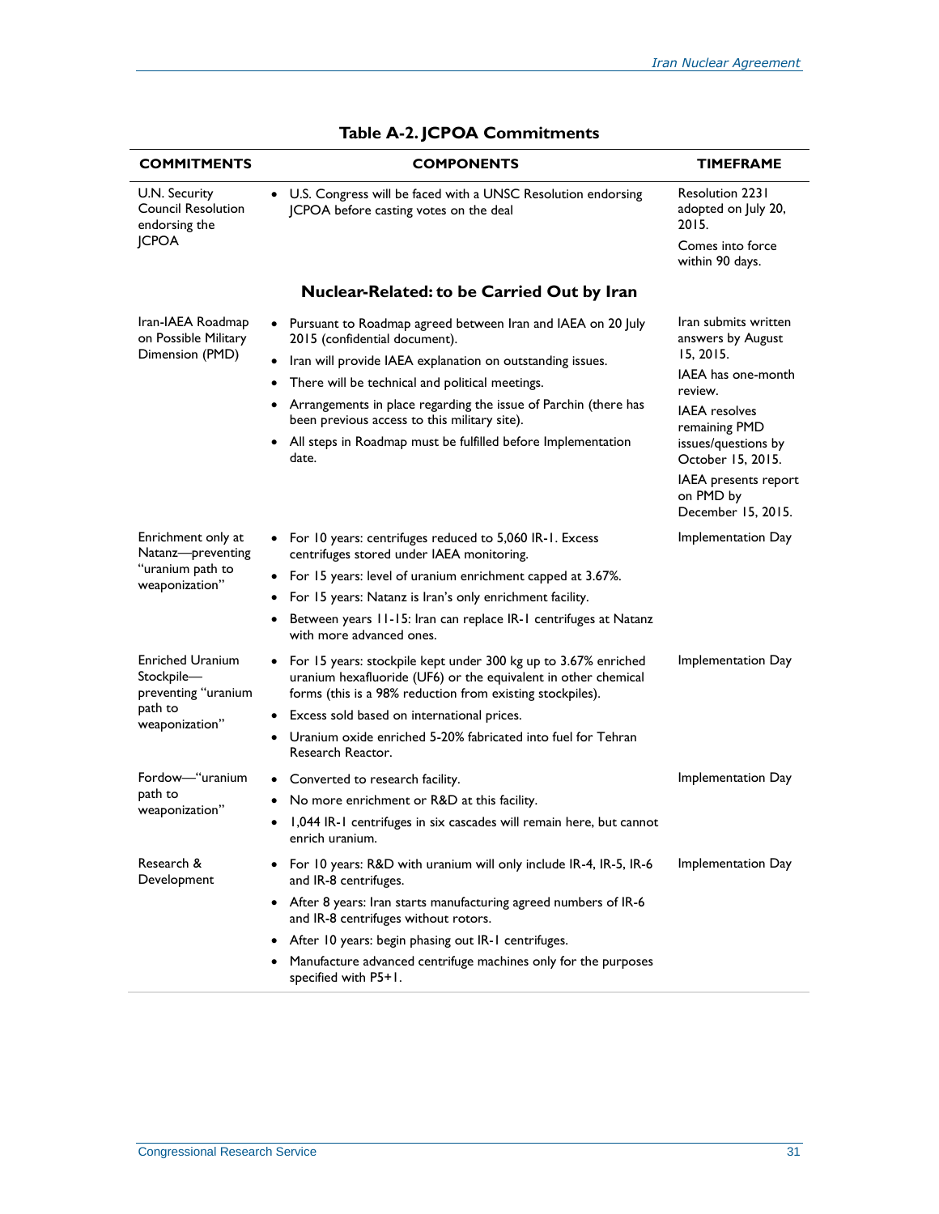**Table A-2. JCPOA Commitments**

| COMMITMENTS | COMPONENTS | TIMEFRAME |
|---|---|---|
| U.N. Security Council Resolution endorsing the JCPOA | • U.S. Congress will be faced with a UNSC Resolution endorsing JCPOA before casting votes on the deal | Resolution 2231 adopted on July 20, 2015.<br>Comes into force within 90 days. |
| **Nuclear-Related: to be Carried Out by Iran** | | |
| Iran-IAEA Roadmap on Possible Military Dimension (PMD) | • Pursuant to Roadmap agreed between Iran and IAEA on 20 July 2015 (confidential document).<br>• Iran will provide IAEA explanation on outstanding issues.<br>• There will be technical and political meetings.<br>• Arrangements in place regarding the issue of Parchin (there has been previous access to this military site).<br>• All steps in Roadmap must be fulfilled before Implementation date. | Iran submits written answers by August 15, 2015.<br>IAEA has one-month review.<br>IAEA resolves remaining PMD issues/questions by October 15, 2015.<br>IAEA presents report on PMD by December 15, 2015. |
| Enrichment only at Natanz—preventing "uranium path to weaponization" | • For 10 years: centrifuges reduced to 5,060 IR-1. Excess centrifuges stored under IAEA monitoring.<br>• For 15 years: level of uranium enrichment capped at 3.67%.<br>• For 15 years: Natanz is Iran's only enrichment facility.<br>• Between years 11-15: Iran can replace IR-1 centrifuges at Natanz with more advanced ones. | Implementation Day |
| Enriched Uranium Stockpile—preventing "uranium path to weaponization" | • For 15 years: stockpile kept under 300 kg up to 3.67% enriched uranium hexafluoride (UF6) or the equivalent in other chemical forms (this is a 98% reduction from existing stockpiles).<br>• Excess sold based on international prices.<br>• Uranium oxide enriched 5-20% fabricated into fuel for Tehran Research Reactor. | Implementation Day |
| Fordow—"uranium path to weaponization" | • Converted to research facility.<br>• No more enrichment or R&D at this facility.<br>• 1,044 IR-1 centrifuges in six cascades will remain here, but cannot enrich uranium. | Implementation Day |
| Research & Development | • For 10 years: R&D with uranium will only include IR-4, IR-5, IR-6 and IR-8 centrifuges.<br>• After 8 years: Iran starts manufacturing agreed numbers of IR-6 and IR-8 centrifuges without rotors.<br>• After 10 years: begin phasing out IR-1 centrifuges.<br>• Manufacture advanced centrifuge machines only for the purposes specified with P5+1. | Implementation Day |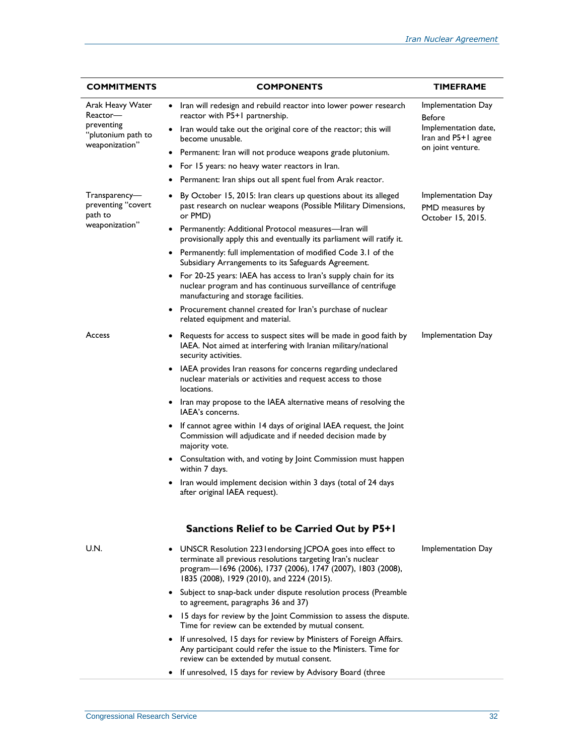| COMMITMENTS | COMPONENTS | TIMEFRAME |
|---|---|---|
| Arak Heavy Water Reactor—preventing "plutonium path to weaponization" | • Iran will redesign and rebuild reactor into lower power research reactor with P5+1 partnership.<br>• Iran would take out the original core of the reactor; this will become unusable.<br>• Permanent: Iran will not produce weapons grade plutonium.<br>• For 15 years: no heavy water reactors in Iran.<br>• Permanent: Iran ships out all spent fuel from Arak reactor. | Implementation Day<br>Before Implementation date, Iran and P5+1 agree on joint venture. |
| Transparency—preventing "covert path to weaponization" | • By October 15, 2015: Iran clears up questions about its alleged past research on nuclear weapons (Possible Military Dimensions, or PMD)<br>• Permanently: Additional Protocol measures—Iran will provisionally apply this and eventually its parliament will ratify it.<br>• Permanently: full implementation of modified Code 3.1 of the Subsidiary Arrangements to its Safeguards Agreement.<br>• For 20-25 years: IAEA has access to Iran's supply chain for its nuclear program and has continuous surveillance of centrifuge manufacturing and storage facilities.<br>• Procurement channel created for Iran's purchase of nuclear related equipment and material. | Implementation Day<br>PMD measures by October 15, 2015. |
| Access | • Requests for access to suspect sites will be made in good faith by IAEA. Not aimed at interfering with Iranian military/national security activities.<br>• IAEA provides Iran reasons for concerns regarding undeclared nuclear materials or activities and request access to those locations.<br>• Iran may propose to the IAEA alternative means of resolving the IAEA's concerns.<br>• If cannot agree within 14 days of original IAEA request, the Joint Commission will adjudicate and if needed decision made by majority vote.<br>• Consultation with, and voting by Joint Commission must happen within 7 days.<br>• Iran would implement decision within 3 days (total of 24 days after original IAEA request). | Implementation Day |
| | **Sanctions Relief to be Carried Out by P5+1** | |
| U.N. | • UNSCR Resolution 2231endorsing JCPOA goes into effect to terminate all previous resolutions targeting Iran's nuclear program—1696 (2006), 1737 (2006), 1747 (2007), 1803 (2008), 1835 (2008), 1929 (2010), and 2224 (2015).<br>• Subject to snap-back under dispute resolution process (Preamble to agreement, paragraphs 36 and 37)<br>• 15 days for review by the Joint Commission to assess the dispute. Time for review can be extended by mutual consent.<br>• If unresolved, 15 days for review by Ministers of Foreign Affairs. Any participant could refer the issue to the Ministers. Time for review can be extended by mutual consent.<br>• If unresolved, 15 days for review by Advisory Board (three | Implementation Day |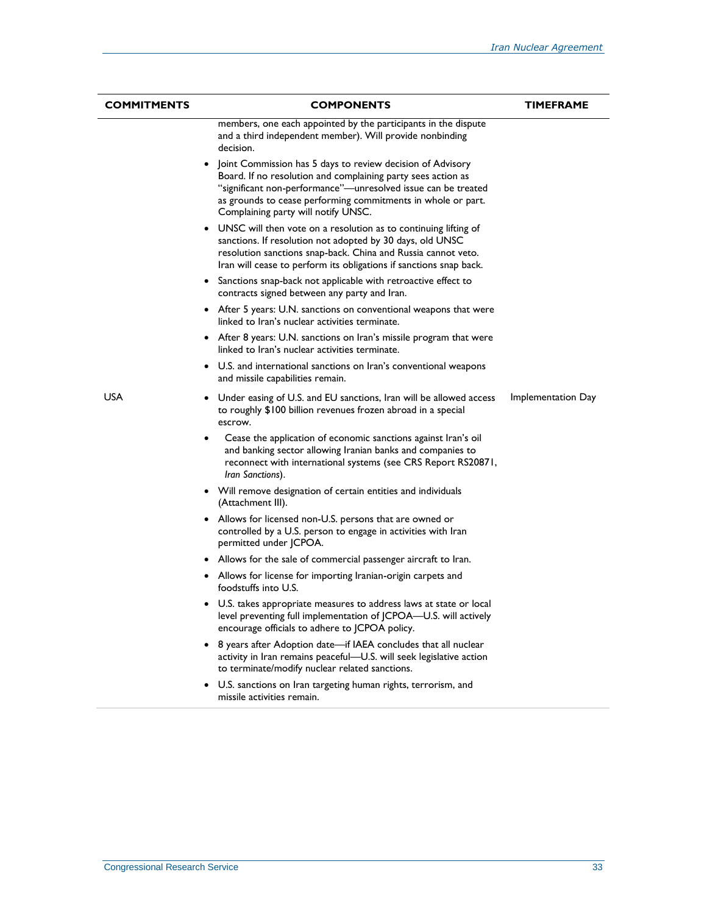| COMMITMENTS | COMPONENTS | TIMEFRAME |
|---|---|---|
| | members, one each appointed by the participants in the dispute and a third independent member). Will provide nonbinding decision.<br>• Joint Commission has 5 days to review decision of Advisory Board. If no resolution and complaining party sees action as "significant non-performance"—unresolved issue can be treated as grounds to cease performing commitments in whole or part. Complaining party will notify UNSC.<br>• UNSC will then vote on a resolution as to continuing lifting of sanctions. If resolution not adopted by 30 days, old UNSC resolution sanctions snap-back. China and Russia cannot veto. Iran will cease to perform its obligations if sanctions snap back.<br>• Sanctions snap-back not applicable with retroactive effect to contracts signed between any party and Iran.<br>• After 5 years: U.N. sanctions on conventional weapons that were linked to Iran's nuclear activities terminate.<br>• After 8 years: U.N. sanctions on Iran's missile program that were linked to Iran's nuclear activities terminate.<br>• U.S. and international sanctions on Iran's conventional weapons and missile capabilities remain. | |
| USA | • Under easing of U.S. and EU sanctions, Iran will be allowed access to roughly $100 billion revenues frozen abroad in a special escrow.<br>• Cease the application of economic sanctions against Iran's oil and banking sector allowing Iranian banks and companies to reconnect with international systems (see CRS Report RS20871, *Iran Sanctions*).<br>• Will remove designation of certain entities and individuals (Attachment III).<br>• Allows for licensed non-U.S. persons that are owned or controlled by a U.S. person to engage in activities with Iran permitted under JCPOA.<br>• Allows for the sale of commercial passenger aircraft to Iran.<br>• Allows for license for importing Iranian-origin carpets and foodstuffs into U.S.<br>• U.S. takes appropriate measures to address laws at state or local level preventing full implementation of JCPOA—U.S. will actively encourage officials to adhere to JCPOA policy.<br>• 8 years after Adoption date—if IAEA concludes that all nuclear activity in Iran remains peaceful—U.S. will seek legislative action to terminate/modify nuclear related sanctions.<br>• U.S. sanctions on Iran targeting human rights, terrorism, and missile activities remain. | Implementation Day |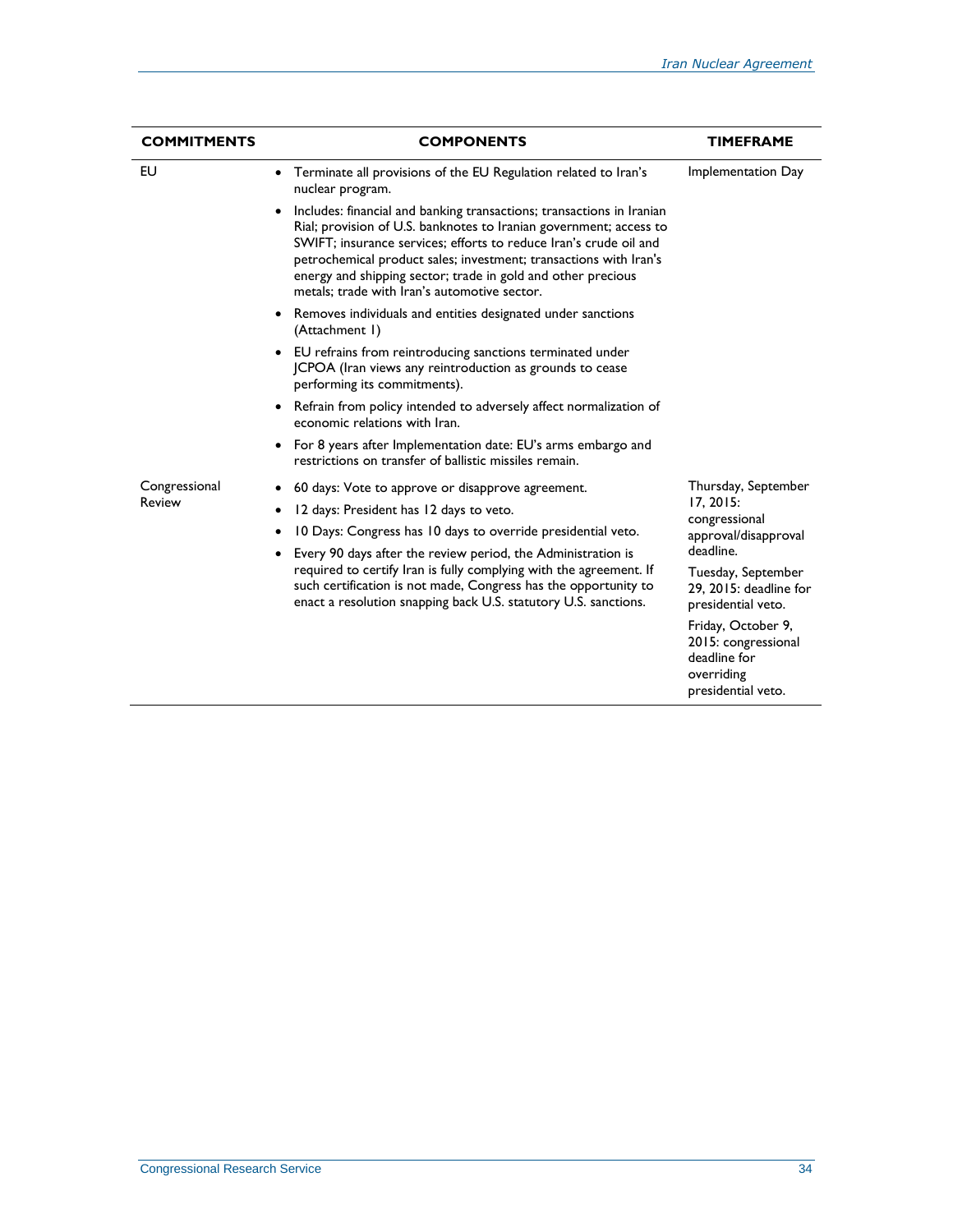| COMMITMENTS | COMPONENTS | TIMEFRAME |
|---|---|---|
| EU | • Terminate all provisions of the EU Regulation related to Iran's nuclear program.<br>• Includes: financial and banking transactions; transactions in Iranian Rial; provision of U.S. banknotes to Iranian government; access to SWIFT; insurance services; efforts to reduce Iran's crude oil and petrochemical product sales; investment; transactions with Iran's energy and shipping sector; trade in gold and other precious metals; trade with Iran's automotive sector.<br>• Removes individuals and entities designated under sanctions (Attachment 1)<br>• EU refrains from reintroducing sanctions terminated under JCPOA (Iran views any reintroduction as grounds to cease performing its commitments).<br>• Refrain from policy intended to adversely affect normalization of economic relations with Iran.<br>• For 8 years after Implementation date: EU's arms embargo and restrictions on transfer of ballistic missiles remain. | Implementation Day |
| Congressional Review | • 60 days: Vote to approve or disapprove agreement.<br>• 12 days: President has 12 days to veto.<br>• 10 Days: Congress has 10 days to override presidential veto.<br>• Every 90 days after the review period, the Administration is required to certify Iran is fully complying with the agreement. If such certification is not made, Congress has the opportunity to enact a resolution snapping back U.S. statutory U.S. sanctions. | Thursday, September 17, 2015: congressional approval/disapproval deadline.<br>Tuesday, September 29, 2015: deadline for presidential veto.<br>Friday, October 9, 2015: congressional deadline for overriding presidential veto. |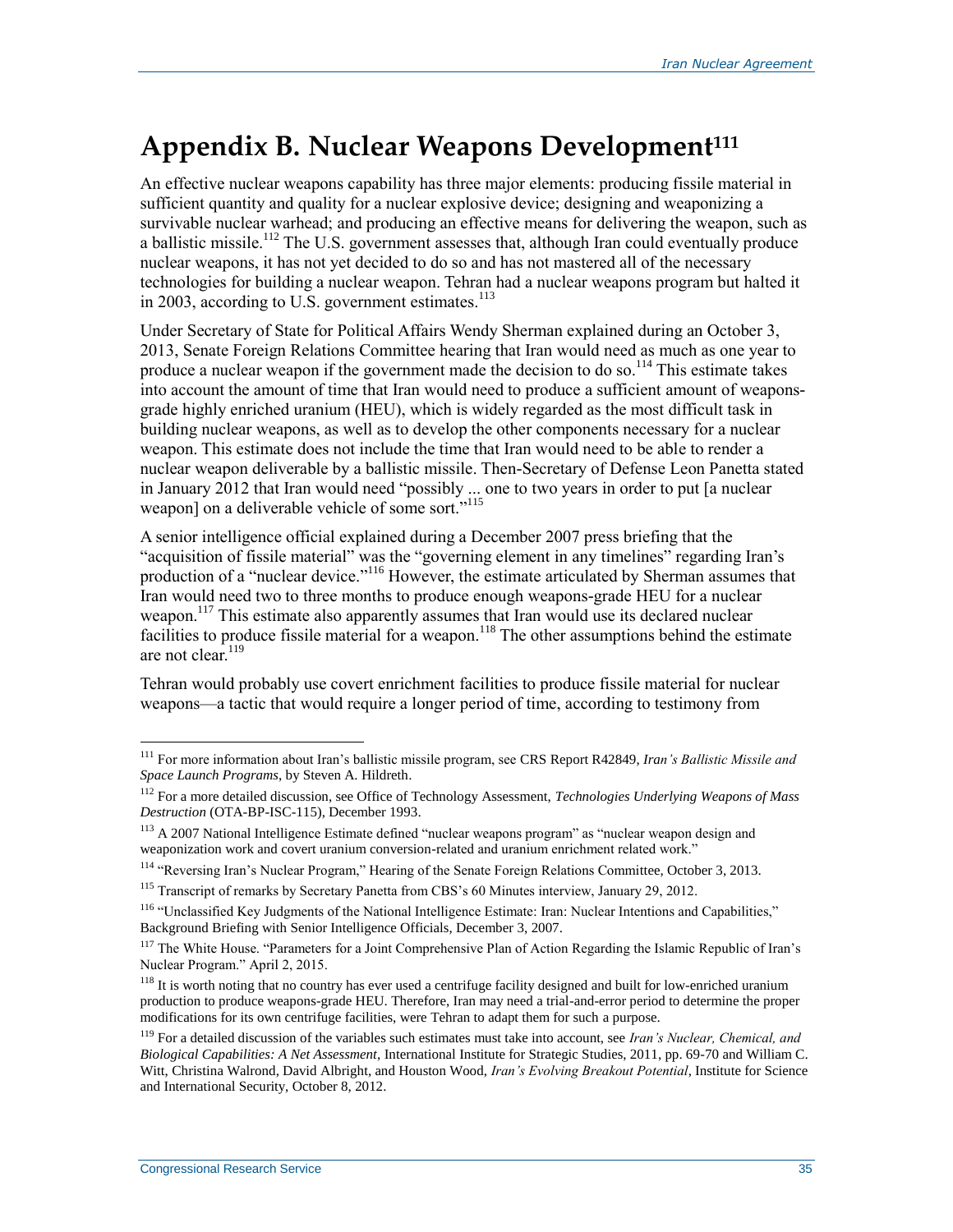# Appendix B. Nuclear Weapons Development[111]

An effective nuclear weapons capability has three major elements: producing fissile material in sufficient quantity and quality for a nuclear explosive device; designing and weaponizing a survivable nuclear warhead; and producing an effective means for delivering the weapon, such as a ballistic missile.[112] The U.S. government assesses that, although Iran could eventually produce nuclear weapons, it has not yet decided to do so and has not mastered all of the necessary technologies for building a nuclear weapon. Tehran had a nuclear weapons program but halted it in 2003, according to U.S. government estimates.[113]

Under Secretary of State for Political Affairs Wendy Sherman explained during an October 3, 2013, Senate Foreign Relations Committee hearing that Iran would need as much as one year to produce a nuclear weapon if the government made the decision to do so.[114] This estimate takes into account the amount of time that Iran would need to produce a sufficient amount of weapons-grade highly enriched uranium (HEU), which is widely regarded as the most difficult task in building nuclear weapons, as well as to develop the other components necessary for a nuclear weapon. This estimate does not include the time that Iran would need to be able to render a nuclear weapon deliverable by a ballistic missile. Then-Secretary of Defense Leon Panetta stated in January 2012 that Iran would need "possibly ... one to two years in order to put [a nuclear weapon] on a deliverable vehicle of some sort."[115]

A senior intelligence official explained during a December 2007 press briefing that the "acquisition of fissile material" was the "governing element in any timelines" regarding Iran's production of a "nuclear device."[116] However, the estimate articulated by Sherman assumes that Iran would need two to three months to produce enough weapons-grade HEU for a nuclear weapon.[117] This estimate also apparently assumes that Iran would use its declared nuclear facilities to produce fissile material for a weapon.[118] The other assumptions behind the estimate are not clear.[119]

Tehran would probably use covert enrichment facilities to produce fissile material for nuclear weapons—a tactic that would require a longer period of time, according to testimony from

---

[111] For more information about Iran's ballistic missile program, see CRS Report R42849, *Iran's Ballistic Missile and Space Launch Programs*, by Steven A. Hildreth.

[112] For a more detailed discussion, see Office of Technology Assessment, *Technologies Underlying Weapons of Mass Destruction* (OTA-BP-ISC-115), December 1993.

[113] A 2007 National Intelligence Estimate defined "nuclear weapons program" as "nuclear weapon design and weaponization work and covert uranium conversion-related and uranium enrichment related work."

[114] "Reversing Iran's Nuclear Program," Hearing of the Senate Foreign Relations Committee, October 3, 2013.

[115] Transcript of remarks by Secretary Panetta from CBS's 60 Minutes interview, January 29, 2012.

[116] "Unclassified Key Judgments of the National Intelligence Estimate: Iran: Nuclear Intentions and Capabilities," Background Briefing with Senior Intelligence Officials, December 3, 2007.

[117] The White House. "Parameters for a Joint Comprehensive Plan of Action Regarding the Islamic Republic of Iran's Nuclear Program." April 2, 2015.

[118] It is worth noting that no country has ever used a centrifuge facility designed and built for low-enriched uranium production to produce weapons-grade HEU. Therefore, Iran may need a trial-and-error period to determine the proper modifications for its own centrifuge facilities, were Tehran to adapt them for such a purpose.

[119] For a detailed discussion of the variables such estimates must take into account, see *Iran's Nuclear, Chemical, and Biological Capabilities: A Net Assessment*, International Institute for Strategic Studies, 2011, pp. 69-70 and William C. Witt, Christina Walrond, David Albright, and Houston Wood, *Iran's Evolving Breakout Potential*, Institute for Science and International Security, October 8, 2012.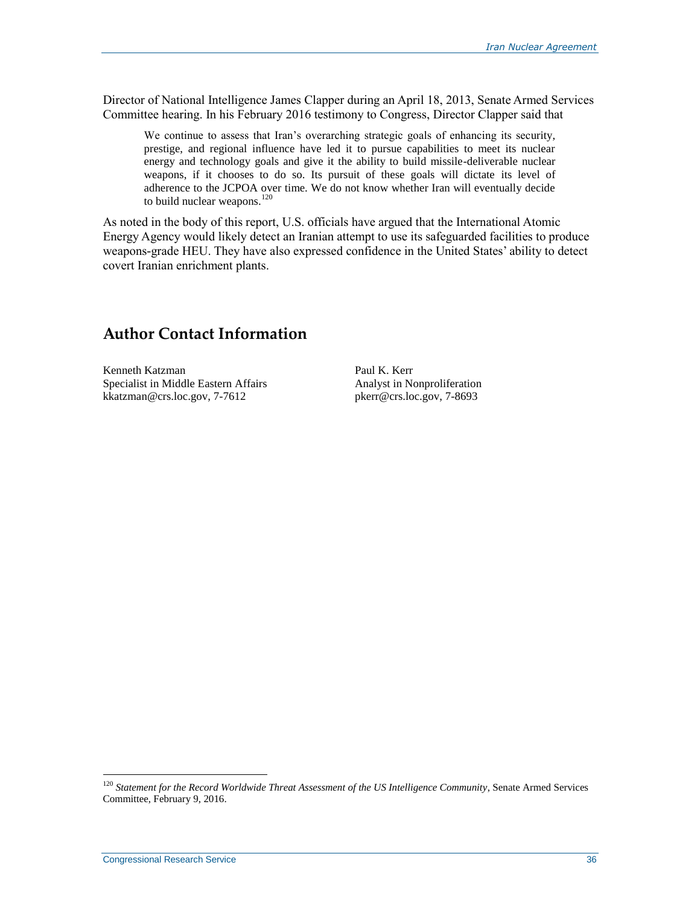Director of National Intelligence James Clapper during an April 18, 2013, Senate Armed Services Committee hearing. In his February 2016 testimony to Congress, Director Clapper said that

> We continue to assess that Iran's overarching strategic goals of enhancing its security, prestige, and regional influence have led it to pursue capabilities to meet its nuclear energy and technology goals and give it the ability to build missile-deliverable nuclear weapons, if it chooses to do so. Its pursuit of these goals will dictate its level of adherence to the JCPOA over time. We do not know whether Iran will eventually decide to build nuclear weapons.[120]

As noted in the body of this report, U.S. officials have argued that the International Atomic Energy Agency would likely detect an Iranian attempt to use its safeguarded facilities to produce weapons-grade HEU. They have also expressed confidence in the United States' ability to detect covert Iranian enrichment plants.

## Author Contact Information

Kenneth Katzman
Specialist in Middle Eastern Affairs
kkatzman@crs.loc.gov, 7-7612

Paul K. Kerr
Analyst in Nonproliferation
pkerr@crs.loc.gov, 7-8693

---

[120] *Statement for the Record Worldwide Threat Assessment of the US Intelligence Community*, Senate Armed Services Committee, February 9, 2016.